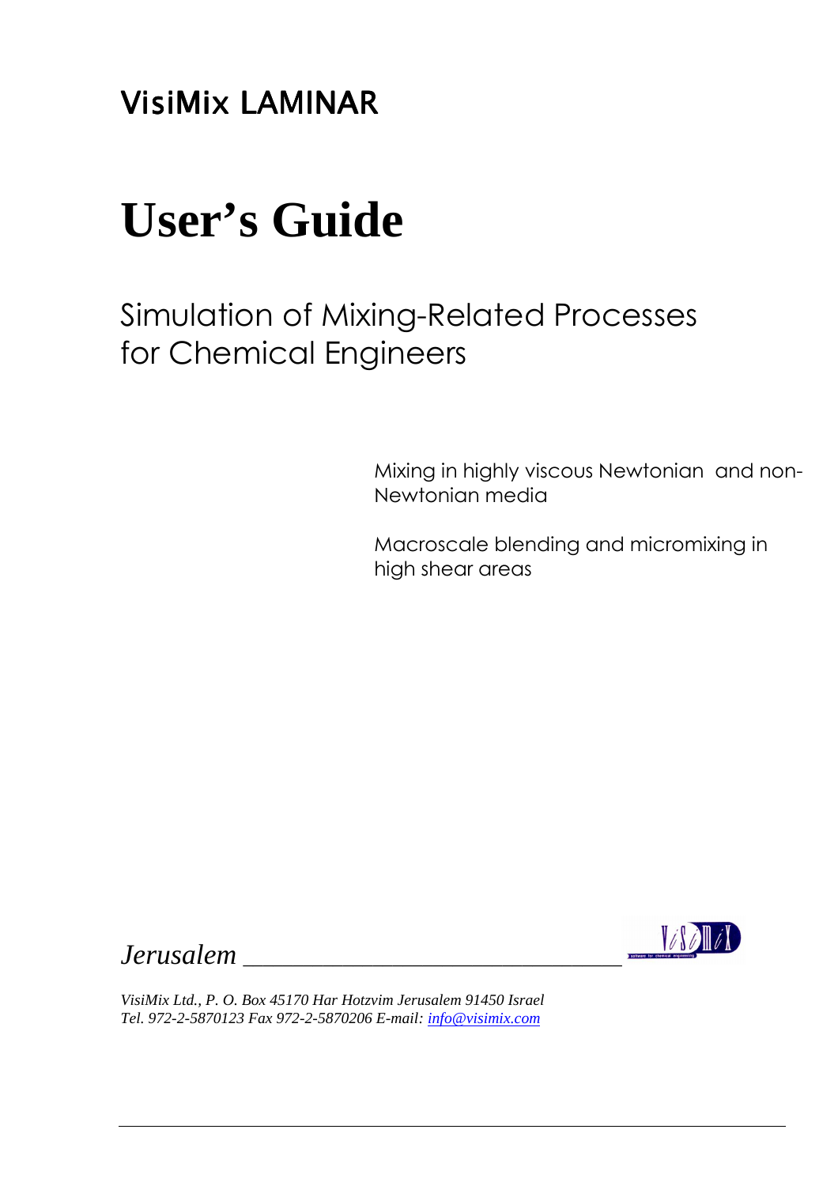VisiMix LAMINAR

# User's Guide

## Simulation of Mixing-Related Processes for Chemical Engineers

Mixing in highly viscous Newtonian and non-Newtonian media

Macroscale blending and micromixing in high shear areas

*Jerusalem* \_\_\_\_\_\_\_\_\_\_\_\_\_\_\_\_\_\_\_\_\_\_\_\_\_\_\_\_\_\_\_\_

*VisiMix Ltd., P. O. Box 45170 Har Hotzvim Jerusalem 91450 Israel*
*Tel. 972-2-5870123 Fax 972-2-5870206 E-mail: info@visimix.com*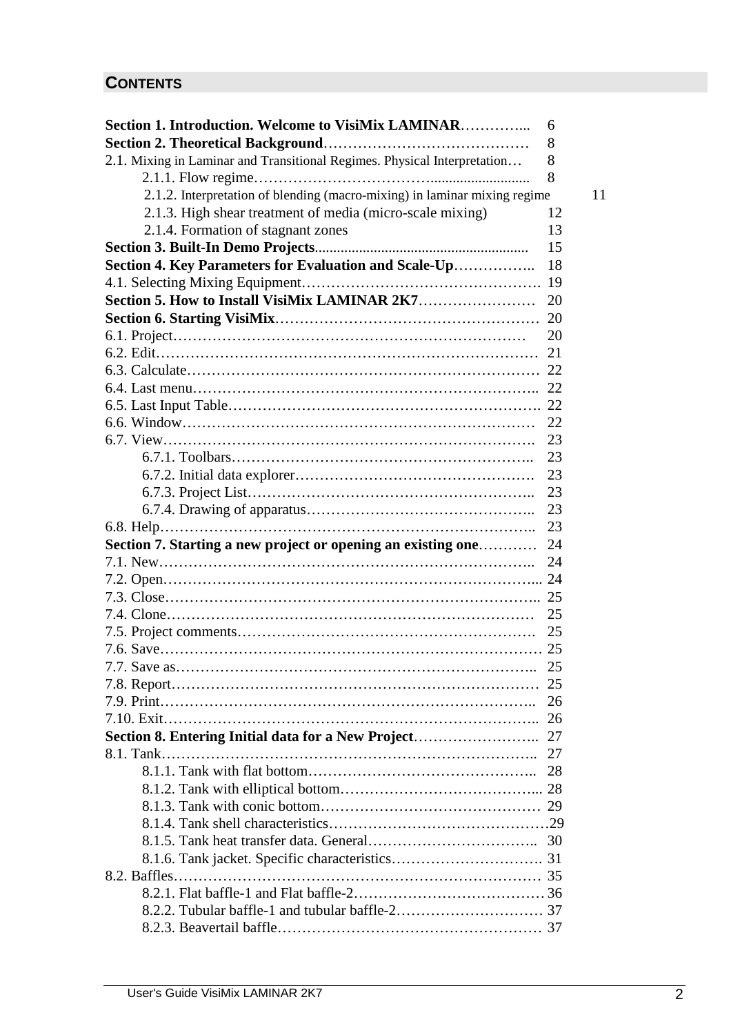## CONTENTS

**Section 1. Introduction. Welcome to VisiMix LAMINAR**………….... 6
**Section 2. Theoretical Background**…………………………………… 8
2.1. Mixing in Laminar and Transitional Regimes. Physical Interpretation… 8
  2.1.1. Flow regime……………………………........................... 8
  2.1.2. Interpretation of blending (macro-mixing) in laminar mixing regime 11
  2.1.3. High shear treatment of media (micro-scale mixing) 12
  2.1.4. Formation of stagnant zones 13
**Section 3. Built-In Demo Projects**......................................................... 15
**Section 4. Key Parameters for Evaluation and Scale-Up**…………….. 18
4.1. Selecting Mixing Equipment…………………………………………. 19
**Section 5. How to Install VisiMix LAMINAR 2K7**…………………… 20
**Section 6. Starting VisiMix**…………………………………………… 20
6.1. Project……………………………………………………………… 20
6.2. Edit…………………………………………………………………… 21
6.3. Calculate……………………………………………………………… 22
6.4. Last menu…………………………………………………………….. 22
6.5. Last Input Table……………………………………………………. 22
6.6. Window……………………………………………………………… 22
6.7. View…………………………………………………………………. 23
  6.7.1. Toolbars…………………………………………………….. 23
  6.7.2. Initial data explorer………………………………………… 23
  6.7.3. Project List………………………………………………….. 23
  6.7.4. Drawing of apparatus……………………………………….. 23
6.8. Help………………………………………………………………….. 23
**Section 7. Starting a new project or opening an existing one**………… 24
7.1. New………………………………………………………………….. 24
7.2. Open………………………………………………………………..... 24
7.3. Close………………………………………………………………….. 25
7.4. Clone………………………………………………………………… 25
7.5. Project comments……………………………………………………. 25
7.6. Save…………………………………………………………………… 25
7.7. Save as……………………………………………………………….. 25
7.8. Report………………………………………………………………… 25
7.9. Print………………………………………………………………….. 26
7.10. Exit………………………………………………………………….. 26
**Section 8. Entering Initial data for a New Project**…………………….. 27
8.1. Tank………………………………………………………………….. 27
  8.1.1. Tank with flat bottom……………………………………….. 28
  8.1.2. Tank with elliptical bottom…………………………………... 28
  8.1.3. Tank with conic bottom……………………………………… 29
  8.1.4. Tank shell characteristics………………………………………29
  8.1.5. Tank heat transfer data. General…………………………….. 30
  8.1.6. Tank jacket. Specific characteristics…………………………. 31
8.2. Baffles………………………………………………………………… 35
  8.2.1. Flat baffle-1 and Flat baffle-2………………………………… 36
  8.2.2. Tubular baffle-1 and tubular baffle-2………………………… 37
  8.2.3. Beavertail baffle……………………………………………… 37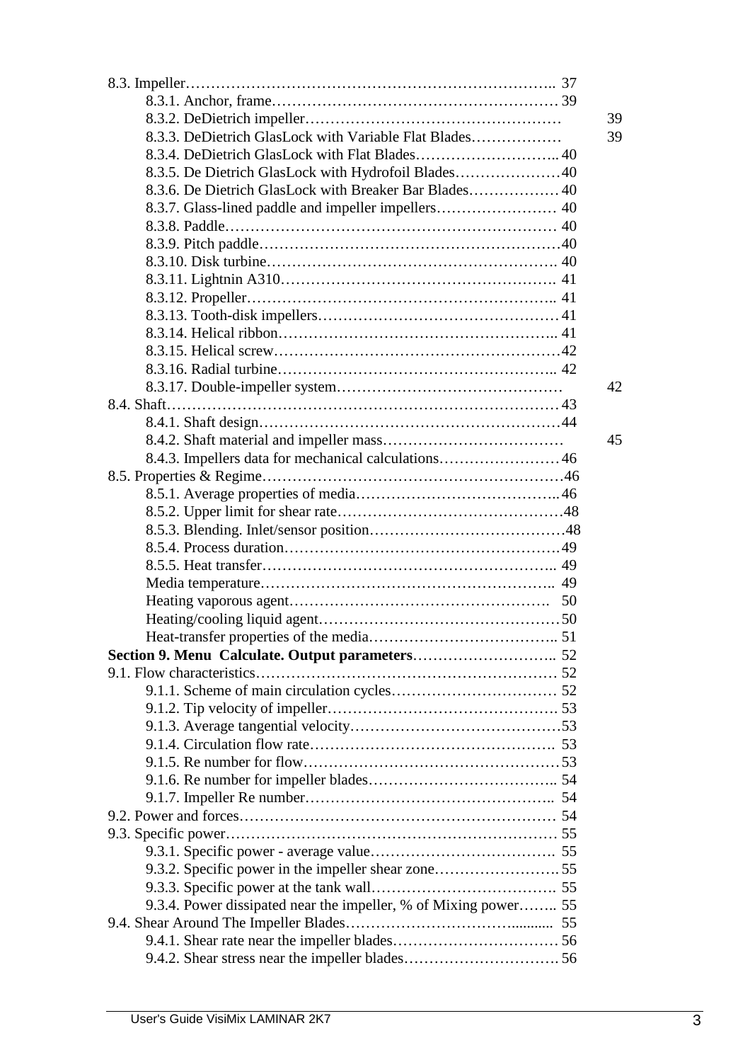8.3. Impeller………………………………………………………………….. 37

- 8.3.1. Anchor, frame………………………………………………… 39
- 8.3.2. DeDietrich impeller…………………………………………… 39
- 8.3.3. DeDietrich GlasLock with Variable Flat Blades……………… 39
- 8.3.4. DeDietrich GlasLock with Flat Blades……………………….. 40
- 8.3.5. De Dietrich GlasLock with Hydrofoil Blades…………………40
- 8.3.6. De Dietrich GlasLock with Breaker Bar Blades……………… 40
- 8.3.7. Glass-lined paddle and impeller impellers…………………… 40
- 8.3.8. Paddle………………………………………………………… 40
- 8.3.9. Pitch paddle……………………………………………………40
- 8.3.10. Disk turbine…………………………………………………. 40
- 8.3.11. Lightnin A310………………………………………………. 41
- 8.3.12. Propeller…………………………………………………….. 41
- 8.3.13. Tooth-disk impellers………………………………………… 41
- 8.3.14. Helical ribbon……………………………………………….. 41
- 8.3.15. Helical screw…………………………………………………42
- 8.3.16. Radial turbine……………………………………………….. 42
- 8.3.17. Double-impeller system……………………………………… 42

8.4. Shaft……………………………………………………………………… 43

- 8.4.1. Shaft design……………………………………………………44
- 8.4.2. Shaft material and impeller mass……………………………… 45
- 8.4.3. Impellers data for mechanical calculations…………………… 46

8.5. Properties & Regime……………………………………………………46

- 8.5.1. Average properties of media…………………………………... 46
- 8.5.2. Upper limit for shear rate………………………………………48
- 8.5.3. Blending. Inlet/sensor position…………………………………48
- 8.5.4. Process duration…………………………………………………49
- 8.5.5. Heat transfer…………………………………………………….. 49
- Media temperature…………………………………………………….. 49
- Heating vaporous agent……………………………………………. 50
- Heating/cooling liquid agent…………………………………………50
- Heat-transfer properties of the media……………………………….. 51

**Section 9. Menu Calculate. Output parameters**……………………….. 52

9.1. Flow characteristics…………………………………………………… 52

- 9.1.1. Scheme of main circulation cycles…………………………… 52
- 9.1.2. Tip velocity of impeller………………………………………. 53
- 9.1.3. Average tangential velocity……………………………………53
- 9.1.4. Circulation flow rate…………………………………………. 53
- 9.1.5. Re number for flow……………………………………………53
- 9.1.6. Re number for impeller blades……………………………….. 54
- 9.1.7. Impeller Re number………………………………………….. 54

9.2. Power and forces……………………………………………………… 54

9.3. Specific power…………………………………………………………… 55

- 9.3.1. Specific power - average value………………………………. 55
- 9.3.2. Specific power in the impeller shear zone……………………. 55
- 9.3.3. Specific power at the tank wall………………………………. 55
- 9.3.4. Power dissipated near the impeller, % of Mixing power…….. 55

9.4. Shear Around The Impeller Blades……………………………......... 55

- 9.4.1. Shear rate near the impeller blades…………………………… 56
- 9.4.2. Shear stress near the impeller blades…………………………. 56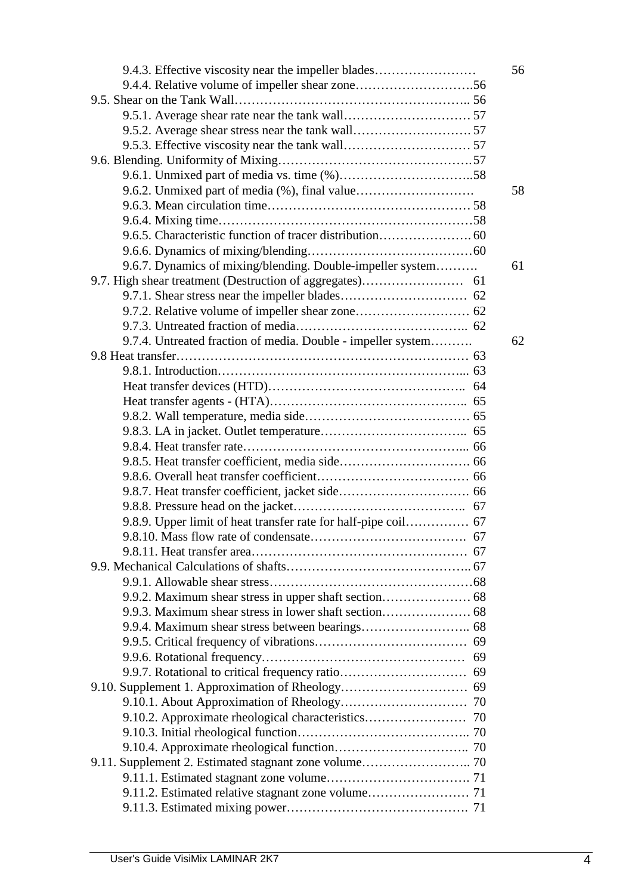9.4.3. Effective viscosity near the impeller blades…………………… 56
9.4.4. Relative volume of impeller shear zone……………………….56
9.5. Shear on the Tank Wall……………………………………………….. 56
9.5.1. Average shear rate near the tank wall………………………… 57
9.5.2. Average shear stress near the tank wall………………………. 57
9.5.3. Effective viscosity near the tank wall………………………… 57
9.6. Blending. Uniformity of Mixing………………………………………57
9.6.1. Unmixed part of media vs. time (%)…………………………..58
9.6.2. Unmixed part of media (%), final value………………………. 58
9.6.3. Mean circulation time………………………………………… 58
9.6.4. Mixing time……………………………………………………58
9.6.5. Characteristic function of tracer distribution…………………. 60
9.6.6. Dynamics of mixing/blending…………………………………60
9.6.7. Dynamics of mixing/blending. Double-impeller system………. 61
9.7. High shear treatment (Destruction of aggregates)…………………… 61
9.7.1. Shear stress near the impeller blades………………………… 62
9.7.2. Relative volume of impeller shear zone……………………… 62
9.7.3. Untreated fraction of media……………………………….. 62
9.7.4. Untreated fraction of media. Double - impeller system………. 62
9.8 Heat transfer…………………………………………………………… 63
9.8.1. Introduction…………………………………………………... 63
Heat transfer devices (HTD)……………………………………….. 64
Heat transfer agents - (HTA)……………………………………….. 65
9.8.2. Wall temperature, media side………………………………… 65
9.8.3. LA in jacket. Outlet temperature…………………………….. 65
9.8.4. Heat transfer rate……………………………………………... 66
9.8.5. Heat transfer coefficient, media side…………………………. 66
9.8.6. Overall heat transfer coefficient……………………………… 66
9.8.7. Heat transfer coefficient, jacket side…………………………. 66
9.8.8. Pressure head on the jacket………………………………….. 67
9.8.9. Upper limit of heat transfer rate for half-pipe coil…………… 67
9.8.10. Mass flow rate of condensate………………………………. 67
9.8.11. Heat transfer area…………………………………………… 67
9.9. Mechanical Calculations of shafts…………………………………….. 67
9.9.1. Allowable shear stress…………………………………………68
9.9.2. Maximum shear stress in upper shaft section………………… 68
9.9.3. Maximum shear stress in lower shaft section………………… 68
9.9.4. Maximum shear stress between bearings…………………….. 68
9.9.5. Critical frequency of vibrations……………………………… 69
9.9.6. Rotational frequency………………………………………… 69
9.9.7. Rotational to critical frequency ratio………………………… 69
9.10. Supplement 1. Approximation of Rheology………………………… 69
9.10.1. About Approximation of Rheology………………………… 70
9.10.2. Approximate rheological characteristics…………………… 70
9.10.3. Initial rheological function………………………………….. 70
9.10.4. Approximate rheological function………………………….. 70
9.11. Supplement 2. Estimated stagnant zone volume…………………….. 70
9.11.1. Estimated stagnant zone volume……………………………. 71
9.11.2. Estimated relative stagnant zone volume…………………… 71
9.11.3. Estimated mixing power……………………………………. 71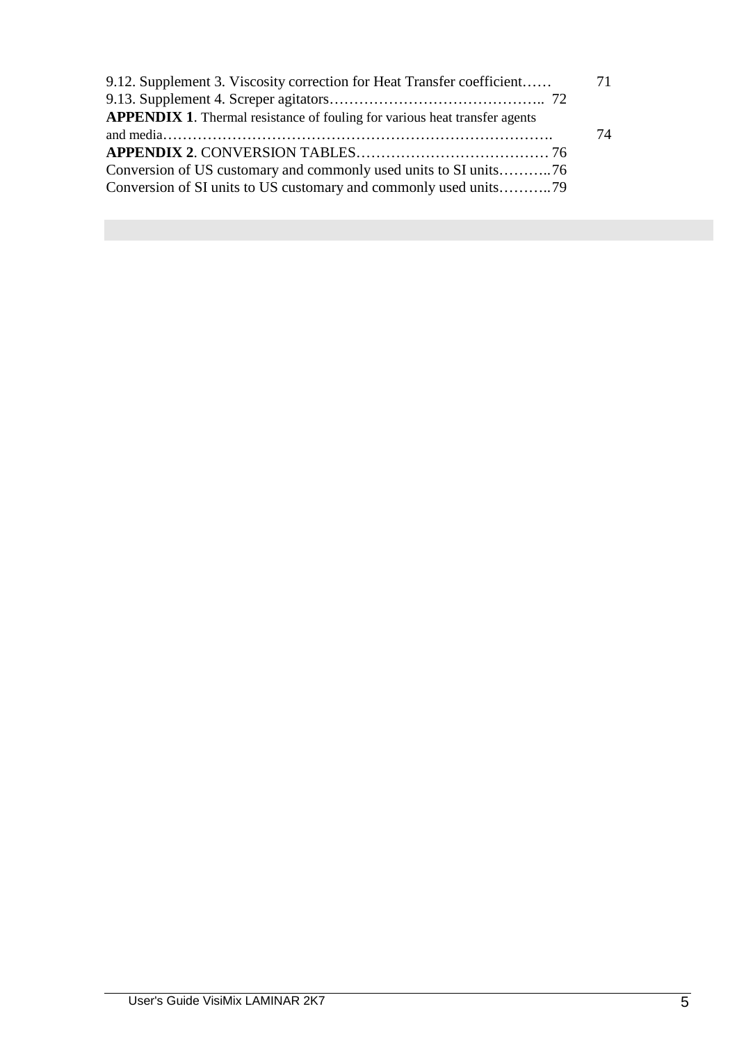9.12. Supplement 3. Viscosity correction for Heat Transfer coefficient…… 71

9.13. Supplement 4. Screper agitators…………………………………….. 72

**APPENDIX 1**. Thermal resistance of fouling for various heat transfer agents and media……………………………………………………………………. 74

**APPENDIX 2**. CONVERSION TABLES………………………………… 76

Conversion of US customary and commonly used units to SI units………..76

Conversion of SI units to US customary and commonly used units………..79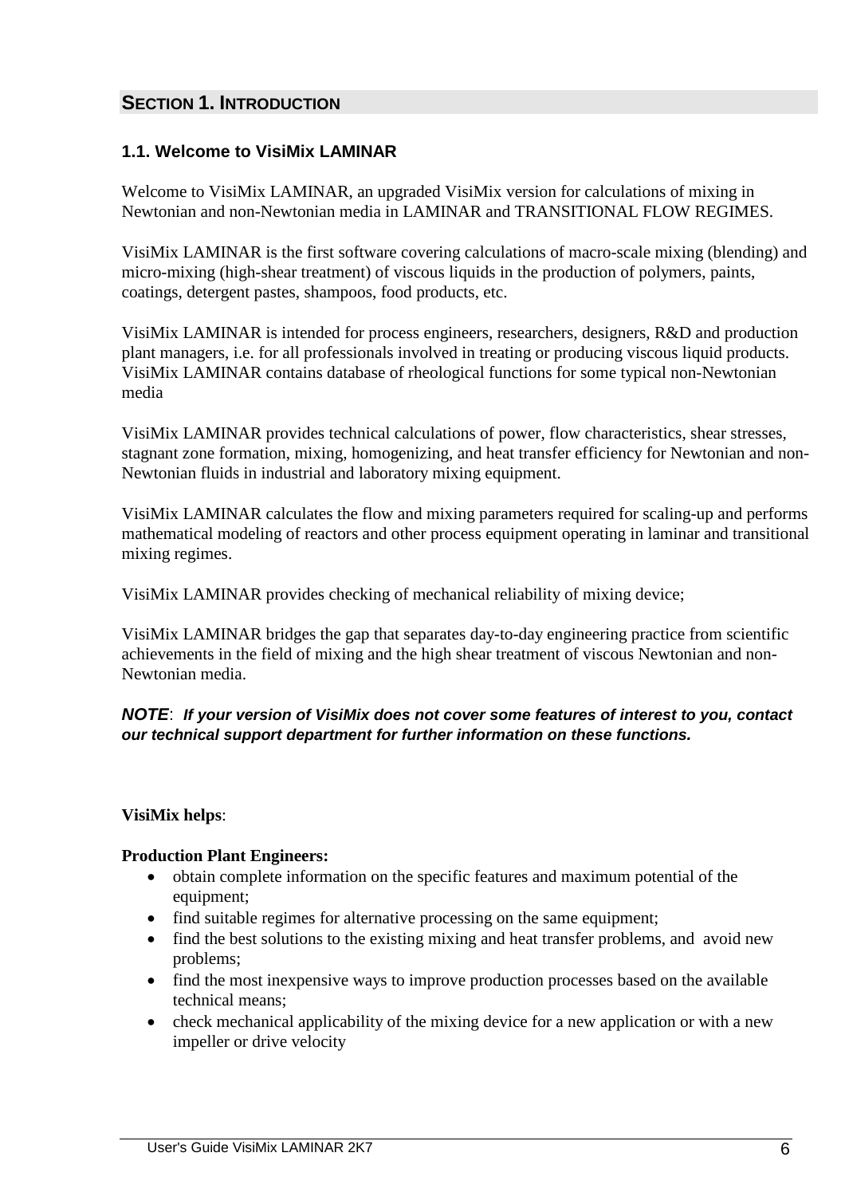# SECTION 1. INTRODUCTION

## 1.1. Welcome to VisiMix LAMINAR

Welcome to VisiMix LAMINAR, an upgraded VisiMix version for calculations of mixing in Newtonian and non-Newtonian media in LAMINAR and TRANSITIONAL FLOW REGIMES.

VisiMix LAMINAR is the first software covering calculations of macro-scale mixing (blending) and micro-mixing (high-shear treatment) of viscous liquids in the production of polymers, paints, coatings, detergent pastes, shampoos, food products, etc.

VisiMix LAMINAR is intended for process engineers, researchers, designers, R&D and production plant managers, i.e. for all professionals involved in treating or producing viscous liquid products. VisiMix LAMINAR contains database of rheological functions for some typical non-Newtonian media

VisiMix LAMINAR provides technical calculations of power, flow characteristics, shear stresses, stagnant zone formation, mixing, homogenizing, and heat transfer efficiency for Newtonian and non-Newtonian fluids in industrial and laboratory mixing equipment.

VisiMix LAMINAR calculates the flow and mixing parameters required for scaling-up and performs mathematical modeling of reactors and other process equipment operating in laminar and transitional mixing regimes.

VisiMix LAMINAR provides checking of mechanical reliability of mixing device;

VisiMix LAMINAR bridges the gap that separates day-to-day engineering practice from scientific achievements in the field of mixing and the high shear treatment of viscous Newtonian and non-Newtonian media.

***NOTE***: ***If your version of VisiMix does not cover some features of interest to you, contact our technical support department for further information on these functions.***

**VisiMix helps**:

**Production Plant Engineers:**

- obtain complete information on the specific features and maximum potential of the equipment;
- find suitable regimes for alternative processing on the same equipment;
- find the best solutions to the existing mixing and heat transfer problems, and avoid new problems;
- find the most inexpensive ways to improve production processes based on the available technical means;
- check mechanical applicability of the mixing device for a new application or with a new impeller or drive velocity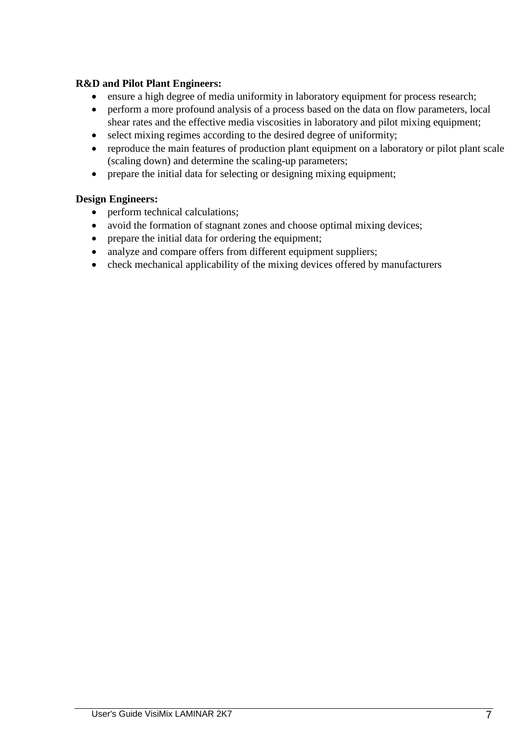**R&D and Pilot Plant Engineers:**

- ensure a high degree of media uniformity in laboratory equipment for process research;
- perform a more profound analysis of a process based on the data on flow parameters, local shear rates and the effective media viscosities in laboratory and pilot mixing equipment;
- select mixing regimes according to the desired degree of uniformity;
- reproduce the main features of production plant equipment on a laboratory or pilot plant scale (scaling down) and determine the scaling-up parameters;
- prepare the initial data for selecting or designing mixing equipment;

**Design Engineers:**

- perform technical calculations;
- avoid the formation of stagnant zones and choose optimal mixing devices;
- prepare the initial data for ordering the equipment;
- analyze and compare offers from different equipment suppliers;
- check mechanical applicability of the mixing devices offered by manufacturers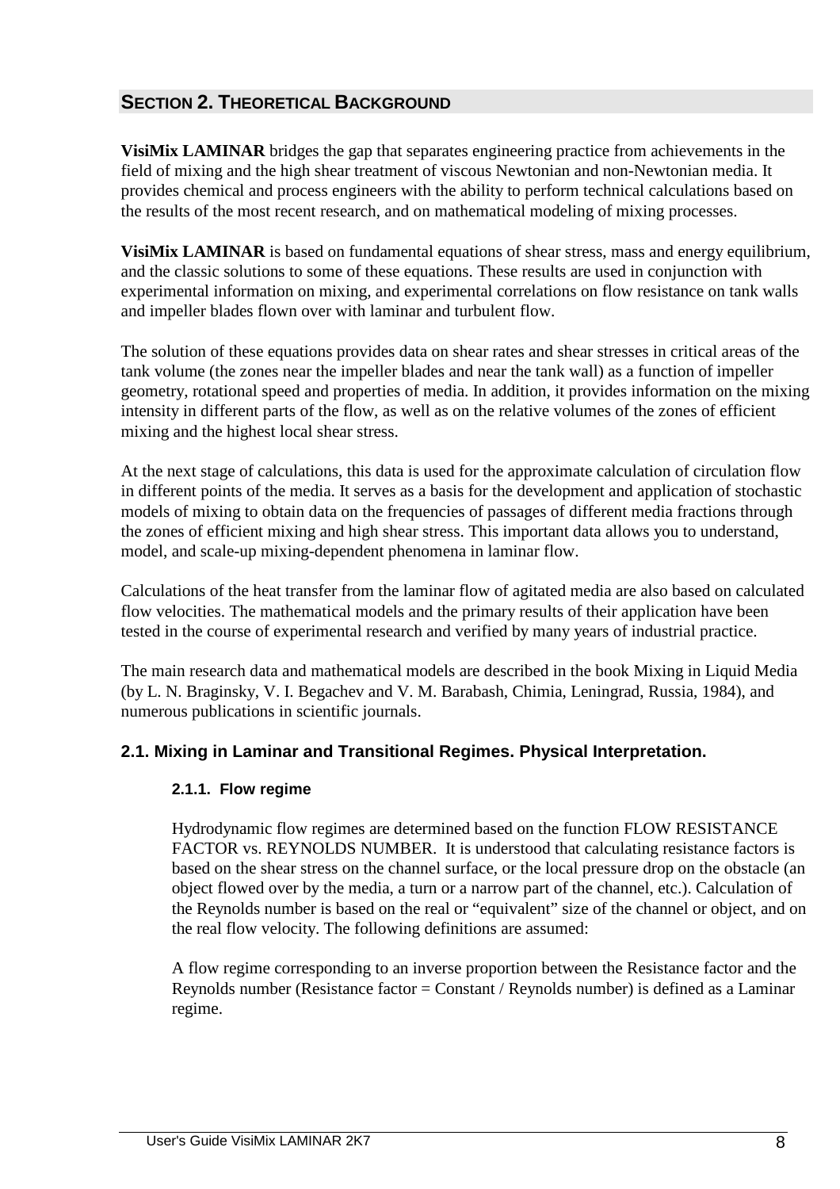# SECTION 2. THEORETICAL BACKGROUND

**VisiMix LAMINAR** bridges the gap that separates engineering practice from achievements in the field of mixing and the high shear treatment of viscous Newtonian and non-Newtonian media. It provides chemical and process engineers with the ability to perform technical calculations based on the results of the most recent research, and on mathematical modeling of mixing processes.

**VisiMix LAMINAR** is based on fundamental equations of shear stress, mass and energy equilibrium, and the classic solutions to some of these equations. These results are used in conjunction with experimental information on mixing, and experimental correlations on flow resistance on tank walls and impeller blades flown over with laminar and turbulent flow.

The solution of these equations provides data on shear rates and shear stresses in critical areas of the tank volume (the zones near the impeller blades and near the tank wall) as a function of impeller geometry, rotational speed and properties of media. In addition, it provides information on the mixing intensity in different parts of the flow, as well as on the relative volumes of the zones of efficient mixing and the highest local shear stress.

At the next stage of calculations, this data is used for the approximate calculation of circulation flow in different points of the media. It serves as a basis for the development and application of stochastic models of mixing to obtain data on the frequencies of passages of different media fractions through the zones of efficient mixing and high shear stress. This important data allows you to understand, model, and scale-up mixing-dependent phenomena in laminar flow.

Calculations of the heat transfer from the laminar flow of agitated media are also based on calculated flow velocities. The mathematical models and the primary results of their application have been tested in the course of experimental research and verified by many years of industrial practice.

The main research data and mathematical models are described in the book Mixing in Liquid Media (by L. N. Braginsky, V. I. Begachev and V. M. Barabash, Chimia, Leningrad, Russia, 1984), and numerous publications in scientific journals.

## 2.1. Mixing in Laminar and Transitional Regimes. Physical Interpretation.

### 2.1.1. Flow regime

Hydrodynamic flow regimes are determined based on the function FLOW RESISTANCE FACTOR vs. REYNOLDS NUMBER. It is understood that calculating resistance factors is based on the shear stress on the channel surface, or the local pressure drop on the obstacle (an object flowed over by the media, a turn or a narrow part of the channel, etc.). Calculation of the Reynolds number is based on the real or "equivalent" size of the channel or object, and on the real flow velocity. The following definitions are assumed:

A flow regime corresponding to an inverse proportion between the Resistance factor and the Reynolds number (Resistance factor = Constant / Reynolds number) is defined as a Laminar regime.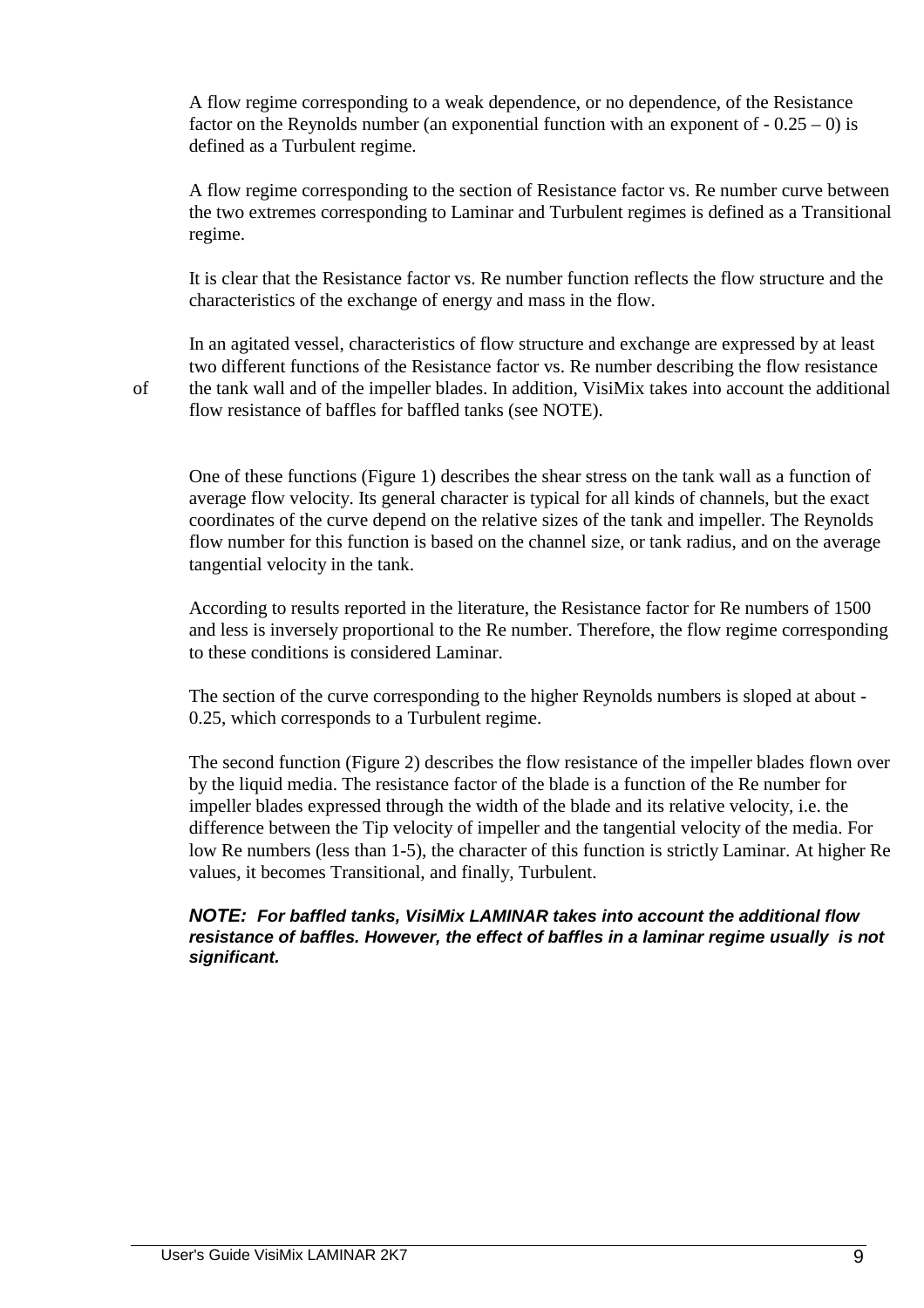A flow regime corresponding to a weak dependence, or no dependence, of the Resistance factor on the Reynolds number (an exponential function with an exponent of - 0.25 – 0) is defined as a Turbulent regime.

A flow regime corresponding to the section of Resistance factor vs. Re number curve between the two extremes corresponding to Laminar and Turbulent regimes is defined as a Transitional regime.

It is clear that the Resistance factor vs. Re number function reflects the flow structure and the characteristics of the exchange of energy and mass in the flow.

In an agitated vessel, characteristics of flow structure and exchange are expressed by at least two different functions of the Resistance factor vs. Re number describing the flow resistance of the tank wall and of the impeller blades. In addition, VisiMix takes into account the additional flow resistance of baffles for baffled tanks (see NOTE).

One of these functions (Figure 1) describes the shear stress on the tank wall as a function of average flow velocity. Its general character is typical for all kinds of channels, but the exact coordinates of the curve depend on the relative sizes of the tank and impeller. The Reynolds flow number for this function is based on the channel size, or tank radius, and on the average tangential velocity in the tank.

According to results reported in the literature, the Resistance factor for Re numbers of 1500 and less is inversely proportional to the Re number. Therefore, the flow regime corresponding to these conditions is considered Laminar.

The section of the curve corresponding to the higher Reynolds numbers is sloped at about -0.25, which corresponds to a Turbulent regime.

The second function (Figure 2) describes the flow resistance of the impeller blades flown over by the liquid media. The resistance factor of the blade is a function of the Re number for impeller blades expressed through the width of the blade and its relative velocity, i.e. the difference between the Tip velocity of impeller and the tangential velocity of the media. For low Re numbers (less than 1-5), the character of this function is strictly Laminar. At higher Re values, it becomes Transitional, and finally, Turbulent.

***NOTE:** For baffled tanks, VisiMix LAMINAR takes into account the additional flow resistance of baffles. However, the effect of baffles in a laminar regime usually is not significant.*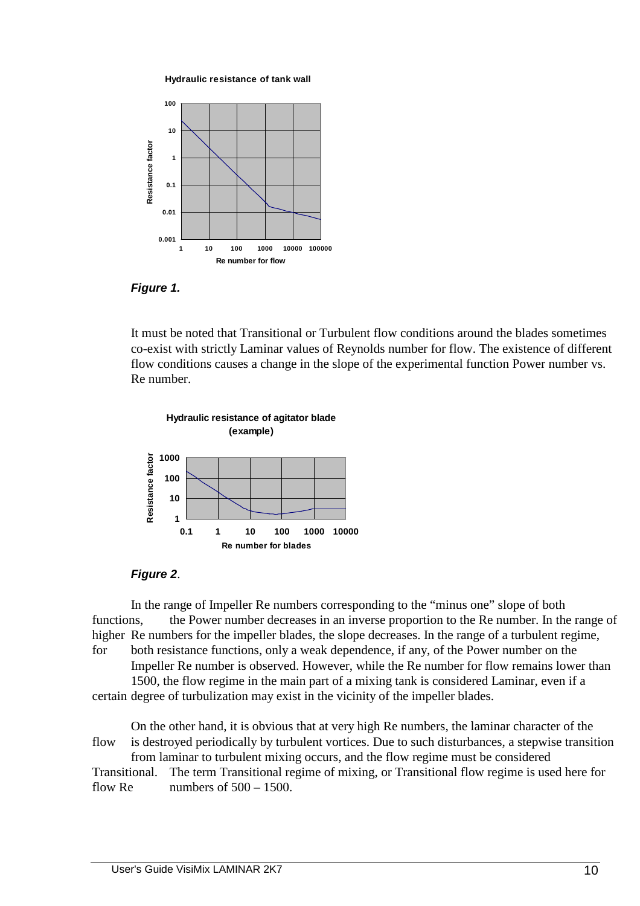**Hydraulic resistance of tank wall**

*Figure 1.*

It must be noted that Transitional or Turbulent flow conditions around the blades sometimes co-exist with strictly Laminar values of Reynolds number for flow. The existence of different flow conditions causes a change in the slope of the experimental function Power number vs. Re number.

**Hydraulic resistance of agitator blade (example)**

*Figure 2*.

In the range of Impeller Re numbers corresponding to the "minus one" slope of both functions, the Power number decreases in an inverse proportion to the Re number. In the range of higher Re numbers for the impeller blades, the slope decreases. In the range of a turbulent regime, for both resistance functions, only a weak dependence, if any, of the Power number on the Impeller Re number is observed. However, while the Re number for flow remains lower than 1500, the flow regime in the main part of a mixing tank is considered Laminar, even if a certain degree of turbulization may exist in the vicinity of the impeller blades.

On the other hand, it is obvious that at very high Re numbers, the laminar character of the flow is destroyed periodically by turbulent vortices. Due to such disturbances, a stepwise transition from laminar to turbulent mixing occurs, and the flow regime must be considered Transitional. The term Transitional regime of mixing, or Transitional flow regime is used here for flow Re numbers of 500 – 1500.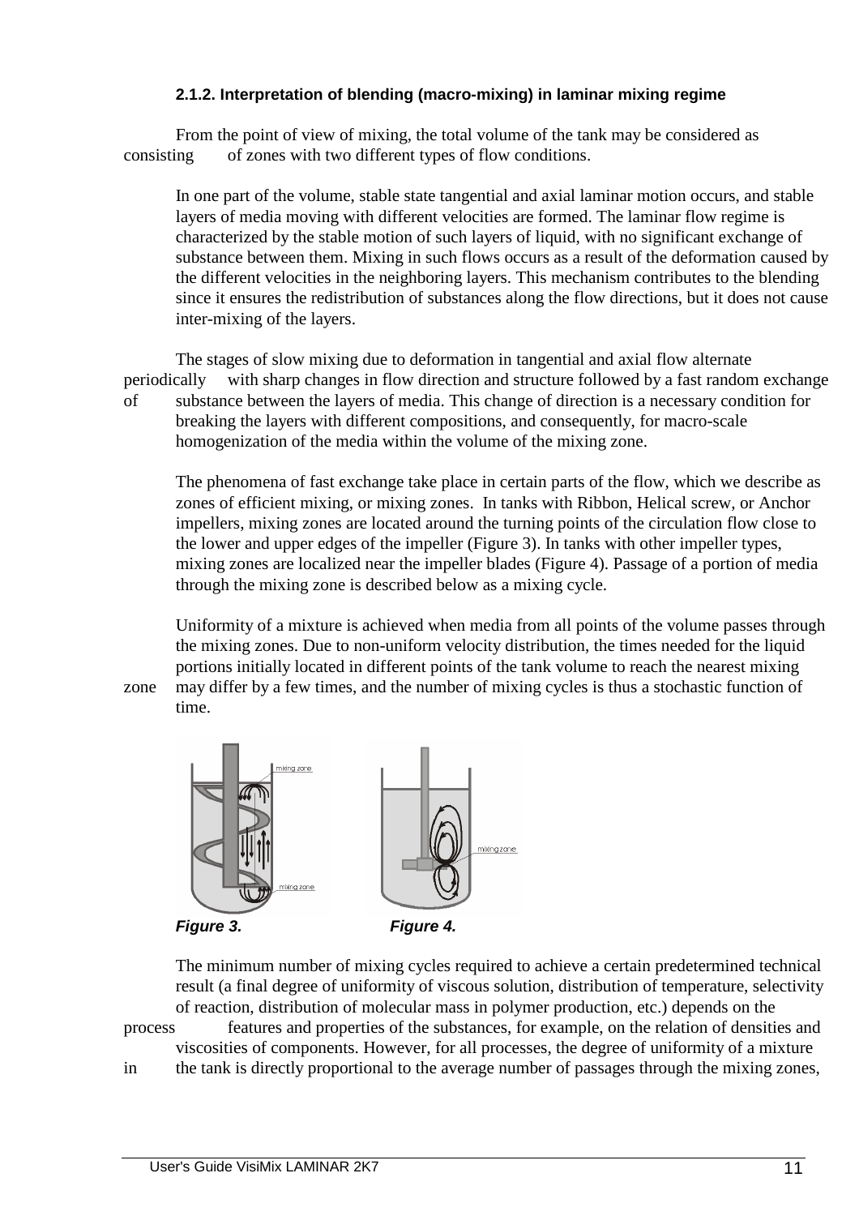### 2.1.2. Interpretation of blending (macro-mixing) in laminar mixing regime

From the point of view of mixing, the total volume of the tank may be considered as consisting of zones with two different types of flow conditions.

In one part of the volume, stable state tangential and axial laminar motion occurs, and stable layers of media moving with different velocities are formed. The laminar flow regime is characterized by the stable motion of such layers of liquid, with no significant exchange of substance between them. Mixing in such flows occurs as a result of the deformation caused by the different velocities in the neighboring layers. This mechanism contributes to the blending since it ensures the redistribution of substances along the flow directions, but it does not cause inter-mixing of the layers.

The stages of slow mixing due to deformation in tangential and axial flow alternate periodically with sharp changes in flow direction and structure followed by a fast random exchange of substance between the layers of media. This change of direction is a necessary condition for breaking the layers with different compositions, and consequently, for macro-scale homogenization of the media within the volume of the mixing zone.

The phenomena of fast exchange take place in certain parts of the flow, which we describe as zones of efficient mixing, or mixing zones. In tanks with Ribbon, Helical screw, or Anchor impellers, mixing zones are located around the turning points of the circulation flow close to the lower and upper edges of the impeller (Figure 3). In tanks with other impeller types, mixing zones are localized near the impeller blades (Figure 4). Passage of a portion of media through the mixing zone is described below as a mixing cycle.

Uniformity of a mixture is achieved when media from all points of the volume passes through the mixing zones. Due to non-uniform velocity distribution, the times needed for the liquid portions initially located in different points of the tank volume to reach the nearest mixing zone may differ by a few times, and the number of mixing cycles is thus a stochastic function of time.

***Figure 3.*** ***Figure 4.***

The minimum number of mixing cycles required to achieve a certain predetermined technical result (a final degree of uniformity of viscous solution, distribution of temperature, selectivity of reaction, distribution of molecular mass in polymer production, etc.) depends on the process features and properties of the substances, for example, on the relation of densities and viscosities of components. However, for all processes, the degree of uniformity of a mixture in the tank is directly proportional to the average number of passages through the mixing zones,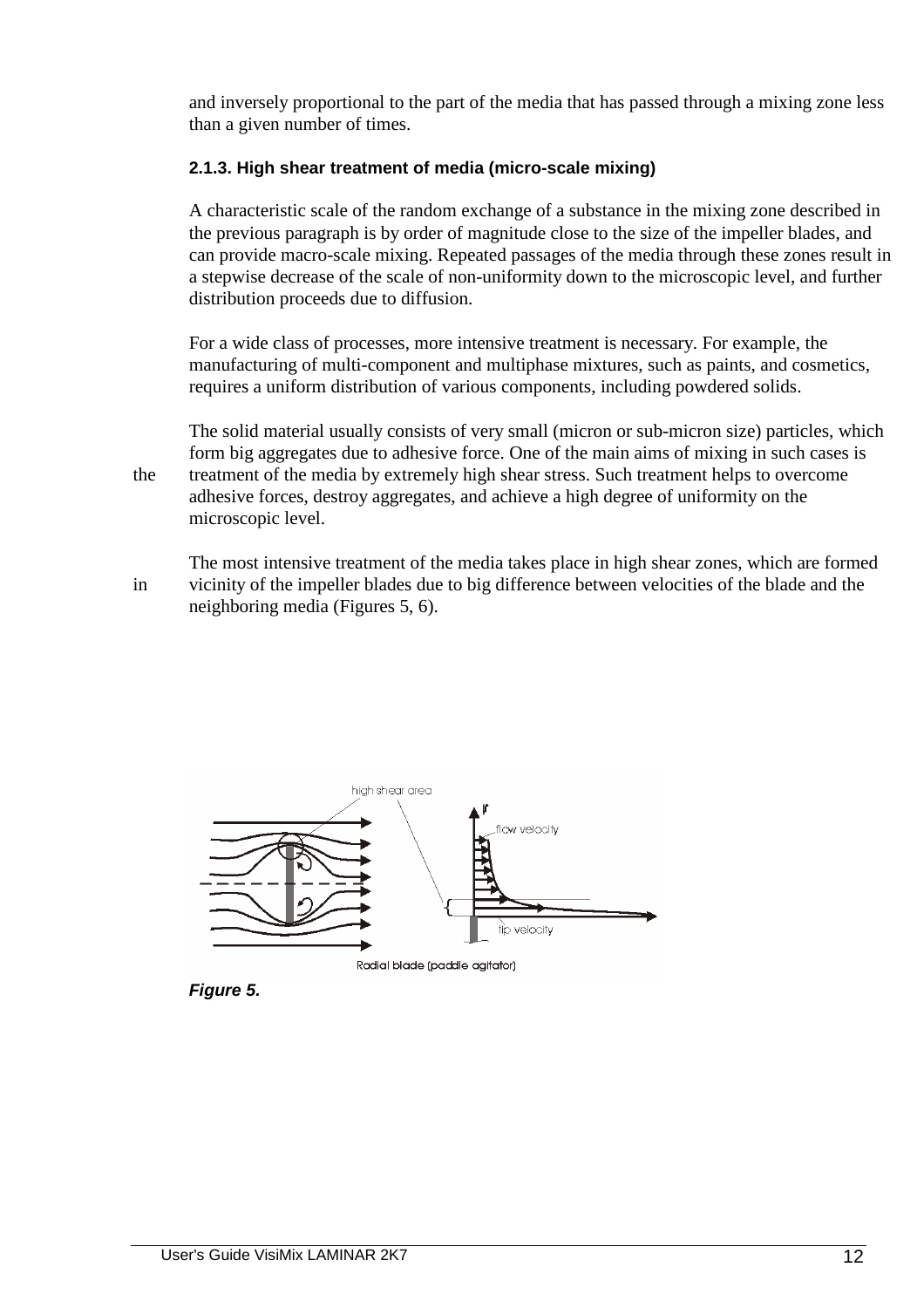and inversely proportional to the part of the media that has passed through a mixing zone less than a given number of times.

### 2.1.3. High shear treatment of media (micro-scale mixing)

A characteristic scale of the random exchange of a substance in the mixing zone described in the previous paragraph is by order of magnitude close to the size of the impeller blades, and can provide macro-scale mixing. Repeated passages of the media through these zones result in a stepwise decrease of the scale of non-uniformity down to the microscopic level, and further distribution proceeds due to diffusion.

For a wide class of processes, more intensive treatment is necessary. For example, the manufacturing of multi-component and multiphase mixtures, such as paints, and cosmetics, requires a uniform distribution of various components, including powdered solids.

The solid material usually consists of very small (micron or sub-micron size) particles, which form big aggregates due to adhesive force. One of the main aims of mixing in such cases is the treatment of the media by extremely high shear stress. Such treatment helps to overcome adhesive forces, destroy aggregates, and achieve a high degree of uniformity on the microscopic level.

The most intensive treatment of the media takes place in high shear zones, which are formed in vicinity of the impeller blades due to big difference between velocities of the blade and the neighboring media (Figures 5, 6).

*Figure 5.*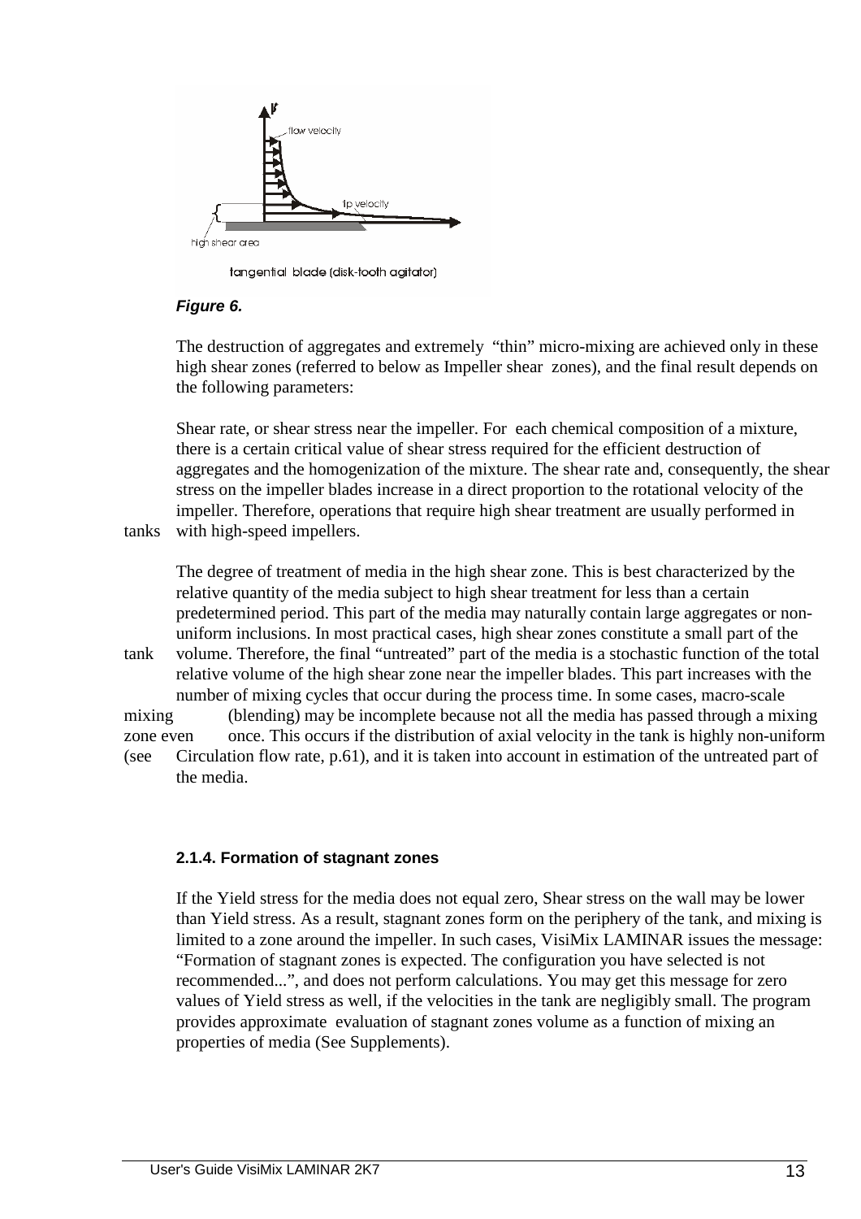*Figure 6.*

The destruction of aggregates and extremely "thin" micro-mixing are achieved only in these high shear zones (referred to below as Impeller shear zones), and the final result depends on the following parameters:

Shear rate, or shear stress near the impeller. For each chemical composition of a mixture, there is a certain critical value of shear stress required for the efficient destruction of aggregates and the homogenization of the mixture. The shear rate and, consequently, the shear stress on the impeller blades increase in a direct proportion to the rotational velocity of the impeller. Therefore, operations that require high shear treatment are usually performed in tanks with high-speed impellers.

The degree of treatment of media in the high shear zone. This is best characterized by the relative quantity of the media subject to high shear treatment for less than a certain predetermined period. This part of the media may naturally contain large aggregates or non-uniform inclusions. In most practical cases, high shear zones constitute a small part of the tank volume. Therefore, the final "untreated" part of the media is a stochastic function of the total relative volume of the high shear zone near the impeller blades. This part increases with the number of mixing cycles that occur during the process time. In some cases, macro-scale mixing (blending) may be incomplete because not all the media has passed through a mixing zone even once. This occurs if the distribution of axial velocity in the tank is highly non-uniform (see Circulation flow rate, p.61), and it is taken into account in estimation of the untreated part of the media.

#### 2.1.4. Formation of stagnant zones

If the Yield stress for the media does not equal zero, Shear stress on the wall may be lower than Yield stress. As a result, stagnant zones form on the periphery of the tank, and mixing is limited to a zone around the impeller. In such cases, VisiMix LAMINAR issues the message: "Formation of stagnant zones is expected. The configuration you have selected is not recommended...", and does not perform calculations. You may get this message for zero values of Yield stress as well, if the velocities in the tank are negligibly small. The program provides approximate evaluation of stagnant zones volume as a function of mixing an properties of media (See Supplements).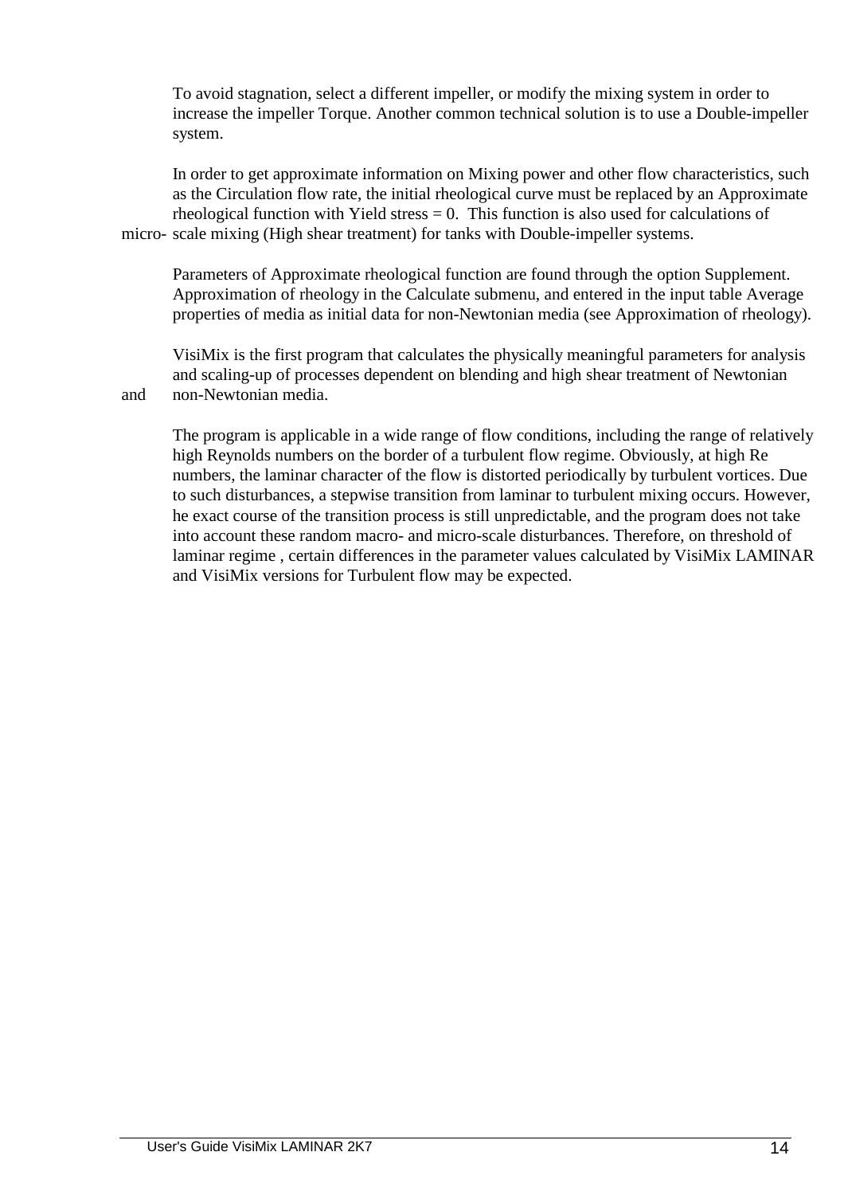To avoid stagnation, select a different impeller, or modify the mixing system in order to increase the impeller Torque. Another common technical solution is to use a Double-impeller system.

In order to get approximate information on Mixing power and other flow characteristics, such as the Circulation flow rate, the initial rheological curve must be replaced by an Approximate rheological function with Yield stress = 0. This function is also used for calculations of micro- scale mixing (High shear treatment) for tanks with Double-impeller systems.

Parameters of Approximate rheological function are found through the option Supplement. Approximation of rheology in the Calculate submenu, and entered in the input table Average properties of media as initial data for non-Newtonian media (see Approximation of rheology).

VisiMix is the first program that calculates the physically meaningful parameters for analysis and scaling-up of processes dependent on blending and high shear treatment of Newtonian and non-Newtonian media.

The program is applicable in a wide range of flow conditions, including the range of relatively high Reynolds numbers on the border of a turbulent flow regime. Obviously, at high Re numbers, the laminar character of the flow is distorted periodically by turbulent vortices. Due to such disturbances, a stepwise transition from laminar to turbulent mixing occurs. However, he exact course of the transition process is still unpredictable, and the program does not take into account these random macro- and micro-scale disturbances. Therefore, on threshold of laminar regime , certain differences in the parameter values calculated by VisiMix LAMINAR and VisiMix versions for Turbulent flow may be expected.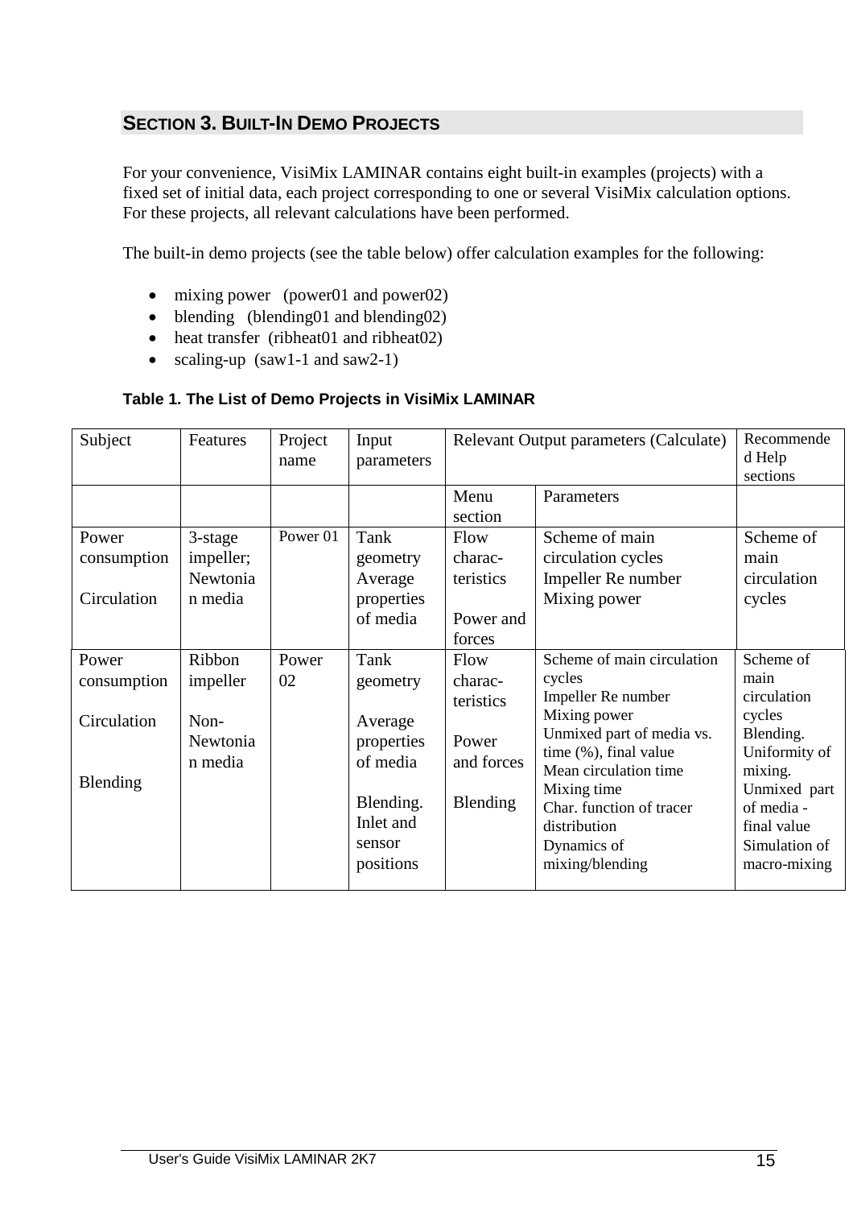## SECTION 3. BUILT-IN DEMO PROJECTS

For your convenience, VisiMix LAMINAR contains eight built-in examples (projects) with a fixed set of initial data, each project corresponding to one or several VisiMix calculation options. For these projects, all relevant calculations have been performed.

The built-in demo projects (see the table below) offer calculation examples for the following:

- mixing power (power01 and power02)
- blending (blending01 and blending02)
- heat transfer (ribheat01 and ribheat02)
- scaling-up (saw1-1 and saw2-1)

**Table 1. The List of Demo Projects in VisiMix LAMINAR**

| Subject | Features | Project name | Input parameters | Relevant Output parameters (Calculate) | | Recommended Help sections |
|---|---|---|---|---|---|---|
| | | | | Menu section | Parameters | |
| Power consumption<br><br>Circulation | 3-stage impeller; Newtonian media | Power 01 | Tank geometry<br>Average properties of media | Flow charac-teristics<br><br>Power and forces | Scheme of main circulation cycles<br>Impeller Re number<br>Mixing power | Scheme of main circulation cycles |
| Power consumption<br><br>Circulation<br><br>Blending | Ribbon impeller<br><br>Non-Newtonian media | Power 02 | Tank geometry<br><br>Average properties of media<br><br>Blending. Inlet and sensor positions | Flow charac-teristics<br><br>Power and forces<br><br>Blending | Scheme of main circulation cycles<br>Impeller Re number<br>Mixing power<br>Unmixed part of media vs. time (%), final value<br>Mean circulation time<br>Mixing time<br>Char. function of tracer distribution<br>Dynamics of mixing/blending | Scheme of main circulation cycles<br>Blending. Uniformity of mixing.<br>Unmixed part of media - final value<br>Simulation of macro-mixing |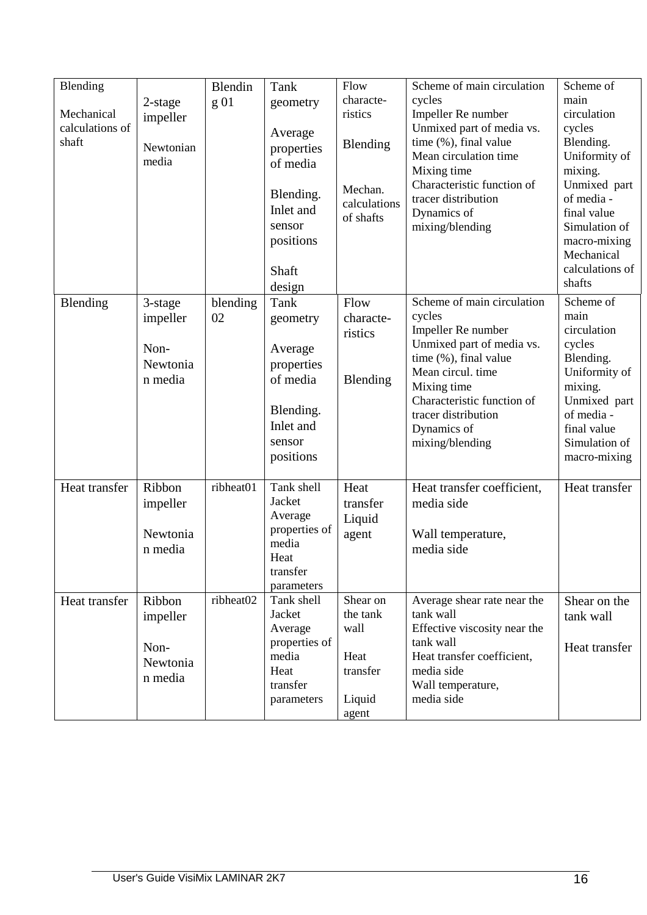| Blending<br><br>Mechanical calculations of shaft | 2-stage impeller<br><br>Newtonian media | Blending 01 | Tank geometry<br><br>Average properties of media<br><br>Blending. Inlet and sensor positions<br><br>Shaft design | Flow characte-ristics<br><br>Blending<br><br>Mechan. calculations of shafts | Scheme of main circulation cycles<br>Impeller Re number<br>Unmixed part of media vs. time (%), final value<br>Mean circulation time<br>Mixing time<br>Characteristic function of tracer distribution<br>Dynamics of mixing/blending | Scheme of main circulation cycles<br>Blending. Uniformity of mixing.<br>Unmixed part of media - final value<br>Simulation of macro-mixing<br>Mechanical calculations of shafts |
|---|---|---|---|---|---|---|
| Blending | 3-stage impeller<br><br>Non-Newtonian media | blending 02 | Tank geometry<br><br>Average properties of media<br><br>Blending. Inlet and sensor positions | Flow characte-ristics<br><br>Blending | Scheme of main circulation cycles<br>Impeller Re number<br>Unmixed part of media vs. time (%), final value<br>Mean circul. time<br>Mixing time<br>Characteristic function of tracer distribution<br>Dynamics of mixing/blending | Scheme of main circulation cycles<br>Blending. Uniformity of mixing.<br>Unmixed part of media - final value<br>Simulation of macro-mixing |
| Heat transfer | Ribbon impeller<br><br>Newtonian media | ribheat01 | Tank shell<br>Jacket<br>Average properties of media<br>Heat transfer parameters | Heat transfer<br>Liquid agent | Heat transfer coefficient, media side<br><br>Wall temperature, media side | Heat transfer |
| Heat transfer | Ribbon impeller<br><br>Non-Newtonian media | ribheat02 | Tank shell<br>Jacket<br>Average properties of media<br>Heat transfer parameters | Shear on the tank wall<br><br>Heat transfer<br><br>Liquid agent | Average shear rate near the tank wall<br>Effective viscosity near the tank wall<br>Heat transfer coefficient, media side<br>Wall temperature, media side | Shear on the tank wall<br><br>Heat transfer |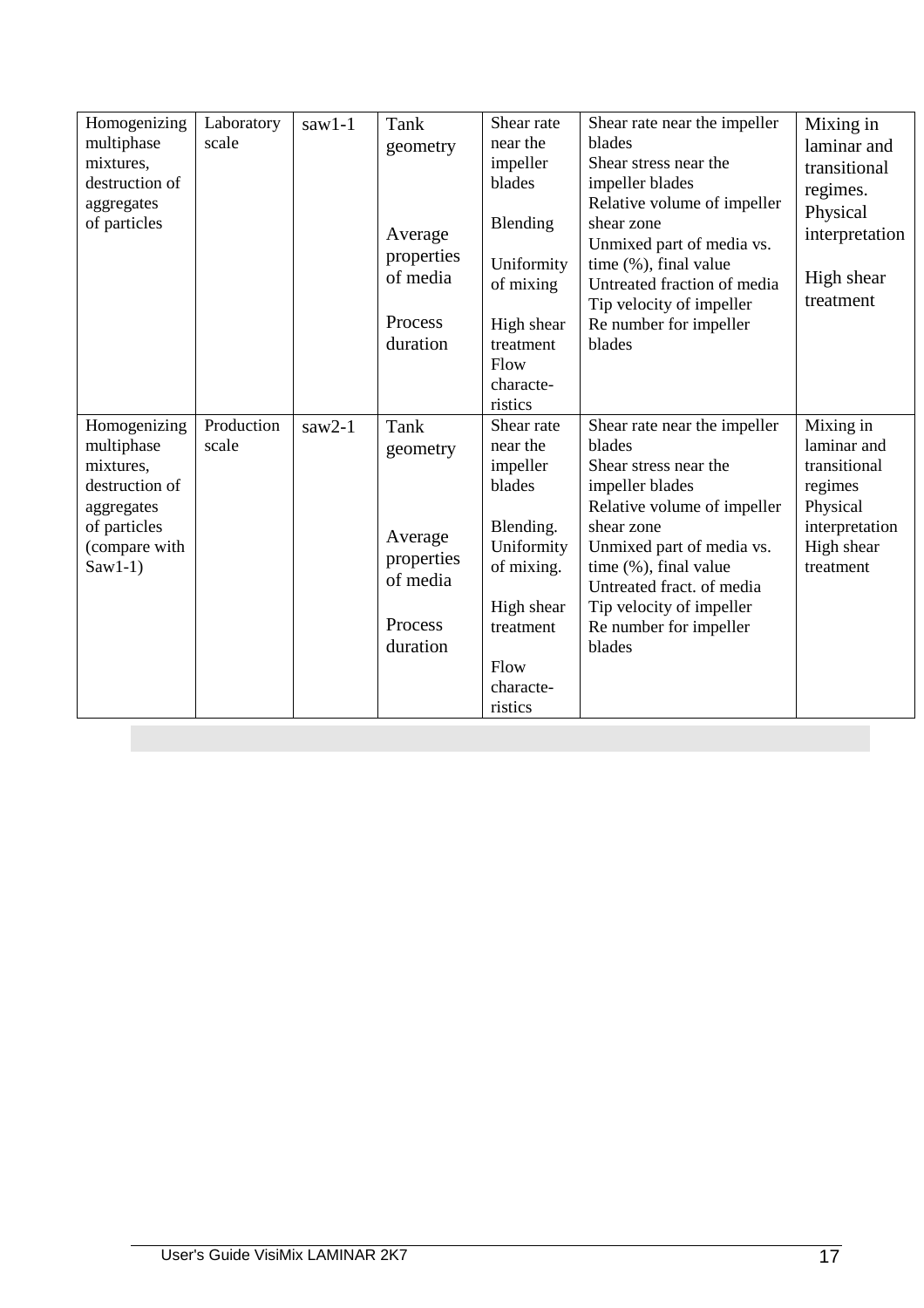| Homogenizing multiphase mixtures, destruction of aggregates of particles | Laboratory scale | saw1-1 | Tank geometry<br><br>Average properties of media<br><br>Process duration | Shear rate near the impeller blades<br><br>Blending<br><br>Uniformity of mixing<br><br>High shear treatment<br>Flow characte-ristics | Shear rate near the impeller blades<br>Shear stress near the impeller blades<br>Relative volume of impeller shear zone<br>Unmixed part of media vs. time (%), final value<br>Untreated fraction of media<br>Tip velocity of impeller<br>Re number for impeller blades | Mixing in laminar and transitional regimes. Physical interpretation<br><br>High shear treatment |
|---|---|---|---|---|---|---|
| Homogenizing multiphase mixtures, destruction of aggregates of particles (compare with Saw1-1) | Production scale | saw2-1 | Tank geometry<br><br>Average properties of media<br><br>Process duration | Shear rate near the impeller blades<br><br>Blending.<br>Uniformity of mixing.<br><br>High shear treatment<br><br>Flow characte-ristics | Shear rate near the impeller blades<br>Shear stress near the impeller blades<br>Relative volume of impeller shear zone<br>Unmixed part of media vs. time (%), final value<br>Untreated fract. of media<br>Tip velocity of impeller<br>Re number for impeller blades | Mixing in laminar and transitional regimes<br>Physical interpretation<br>High shear treatment |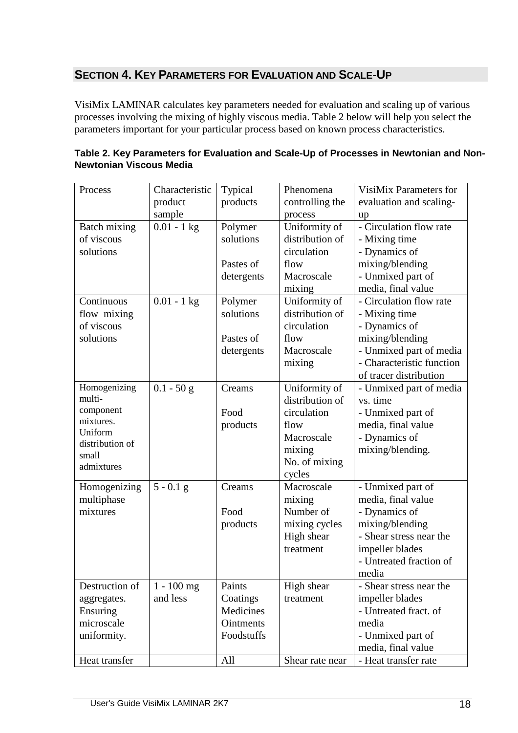## SECTION 4. KEY PARAMETERS FOR EVALUATION AND SCALE-UP

VisiMix LAMINAR calculates key parameters needed for evaluation and scaling up of various processes involving the mixing of highly viscous media. Table 2 below will help you select the parameters important for your particular process based on known process characteristics.

**Table 2. Key Parameters for Evaluation and Scale-Up of Processes in Newtonian and Non-Newtonian Viscous Media**

| Process | Characteristic product sample | Typical products | Phenomena controlling the process | VisiMix Parameters for evaluation and scaling-up |
|---|---|---|---|---|
| Batch mixing of viscous solutions | 0.01 - 1 kg | Polymer solutions<br><br>Pastes of detergents | Uniformity of distribution of circulation flow<br>Macroscale mixing | - Circulation flow rate<br>- Mixing time<br>- Dynamics of mixing/blending<br>- Unmixed part of media, final value |
| Continuous flow mixing of viscous solutions | 0.01 - 1 kg | Polymer solutions<br><br>Pastes of detergents | Uniformity of distribution of circulation flow<br>Macroscale mixing | - Circulation flow rate<br>- Mixing time<br>- Dynamics of mixing/blending<br>- Unmixed part of media<br>- Characteristic function of tracer distribution |
| Homogenizing multi-component mixtures. Uniform distribution of small admixtures | 0.1 - 50 g | Creams<br><br>Food products | Uniformity of distribution of circulation flow<br>Macroscale mixing<br>No. of mixing cycles | - Unmixed part of media vs. time<br>- Unmixed part of media, final value<br>- Dynamics of mixing/blending. |
| Homogenizing multiphase mixtures | 5 - 0.1 g | Creams<br><br>Food products | Macroscale mixing<br>Number of mixing cycles<br>High shear treatment | - Unmixed part of media, final value<br>- Dynamics of mixing/blending<br>- Shear stress near the impeller blades<br>- Untreated fraction of media |
| Destruction of aggregates. Ensuring microscale uniformity. | 1 - 100 mg and less | Paints<br>Coatings<br>Medicines<br>Ointments<br>Foodstuffs | High shear treatment | - Shear stress near the impeller blades<br>- Untreated fract. of media<br>- Unmixed part of media, final value |
| Heat transfer | | All | Shear rate near | - Heat transfer rate |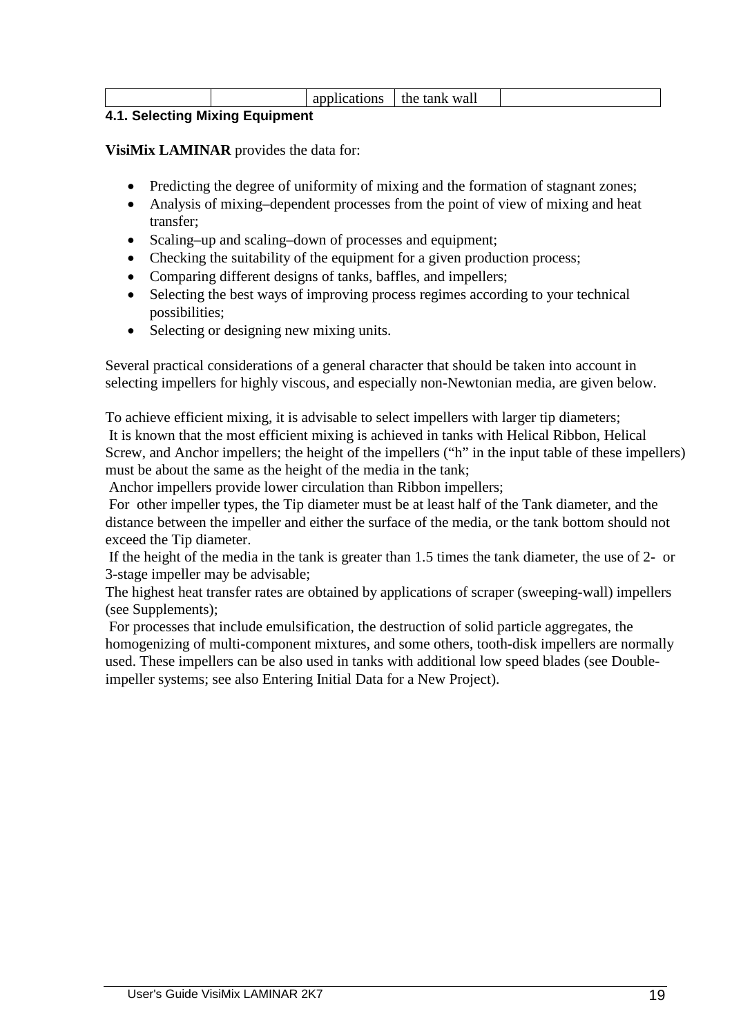|  |  | applications | the tank wall |  |
|---|---|---|---|---|

## 4.1. Selecting Mixing Equipment

**VisiMix LAMINAR** provides the data for:

- Predicting the degree of uniformity of mixing and the formation of stagnant zones;
- Analysis of mixing–dependent processes from the point of view of mixing and heat transfer;
- Scaling–up and scaling–down of processes and equipment;
- Checking the suitability of the equipment for a given production process;
- Comparing different designs of tanks, baffles, and impellers;
- Selecting the best ways of improving process regimes according to your technical possibilities;
- Selecting or designing new mixing units.

Several practical considerations of a general character that should be taken into account in selecting impellers for highly viscous, and especially non-Newtonian media, are given below.

To achieve efficient mixing, it is advisable to select impellers with larger tip diameters;
It is known that the most efficient mixing is achieved in tanks with Helical Ribbon, Helical Screw, and Anchor impellers; the height of the impellers ("h" in the input table of these impellers) must be about the same as the height of the media in the tank;
Anchor impellers provide lower circulation than Ribbon impellers;
For other impeller types, the Tip diameter must be at least half of the Tank diameter, and the distance between the impeller and either the surface of the media, or the tank bottom should not exceed the Tip diameter.
If the height of the media in the tank is greater than 1.5 times the tank diameter, the use of 2- or 3-stage impeller may be advisable;
The highest heat transfer rates are obtained by applications of scraper (sweeping-wall) impellers (see Supplements);
For processes that include emulsification, the destruction of solid particle aggregates, the homogenizing of multi-component mixtures, and some others, tooth-disk impellers are normally used. These impellers can be also used in tanks with additional low speed blades (see Double-impeller systems; see also Entering Initial Data for a New Project).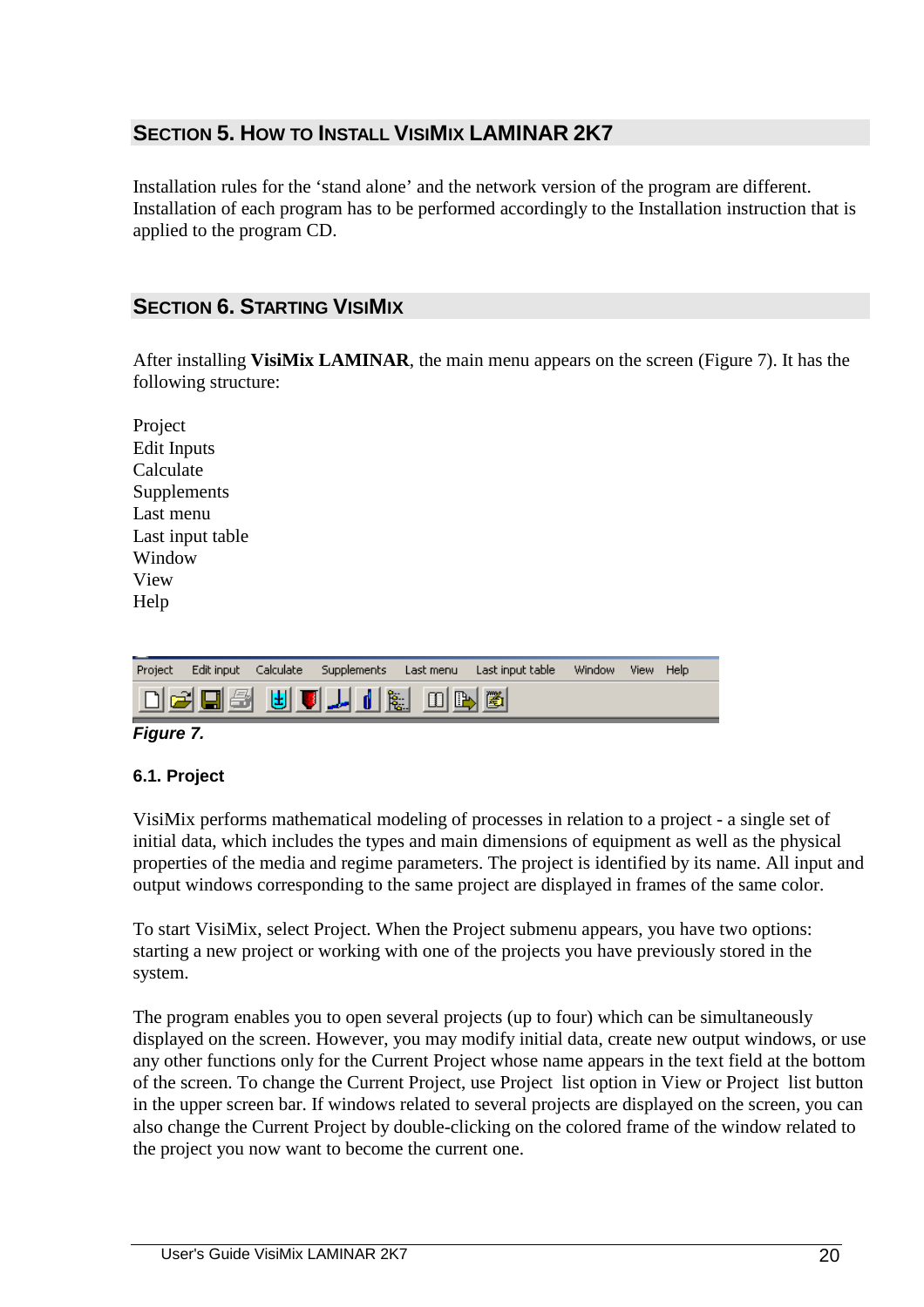## SECTION 5. HOW TO INSTALL VISIMIX LAMINAR 2K7

Installation rules for the 'stand alone' and the network version of the program are different. Installation of each program has to be performed accordingly to the Installation instruction that is applied to the program CD.

## SECTION 6. STARTING VISIMIX

After installing **VisiMix LAMINAR**, the main menu appears on the screen (Figure 7). It has the following structure:

Project
Edit Inputs
Calculate
Supplements
Last menu
Last input table
Window
View
Help

***Figure 7.***

### 6.1. Project

VisiMix performs mathematical modeling of processes in relation to a project - a single set of initial data, which includes the types and main dimensions of equipment as well as the physical properties of the media and regime parameters. The project is identified by its name. All input and output windows corresponding to the same project are displayed in frames of the same color.

To start VisiMix, select Project. When the Project submenu appears, you have two options: starting a new project or working with one of the projects you have previously stored in the system.

The program enables you to open several projects (up to four) which can be simultaneously displayed on the screen. However, you may modify initial data, create new output windows, or use any other functions only for the Current Project whose name appears in the text field at the bottom of the screen. To change the Current Project, use Project list option in View or Project list button in the upper screen bar. If windows related to several projects are displayed on the screen, you can also change the Current Project by double-clicking on the colored frame of the window related to the project you now want to become the current one.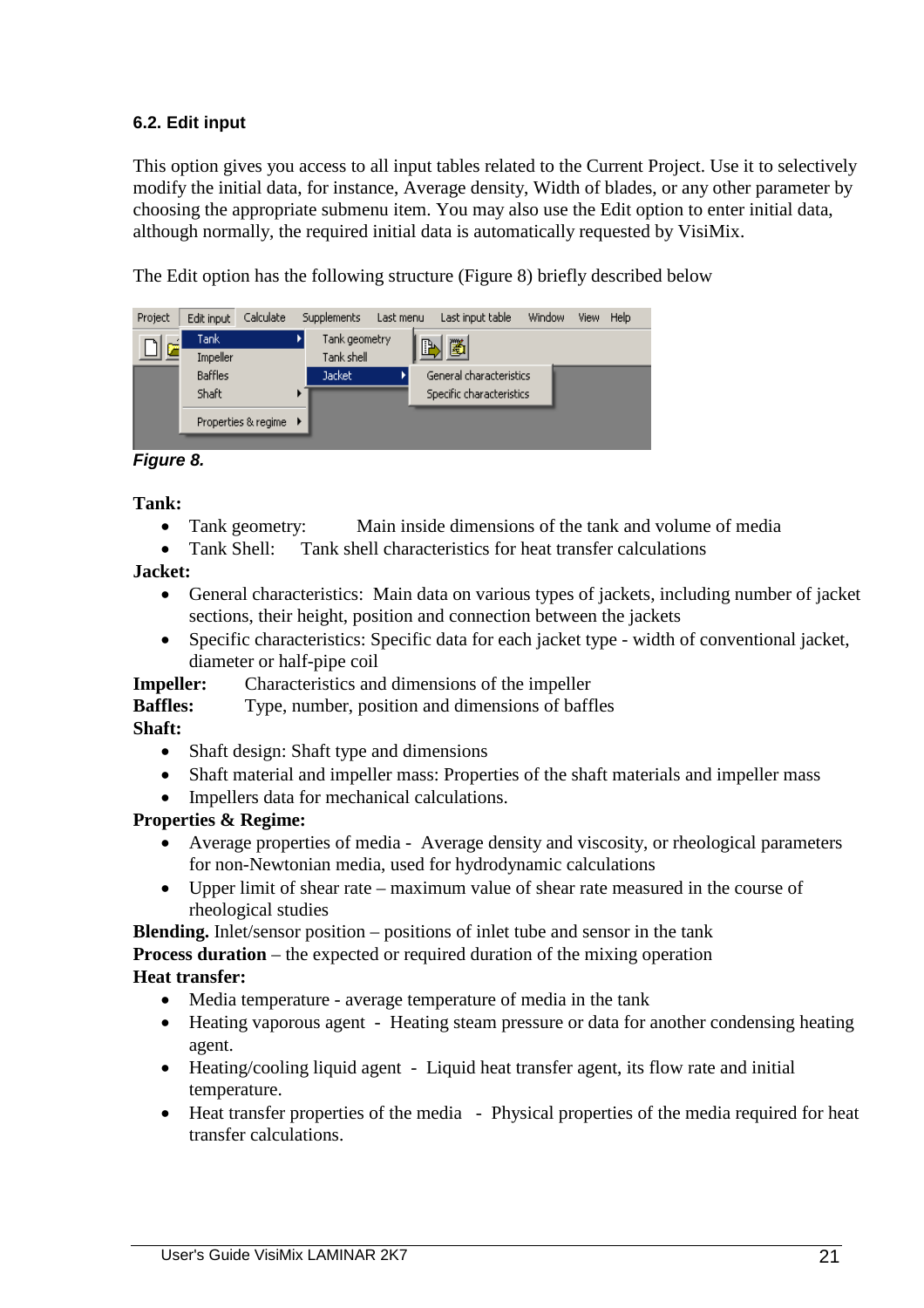### 6.2. Edit input

This option gives you access to all input tables related to the Current Project. Use it to selectively modify the initial data, for instance, Average density, Width of blades, or any other parameter by choosing the appropriate submenu item. You may also use the Edit option to enter initial data, although normally, the required initial data is automatically requested by VisiMix.

The Edit option has the following structure (Figure 8) briefly described below

*Figure 8.*

**Tank:**

- Tank geometry: Main inside dimensions of the tank and volume of media
- Tank Shell: Tank shell characteristics for heat transfer calculations

**Jacket:**

- General characteristics: Main data on various types of jackets, including number of jacket sections, their height, position and connection between the jackets
- Specific characteristics: Specific data for each jacket type - width of conventional jacket, diameter or half-pipe coil

**Impeller:** Characteristics and dimensions of the impeller
**Baffles:** Type, number, position and dimensions of baffles
**Shaft:**

- Shaft design: Shaft type and dimensions
- Shaft material and impeller mass: Properties of the shaft materials and impeller mass
- Impellers data for mechanical calculations.

**Properties & Regime:**

- Average properties of media - Average density and viscosity, or rheological parameters for non-Newtonian media, used for hydrodynamic calculations
- Upper limit of shear rate – maximum value of shear rate measured in the course of rheological studies

**Blending.** Inlet/sensor position – positions of inlet tube and sensor in the tank
**Process duration** – the expected or required duration of the mixing operation
**Heat transfer:**

- Media temperature - average temperature of media in the tank
- Heating vaporous agent - Heating steam pressure or data for another condensing heating agent.
- Heating/cooling liquid agent - Liquid heat transfer agent, its flow rate and initial temperature.
- Heat transfer properties of the media - Physical properties of the media required for heat transfer calculations.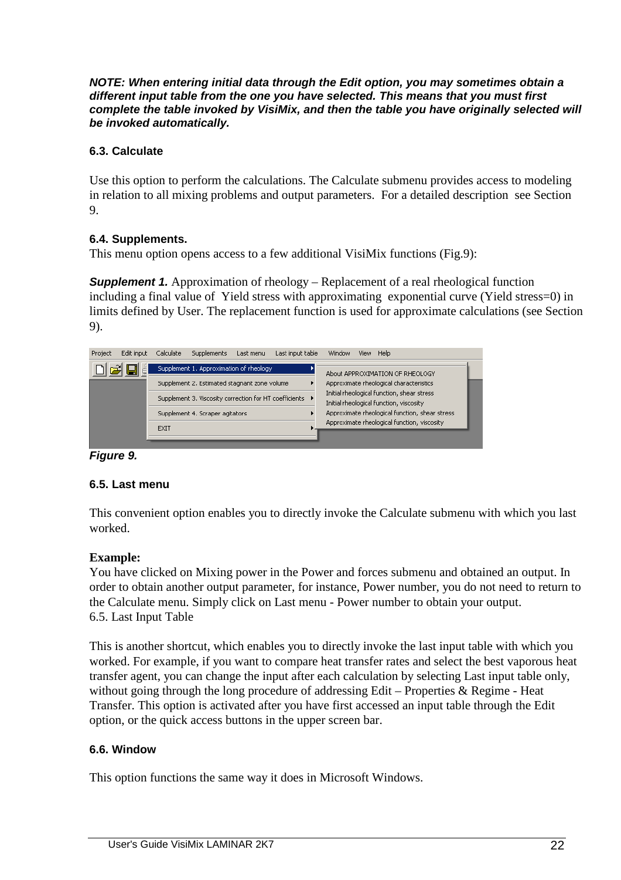***NOTE: When entering initial data through the Edit option, you may sometimes obtain a different input table from the one you have selected. This means that you must first complete the table invoked by VisiMix, and then the table you have originally selected will be invoked automatically.***

### 6.3. Calculate

Use this option to perform the calculations. The Calculate submenu provides access to modeling in relation to all mixing problems and output parameters. For a detailed description see Section 9.

### 6.4. Supplements.

This menu option opens access to a few additional VisiMix functions (Fig.9):

***Supplement 1.*** Approximation of rheology – Replacement of a real rheological function including a final value of Yield stress with approximating exponential curve (Yield stress=0) in limits defined by User. The replacement function is used for approximate calculations (see Section 9).

***Figure 9.***

### 6.5. Last menu

This convenient option enables you to directly invoke the Calculate submenu with which you last worked.

**Example:**

You have clicked on Mixing power in the Power and forces submenu and obtained an output. In order to obtain another output parameter, for instance, Power number, you do not need to return to the Calculate menu. Simply click on Last menu - Power number to obtain your output.

6.5. Last Input Table

This is another shortcut, which enables you to directly invoke the last input table with which you worked. For example, if you want to compare heat transfer rates and select the best vaporous heat transfer agent, you can change the input after each calculation by selecting Last input table only, without going through the long procedure of addressing Edit – Properties & Regime - Heat Transfer. This option is activated after you have first accessed an input table through the Edit option, or the quick access buttons in the upper screen bar.

### 6.6. Window

This option functions the same way it does in Microsoft Windows.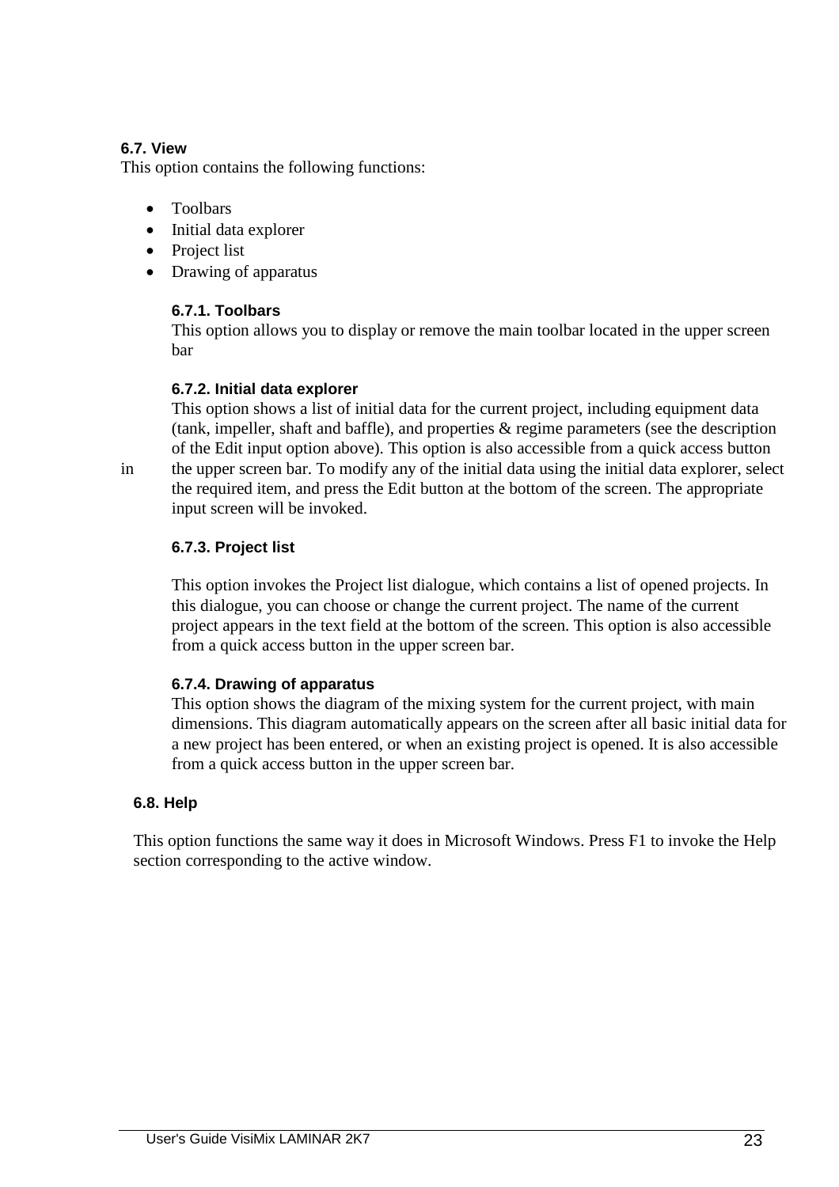## 6.7. View

This option contains the following functions:

- Toolbars
- Initial data explorer
- Project list
- Drawing of apparatus

### 6.7.1. Toolbars

This option allows you to display or remove the main toolbar located in the upper screen bar

### 6.7.2. Initial data explorer

This option shows a list of initial data for the current project, including equipment data (tank, impeller, shaft and baffle), and properties & regime parameters (see the description of the Edit input option above). This option is also accessible from a quick access button in the upper screen bar. To modify any of the initial data using the initial data explorer, select the required item, and press the Edit button at the bottom of the screen. The appropriate input screen will be invoked.

### 6.7.3. Project list

This option invokes the Project list dialogue, which contains a list of opened projects. In this dialogue, you can choose or change the current project. The name of the current project appears in the text field at the bottom of the screen. This option is also accessible from a quick access button in the upper screen bar.

### 6.7.4. Drawing of apparatus

This option shows the diagram of the mixing system for the current project, with main dimensions. This diagram automatically appears on the screen after all basic initial data for a new project has been entered, or when an existing project is opened. It is also accessible from a quick access button in the upper screen bar.

## 6.8. Help

This option functions the same way it does in Microsoft Windows. Press F1 to invoke the Help section corresponding to the active window.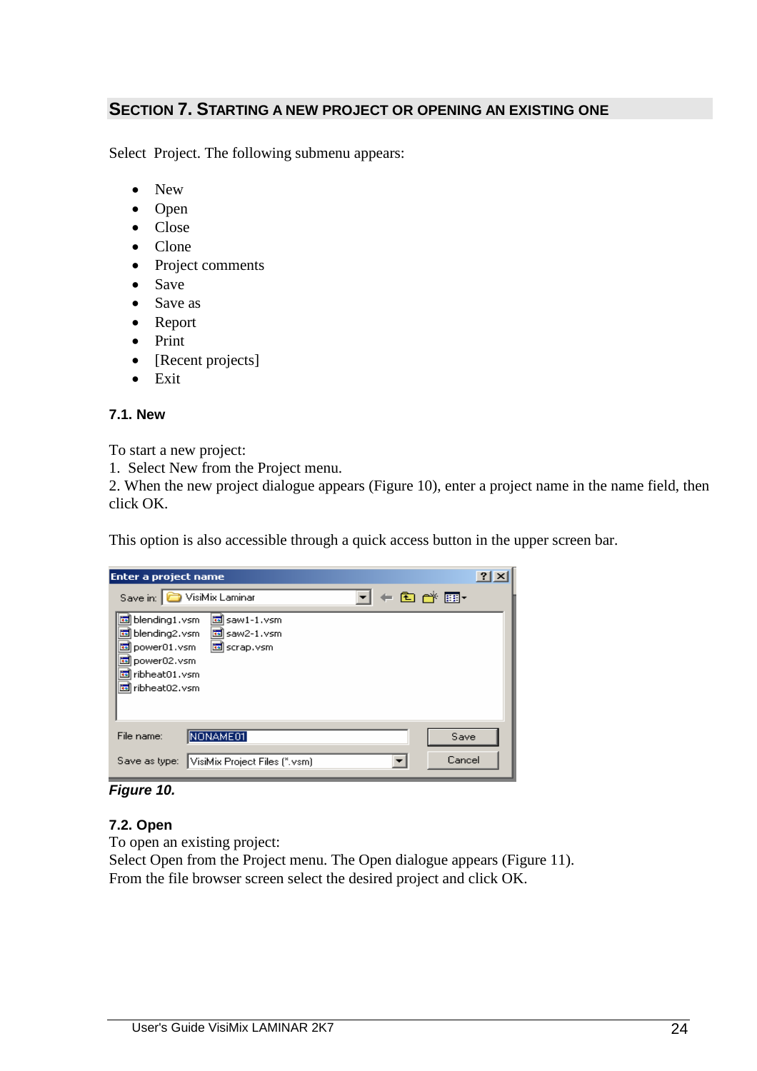## SECTION 7. STARTING A NEW PROJECT OR OPENING AN EXISTING ONE

Select Project. The following submenu appears:

- New
- Open
- Close
- Clone
- Project comments
- Save
- Save as
- Report
- Print
- [Recent projects]
- Exit

### 7.1. New

To start a new project:
1. Select New from the Project menu.
2. When the new project dialogue appears (Figure 10), enter a project name in the name field, then click OK.

This option is also accessible through a quick access button in the upper screen bar.

***Figure 10.***

### 7.2. Open

To open an existing project:
Select Open from the Project menu. The Open dialogue appears (Figure 11).
From the file browser screen select the desired project and click OK.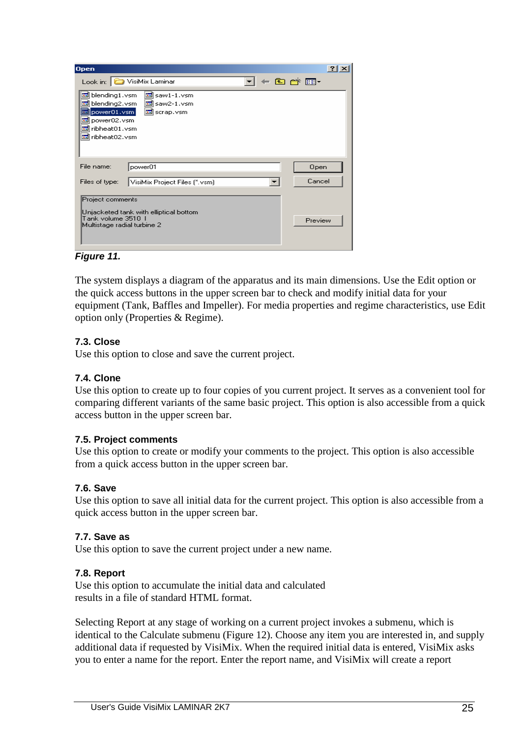*Figure 11.*

The system displays a diagram of the apparatus and its main dimensions. Use the Edit option or the quick access buttons in the upper screen bar to check and modify initial data for your equipment (Tank, Baffles and Impeller). For media properties and regime characteristics, use Edit option only (Properties & Regime).

### 7.3. Close

Use this option to close and save the current project.

### 7.4. Clone

Use this option to create up to four copies of you current project. It serves as a convenient tool for comparing different variants of the same basic project. This option is also accessible from a quick access button in the upper screen bar.

### 7.5. Project comments

Use this option to create or modify your comments to the project. This option is also accessible from a quick access button in the upper screen bar.

### 7.6. Save

Use this option to save all initial data for the current project. This option is also accessible from a quick access button in the upper screen bar.

### 7.7. Save as

Use this option to save the current project under a new name.

### 7.8. Report

Use this option to accumulate the initial data and calculated results in a file of standard HTML format.

Selecting Report at any stage of working on a current project invokes a submenu, which is identical to the Calculate submenu (Figure 12). Choose any item you are interested in, and supply additional data if requested by VisiMix. When the required initial data is entered, VisiMix asks you to enter a name for the report. Enter the report name, and VisiMix will create a report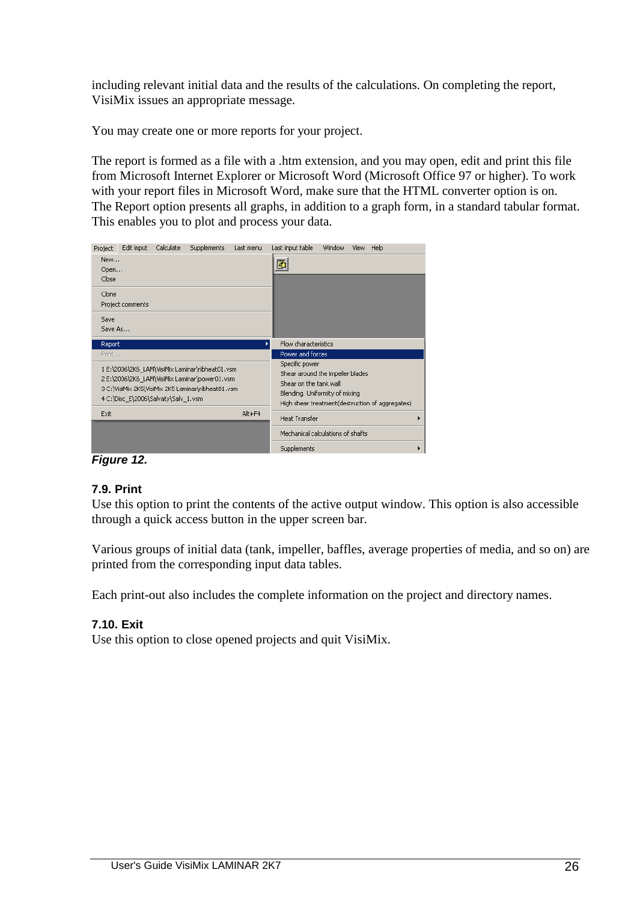including relevant initial data and the results of the calculations. On completing the report, VisiMix issues an appropriate message.

You may create one or more reports for your project.

The report is formed as a file with a .htm extension, and you may open, edit and print this file from Microsoft Internet Explorer or Microsoft Word (Microsoft Office 97 or higher). To work with your report files in Microsoft Word, make sure that the HTML converter option is on. The Report option presents all graphs, in addition to a graph form, in a standard tabular format. This enables you to plot and process your data.

*Figure 12.*

### 7.9. Print

Use this option to print the contents of the active output window. This option is also accessible through a quick access button in the upper screen bar.

Various groups of initial data (tank, impeller, baffles, average properties of media, and so on) are printed from the corresponding input data tables.

Each print-out also includes the complete information on the project and directory names.

### 7.10. Exit

Use this option to close opened projects and quit VisiMix.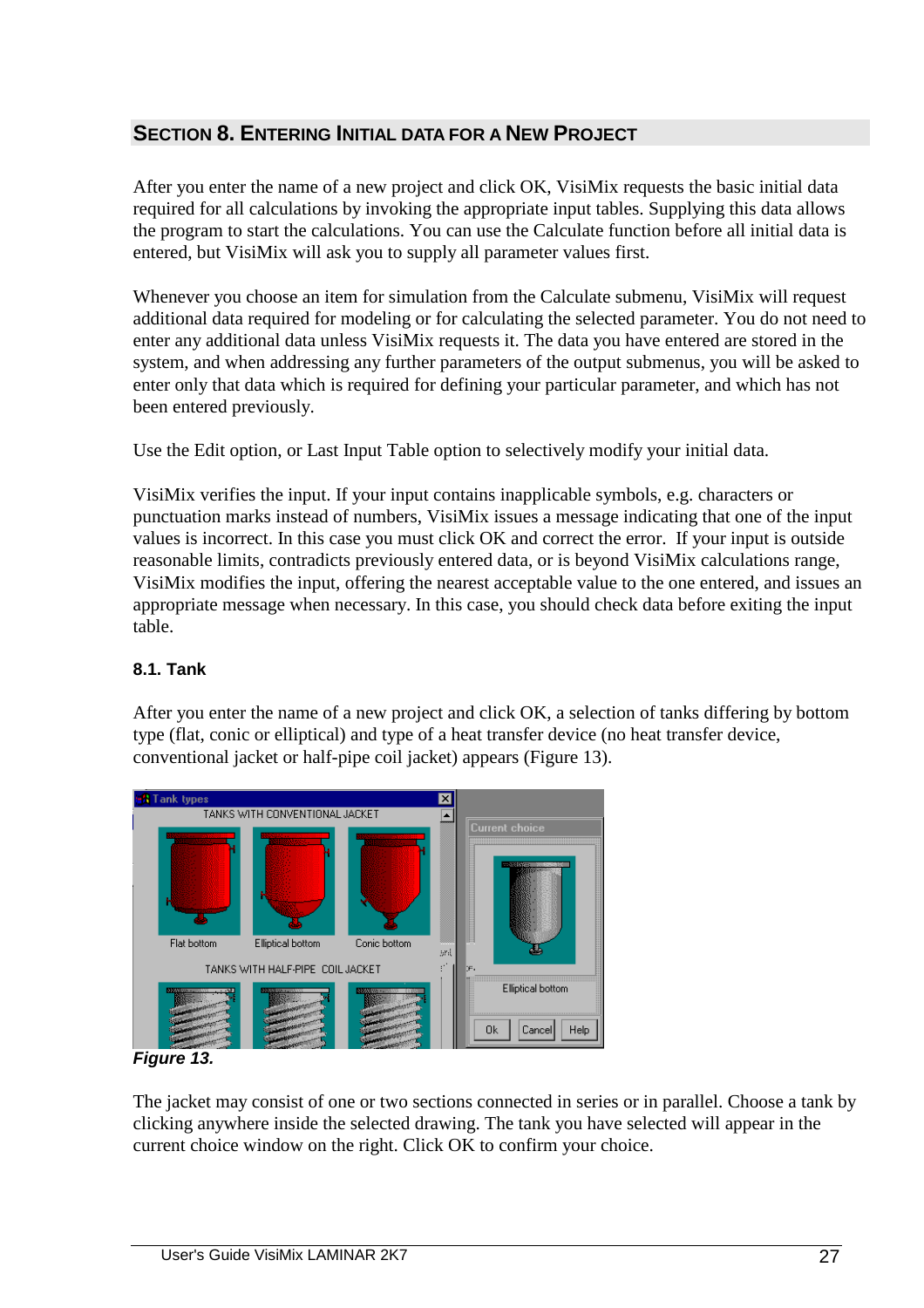## Section 8. Entering Initial Data for a New Project

After you enter the name of a new project and click OK, VisiMix requests the basic initial data required for all calculations by invoking the appropriate input tables. Supplying this data allows the program to start the calculations. You can use the Calculate function before all initial data is entered, but VisiMix will ask you to supply all parameter values first.

Whenever you choose an item for simulation from the Calculate submenu, VisiMix will request additional data required for modeling or for calculating the selected parameter. You do not need to enter any additional data unless VisiMix requests it. The data you have entered are stored in the system, and when addressing any further parameters of the output submenus, you will be asked to enter only that data which is required for defining your particular parameter, and which has not been entered previously.

Use the Edit option, or Last Input Table option to selectively modify your initial data.

VisiMix verifies the input. If your input contains inapplicable symbols, e.g. characters or punctuation marks instead of numbers, VisiMix issues a message indicating that one of the input values is incorrect. In this case you must click OK and correct the error. If your input is outside reasonable limits, contradicts previously entered data, or is beyond VisiMix calculations range, VisiMix modifies the input, offering the nearest acceptable value to the one entered, and issues an appropriate message when necessary. In this case, you should check data before exiting the input table.

### 8.1. Tank

After you enter the name of a new project and click OK, a selection of tanks differing by bottom type (flat, conic or elliptical) and type of a heat transfer device (no heat transfer device, conventional jacket or half-pipe coil jacket) appears (Figure 13).

***Figure 13.***

The jacket may consist of one or two sections connected in series or in parallel. Choose a tank by clicking anywhere inside the selected drawing. The tank you have selected will appear in the current choice window on the right. Click OK to confirm your choice.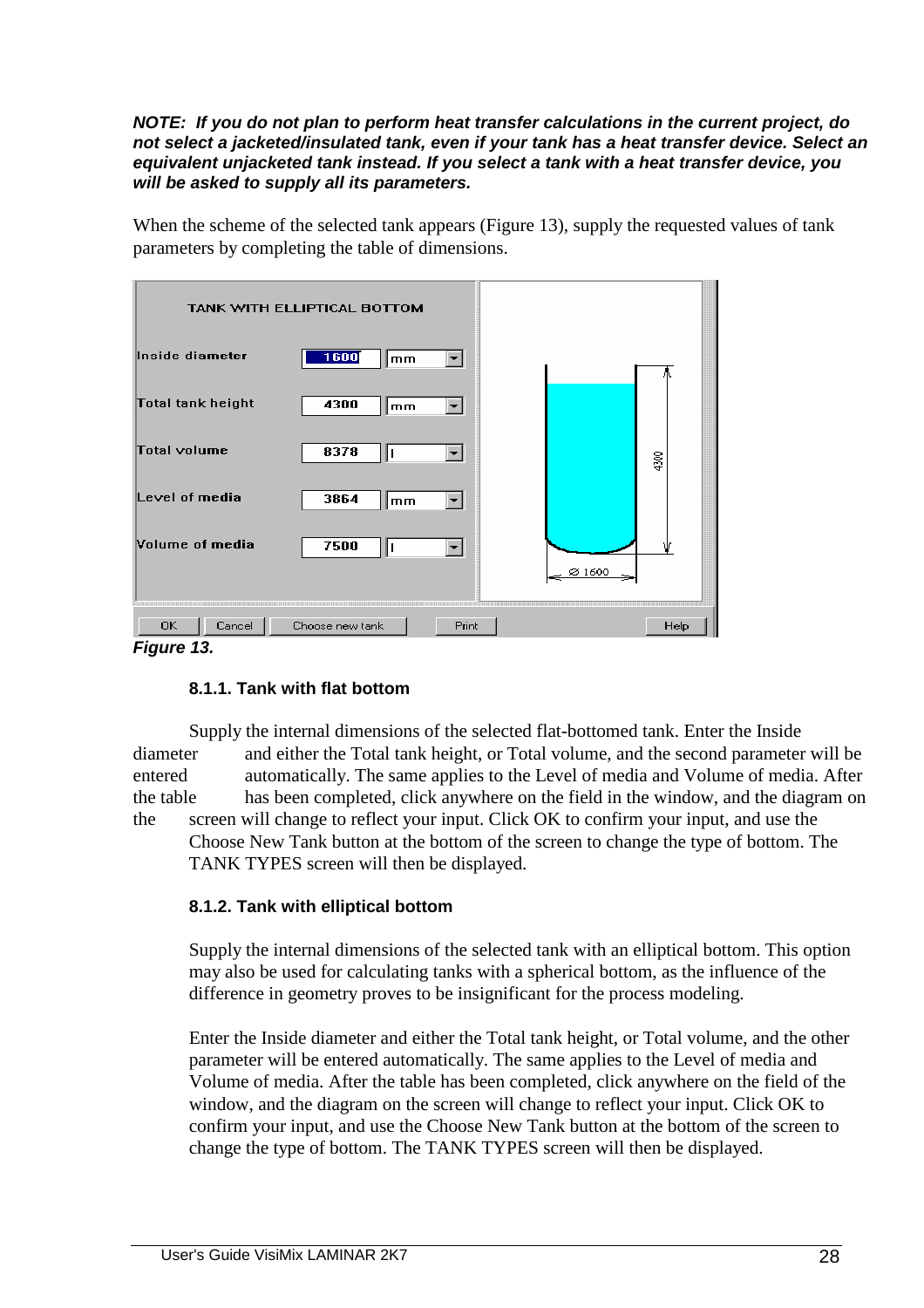***NOTE: If you do not plan to perform heat transfer calculations in the current project, do not select a jacketed/insulated tank, even if your tank has a heat transfer device. Select an equivalent unjacketed tank instead. If you select a tank with a heat transfer device, you will be asked to supply all its parameters.***

When the scheme of the selected tank appears (Figure 13), supply the requested values of tank parameters by completing the table of dimensions.

TANK WITH ELLIPTICAL BOTTOM

| Parameter | Value | Unit |
|---|---|---|
| Inside diameter | 1600 | mm |
| Total tank height | 4300 | mm |
| Total volume | 8378 | l |
| Level of media | 3864 | mm |
| Volume of media | 7500 | l |

OK | Cancel | Choose new tank | Print | Help

***Figure 13.***

### 8.1.1. Tank with flat bottom

Supply the internal dimensions of the selected flat-bottomed tank. Enter the Inside diameter and either the Total tank height, or Total volume, and the second parameter will be entered automatically. The same applies to the Level of media and Volume of media. After the table has been completed, click anywhere on the field in the window, and the diagram on the screen will change to reflect your input. Click OK to confirm your input, and use the Choose New Tank button at the bottom of the screen to change the type of bottom. The TANK TYPES screen will then be displayed.

### 8.1.2. Tank with elliptical bottom

Supply the internal dimensions of the selected tank with an elliptical bottom. This option may also be used for calculating tanks with a spherical bottom, as the influence of the difference in geometry proves to be insignificant for the process modeling.

Enter the Inside diameter and either the Total tank height, or Total volume, and the other parameter will be entered automatically. The same applies to the Level of media and Volume of media. After the table has been completed, click anywhere on the field of the window, and the diagram on the screen will change to reflect your input. Click OK to confirm your input, and use the Choose New Tank button at the bottom of the screen to change the type of bottom. The TANK TYPES screen will then be displayed.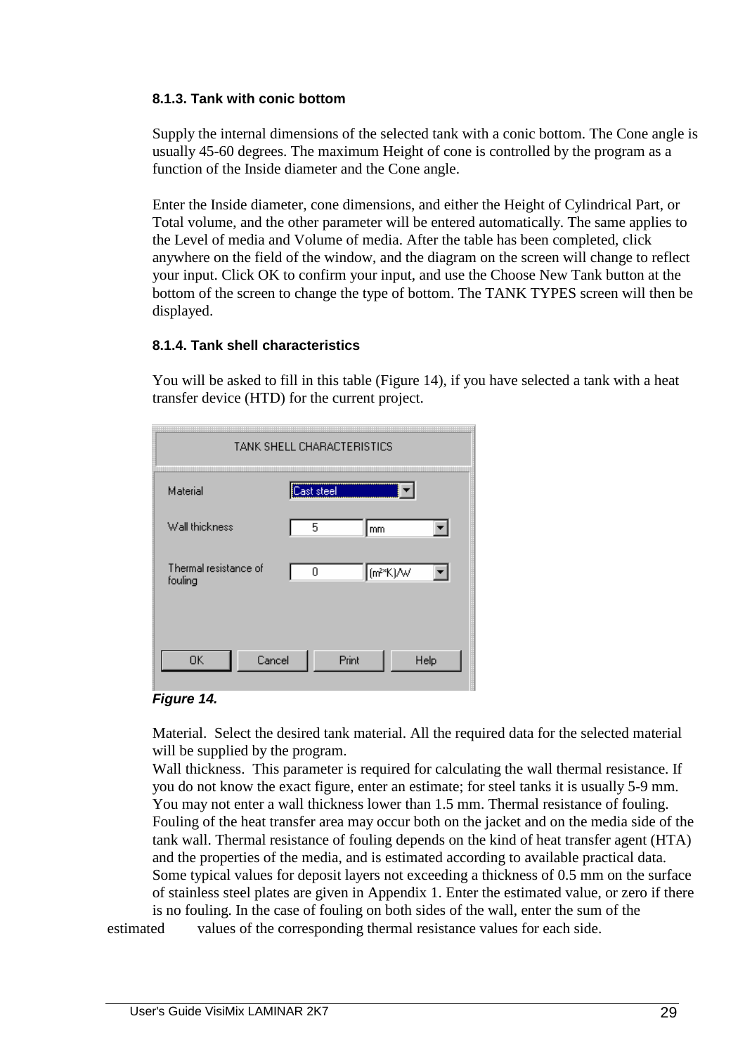#### 8.1.3. Tank with conic bottom

Supply the internal dimensions of the selected tank with a conic bottom. The Cone angle is usually 45-60 degrees. The maximum Height of cone is controlled by the program as a function of the Inside diameter and the Cone angle.

Enter the Inside diameter, cone dimensions, and either the Height of Cylindrical Part, or Total volume, and the other parameter will be entered automatically. The same applies to the Level of media and Volume of media. After the table has been completed, click anywhere on the field of the window, and the diagram on the screen will change to reflect your input. Click OK to confirm your input, and use the Choose New Tank button at the bottom of the screen to change the type of bottom. The TANK TYPES screen will then be displayed.

#### 8.1.4. Tank shell characteristics

You will be asked to fill in this table (Figure 14), if you have selected a tank with a heat transfer device (HTD) for the current project.

*Figure 14.*

Material. Select the desired tank material. All the required data for the selected material will be supplied by the program.
Wall thickness. This parameter is required for calculating the wall thermal resistance. If you do not know the exact figure, enter an estimate; for steel tanks it is usually 5-9 mm. You may not enter a wall thickness lower than 1.5 mm. Thermal resistance of fouling. Fouling of the heat transfer area may occur both on the jacket and on the media side of the tank wall. Thermal resistance of fouling depends on the kind of heat transfer agent (HTA) and the properties of the media, and is estimated according to available practical data. Some typical values for deposit layers not exceeding a thickness of 0.5 mm on the surface of stainless steel plates are given in Appendix 1. Enter the estimated value, or zero if there is no fouling. In the case of fouling on both sides of the wall, enter the sum of the estimated values of the corresponding thermal resistance values for each side.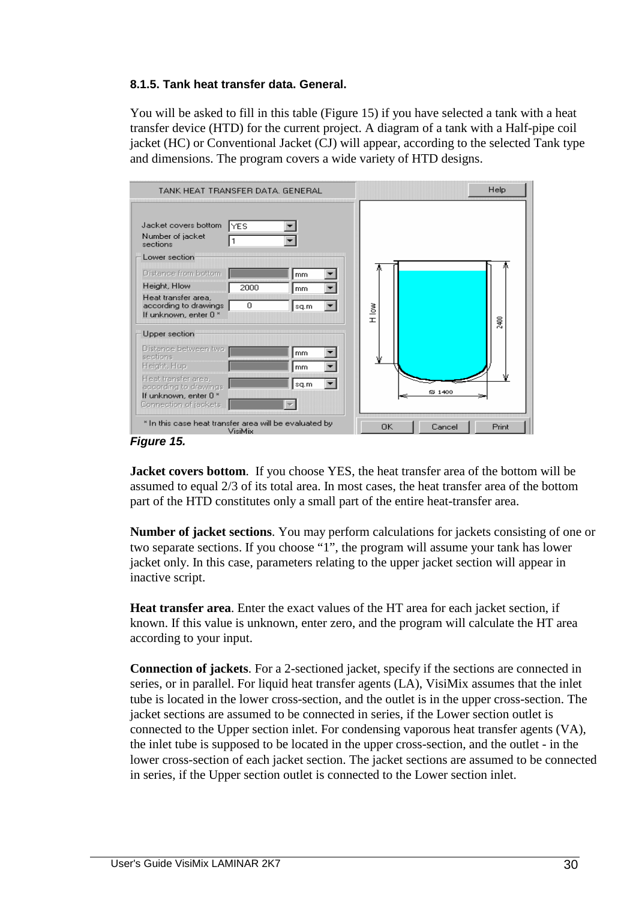### 8.1.5. Tank heat transfer data. General.

You will be asked to fill in this table (Figure 15) if you have selected a tank with a heat transfer device (HTD) for the current project. A diagram of a tank with a Half-pipe coil jacket (HC) or Conventional Jacket (CJ) will appear, according to the selected Tank type and dimensions. The program covers a wide variety of HTD designs.

***Figure 15.***

**Jacket covers bottom**. If you choose YES, the heat transfer area of the bottom will be assumed to equal 2/3 of its total area. In most cases, the heat transfer area of the bottom part of the HTD constitutes only a small part of the entire heat-transfer area.

**Number of jacket sections**. You may perform calculations for jackets consisting of one or two separate sections. If you choose “1”, the program will assume your tank has lower jacket only. In this case, parameters relating to the upper jacket section will appear in inactive script.

**Heat transfer area**. Enter the exact values of the HT area for each jacket section, if known. If this value is unknown, enter zero, and the program will calculate the HT area according to your input.

**Connection of jackets**. For a 2-sectioned jacket, specify if the sections are connected in series, or in parallel. For liquid heat transfer agents (LA), VisiMix assumes that the inlet tube is located in the lower cross-section, and the outlet is in the upper cross-section. The jacket sections are assumed to be connected in series, if the Lower section outlet is connected to the Upper section inlet. For condensing vaporous heat transfer agents (VA), the inlet tube is supposed to be located in the upper cross-section, and the outlet - in the lower cross-section of each jacket section. The jacket sections are assumed to be connected in series, if the Upper section outlet is connected to the Lower section inlet.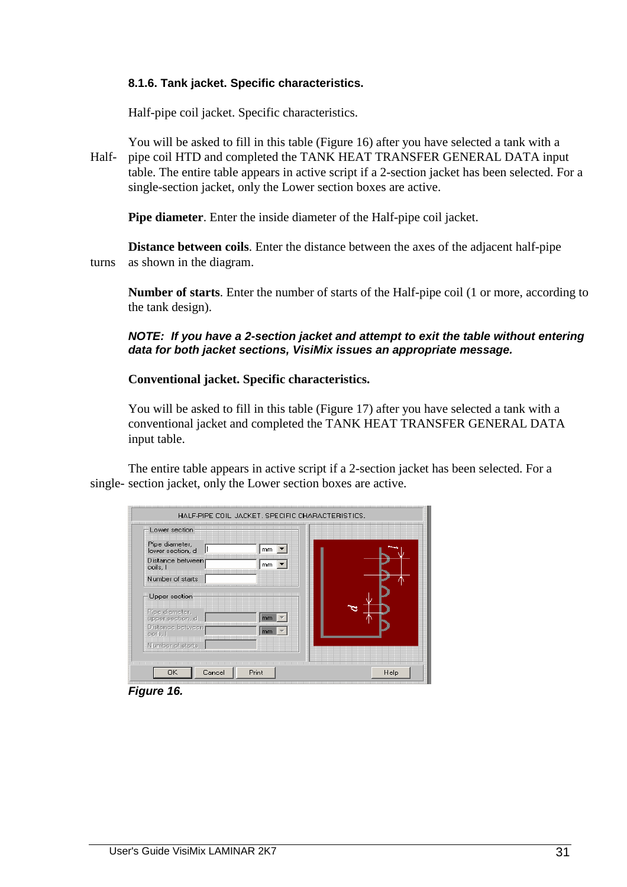#### 8.1.6. Tank jacket. Specific characteristics.

Half-pipe coil jacket. Specific characteristics.

You will be asked to fill in this table (Figure 16) after you have selected a tank with a Half-pipe coil HTD and completed the TANK HEAT TRANSFER GENERAL DATA input table. The entire table appears in active script if a 2-section jacket has been selected. For a single-section jacket, only the Lower section boxes are active.

**Pipe diameter**. Enter the inside diameter of the Half-pipe coil jacket.

**Distance between coils**. Enter the distance between the axes of the adjacent half-pipe turns as shown in the diagram.

**Number of starts**. Enter the number of starts of the Half-pipe coil (1 or more, according to the tank design).

***NOTE: If you have a 2-section jacket and attempt to exit the table without entering data for both jacket sections, VisiMix issues an appropriate message.***

**Conventional jacket. Specific characteristics.**

You will be asked to fill in this table (Figure 17) after you have selected a tank with a conventional jacket and completed the TANK HEAT TRANSFER GENERAL DATA input table.

The entire table appears in active script if a 2-section jacket has been selected. For a single-section jacket, only the Lower section boxes are active.

***Figure 16.***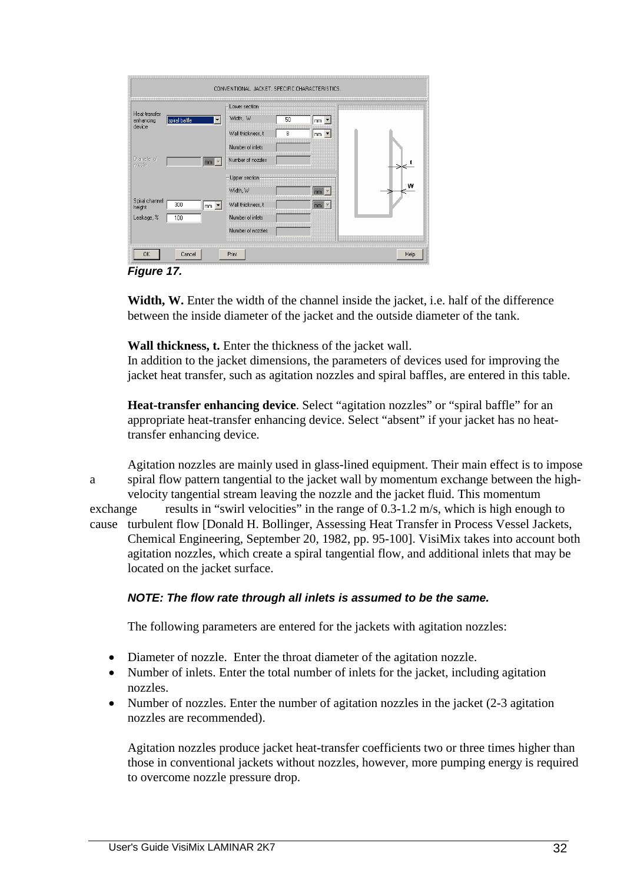*Figure 17.*

**Width, W.** Enter the width of the channel inside the jacket, i.e. half of the difference between the inside diameter of the jacket and the outside diameter of the tank.

**Wall thickness, t.** Enter the thickness of the jacket wall.
In addition to the jacket dimensions, the parameters of devices used for improving the jacket heat transfer, such as agitation nozzles and spiral baffles, are entered in this table.

**Heat-transfer enhancing device**. Select "agitation nozzles" or "spiral baffle" for an appropriate heat-transfer enhancing device. Select "absent" if your jacket has no heat-transfer enhancing device.

Agitation nozzles are mainly used in glass-lined equipment. Their main effect is to impose a spiral flow pattern tangential to the jacket wall by momentum exchange between the high-velocity tangential stream leaving the nozzle and the jacket fluid. This momentum exchange results in "swirl velocities" in the range of 0.3-1.2 m/s, which is high enough to cause turbulent flow [Donald H. Bollinger, Assessing Heat Transfer in Process Vessel Jackets, Chemical Engineering, September 20, 1982, pp. 95-100]. VisiMix takes into account both agitation nozzles, which create a spiral tangential flow, and additional inlets that may be located on the jacket surface.

***NOTE: The flow rate through all inlets is assumed to be the same.***

The following parameters are entered for the jackets with agitation nozzles:

- Diameter of nozzle. Enter the throat diameter of the agitation nozzle.
- Number of inlets. Enter the total number of inlets for the jacket, including agitation nozzles.
- Number of nozzles. Enter the number of agitation nozzles in the jacket (2-3 agitation nozzles are recommended).

Agitation nozzles produce jacket heat-transfer coefficients two or three times higher than those in conventional jackets without nozzles, however, more pumping energy is required to overcome nozzle pressure drop.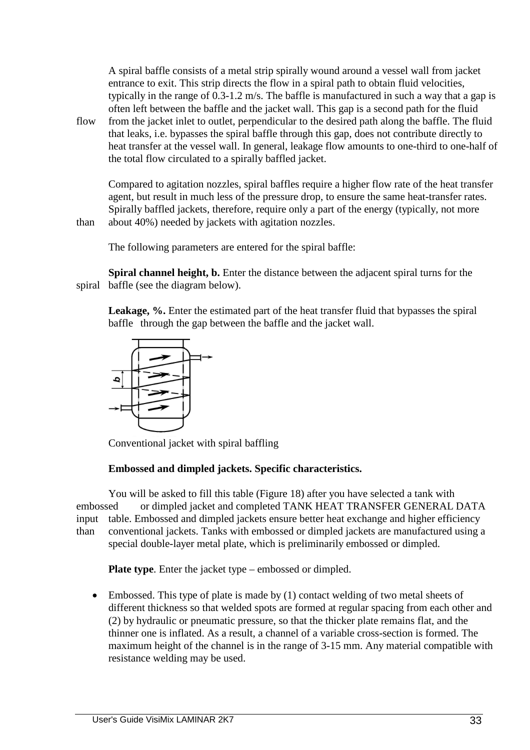A spiral baffle consists of a metal strip spirally wound around a vessel wall from jacket entrance to exit. This strip directs the flow in a spiral path to obtain fluid velocities, typically in the range of 0.3-1.2 m/s. The baffle is manufactured in such a way that a gap is often left between the baffle and the jacket wall. This gap is a second path for the fluid flow from the jacket inlet to outlet, perpendicular to the desired path along the baffle. The fluid that leaks, i.e. bypasses the spiral baffle through this gap, does not contribute directly to heat transfer at the vessel wall. In general, leakage flow amounts to one-third to one-half of the total flow circulated to a spirally baffled jacket.

Compared to agitation nozzles, spiral baffles require a higher flow rate of the heat transfer agent, but result in much less of the pressure drop, to ensure the same heat-transfer rates. Spirally baffled jackets, therefore, require only a part of the energy (typically, not more than about 40%) needed by jackets with agitation nozzles.

The following parameters are entered for the spiral baffle:

**Spiral channel height, b.** Enter the distance between the adjacent spiral turns for the spiral baffle (see the diagram below).

**Leakage, %.** Enter the estimated part of the heat transfer fluid that bypasses the spiral baffle through the gap between the baffle and the jacket wall.

Conventional jacket with spiral baffling

**Embossed and dimpled jackets. Specific characteristics.**

You will be asked to fill this table (Figure 18) after you have selected a tank with embossed or dimpled jacket and completed TANK HEAT TRANSFER GENERAL DATA input table. Embossed and dimpled jackets ensure better heat exchange and higher efficiency than conventional jackets. Tanks with embossed or dimpled jackets are manufactured using a special double-layer metal plate, which is preliminarily embossed or dimpled.

**Plate type**. Enter the jacket type – embossed or dimpled.

- Embossed. This type of plate is made by (1) contact welding of two metal sheets of different thickness so that welded spots are formed at regular spacing from each other and (2) by hydraulic or pneumatic pressure, so that the thicker plate remains flat, and the thinner one is inflated. As a result, a channel of a variable cross-section is formed. The maximum height of the channel is in the range of 3-15 mm. Any material compatible with resistance welding may be used.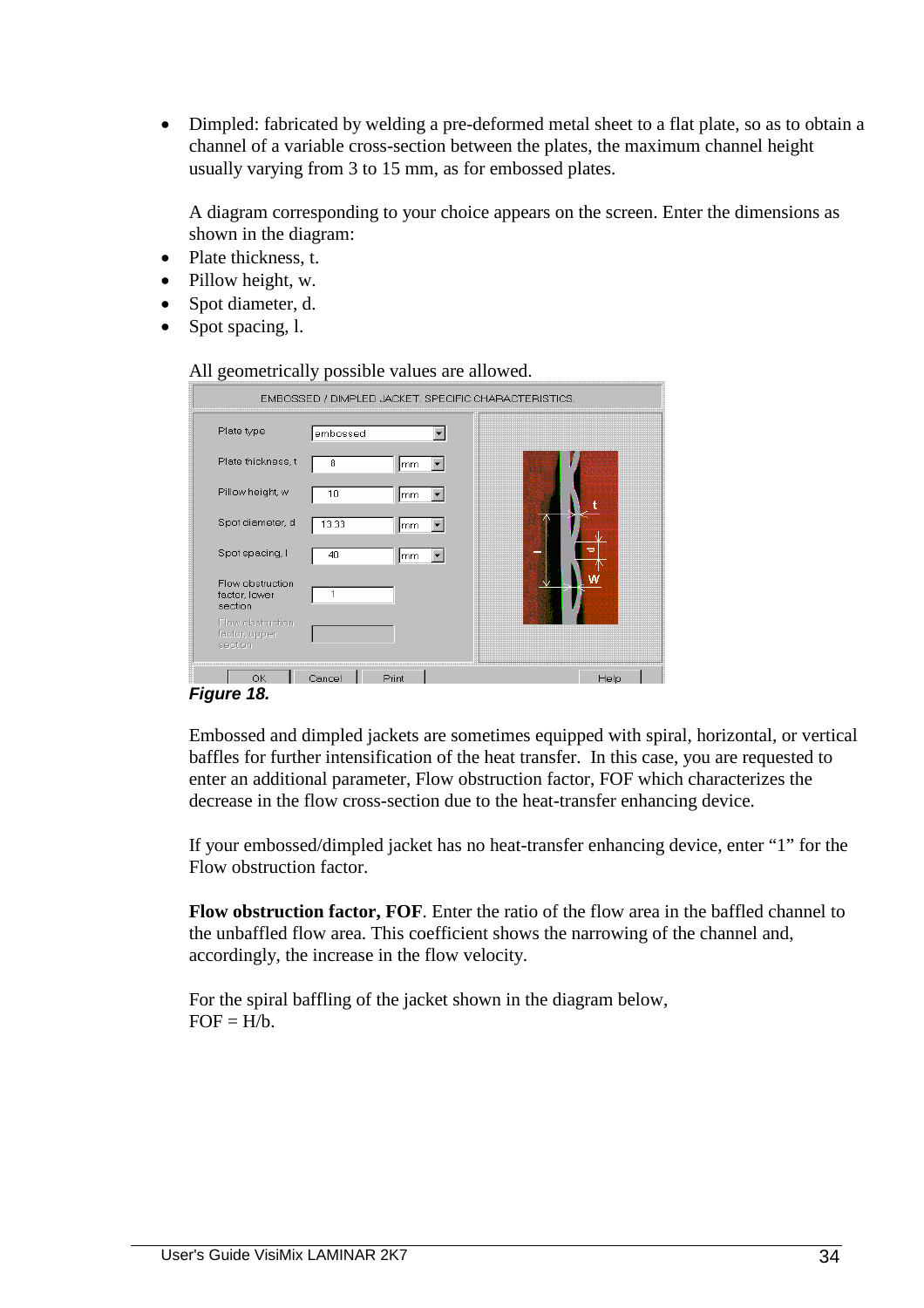- Dimpled: fabricated by welding a pre-deformed metal sheet to a flat plate, so as to obtain a channel of a variable cross-section between the plates, the maximum channel height usually varying from 3 to 15 mm, as for embossed plates.

  A diagram corresponding to your choice appears on the screen. Enter the dimensions as shown in the diagram:
- Plate thickness, t.
- Pillow height, w.
- Spot diameter, d.
- Spot spacing, l.

  All geometrically possible values are allowed.

***Figure 18.***

Embossed and dimpled jackets are sometimes equipped with spiral, horizontal, or vertical baffles for further intensification of the heat transfer. In this case, you are requested to enter an additional parameter, Flow obstruction factor, FOF which characterizes the decrease in the flow cross-section due to the heat-transfer enhancing device.

If your embossed/dimpled jacket has no heat-transfer enhancing device, enter “1” for the Flow obstruction factor.

**Flow obstruction factor, FOF**. Enter the ratio of the flow area in the baffled channel to the unbaffled flow area. This coefficient shows the narrowing of the channel and, accordingly, the increase in the flow velocity.

For the spiral baffling of the jacket shown in the diagram below,
FOF = H/b.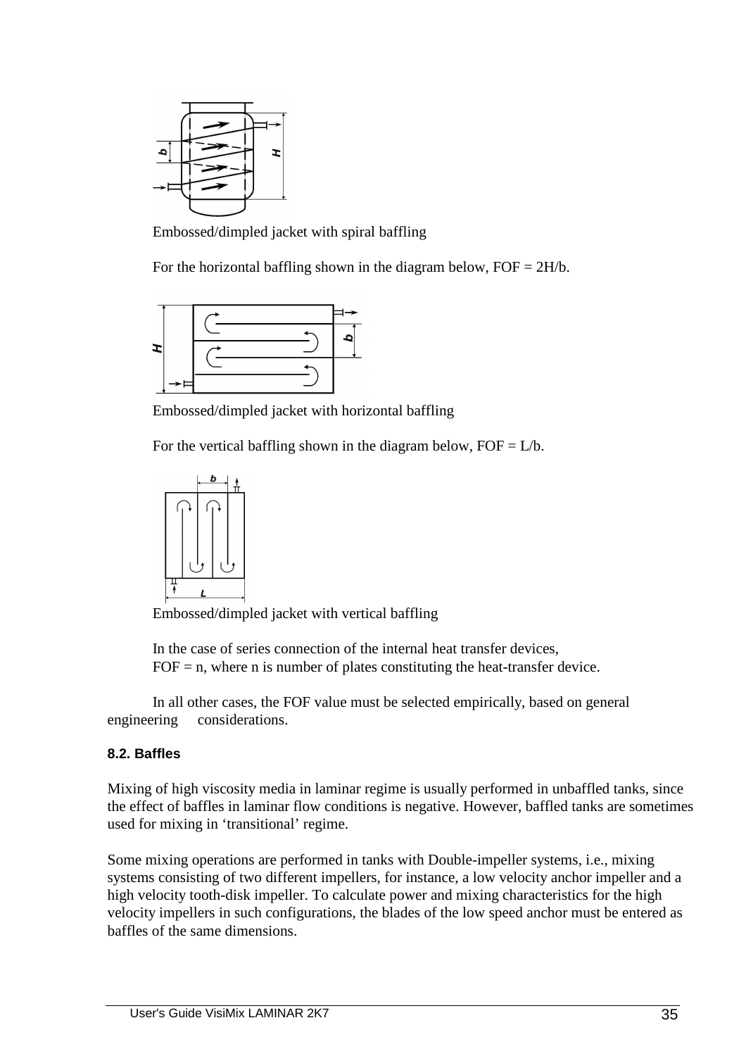Embossed/dimpled jacket with spiral baffling

For the horizontal baffling shown in the diagram below, FOF = 2H/b.

Embossed/dimpled jacket with horizontal baffling

For the vertical baffling shown in the diagram below, FOF = L/b.

Embossed/dimpled jacket with vertical baffling

In the case of series connection of the internal heat transfer devices,
FOF = n, where n is number of plates constituting the heat-transfer device.

In all other cases, the FOF value must be selected empirically, based on general engineering considerations.

### 8.2. Baffles

Mixing of high viscosity media in laminar regime is usually performed in unbaffled tanks, since the effect of baffles in laminar flow conditions is negative. However, baffled tanks are sometimes used for mixing in 'transitional' regime.

Some mixing operations are performed in tanks with Double-impeller systems, i.e., mixing systems consisting of two different impellers, for instance, a low velocity anchor impeller and a high velocity tooth-disk impeller. To calculate power and mixing characteristics for the high velocity impellers in such configurations, the blades of the low speed anchor must be entered as baffles of the same dimensions.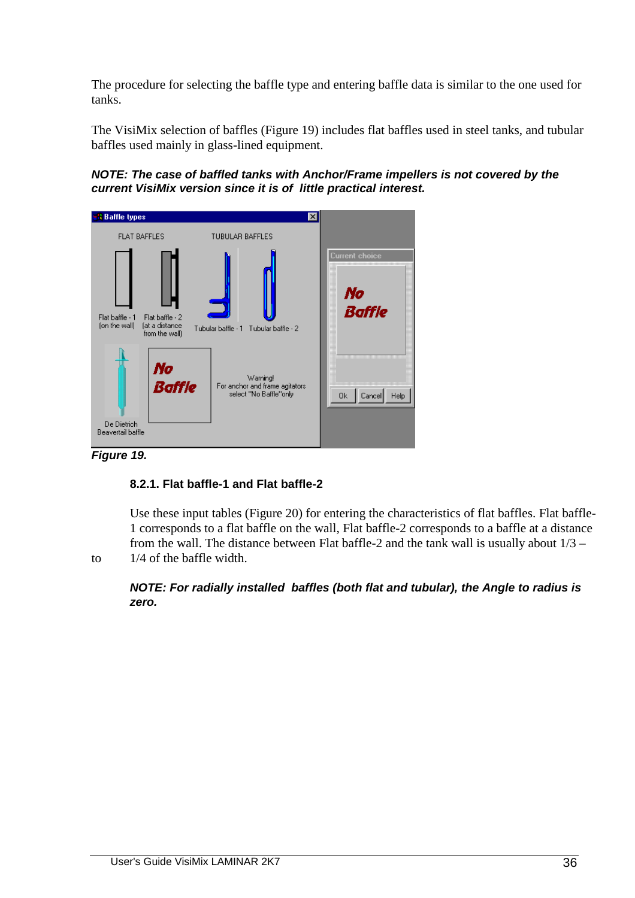The procedure for selecting the baffle type and entering baffle data is similar to the one used for tanks.

The VisiMix selection of baffles (Figure 19) includes flat baffles used in steel tanks, and tubular baffles used mainly in glass-lined equipment.

***NOTE: The case of baffled tanks with Anchor/Frame impellers is not covered by the current VisiMix version since it is of little practical interest.***

***Figure 19.***

### 8.2.1. Flat baffle-1 and Flat baffle-2

Use these input tables (Figure 20) for entering the characteristics of flat baffles. Flat baffle-1 corresponds to a flat baffle on the wall, Flat baffle-2 corresponds to a baffle at a distance from the wall. The distance between Flat baffle-2 and the tank wall is usually about 1/3 – to 1/4 of the baffle width.

***NOTE: For radially installed baffles (both flat and tubular), the Angle to radius is zero.***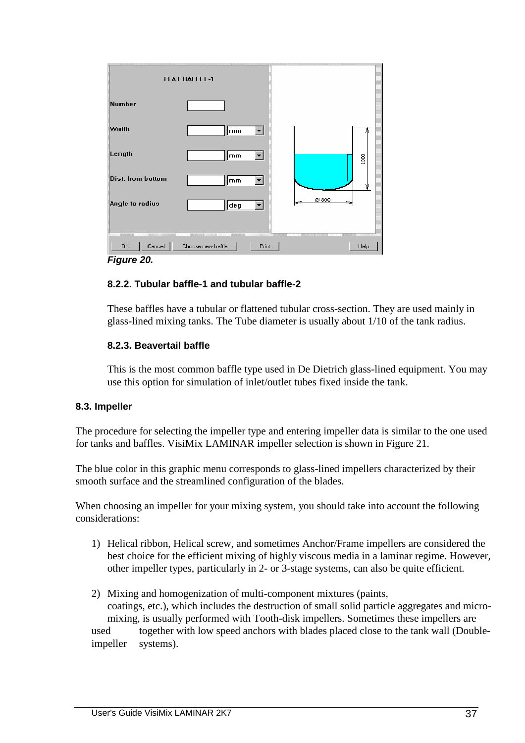FLAT BAFFLE-1

Number

Width mm

Length mm

Dist. from bottom mm

Angle to radius deg

OK Cancel Choose new baffle Print Help

***Figure 20.***

#### 8.2.2. Tubular baffle-1 and tubular baffle-2

These baffles have a tubular or flattened tubular cross-section. They are used mainly in glass-lined mixing tanks. The Tube diameter is usually about 1/10 of the tank radius.

#### 8.2.3. Beavertail baffle

This is the most common baffle type used in De Dietrich glass-lined equipment. You may use this option for simulation of inlet/outlet tubes fixed inside the tank.

### 8.3. Impeller

The procedure for selecting the impeller type and entering impeller data is similar to the one used for tanks and baffles. VisiMix LAMINAR impeller selection is shown in Figure 21.

The blue color in this graphic menu corresponds to glass-lined impellers characterized by their smooth surface and the streamlined configuration of the blades.

When choosing an impeller for your mixing system, you should take into account the following considerations:

1) Helical ribbon, Helical screw, and sometimes Anchor/Frame impellers are considered the best choice for the efficient mixing of highly viscous media in a laminar regime. However, other impeller types, particularly in 2- or 3-stage systems, can also be quite efficient.

2) Mixing and homogenization of multi-component mixtures (paints, coatings, etc.), which includes the destruction of small solid particle aggregates and micro-mixing, is usually performed with Tooth-disk impellers. Sometimes these impellers are used together with low speed anchors with blades placed close to the tank wall (Double-impeller systems).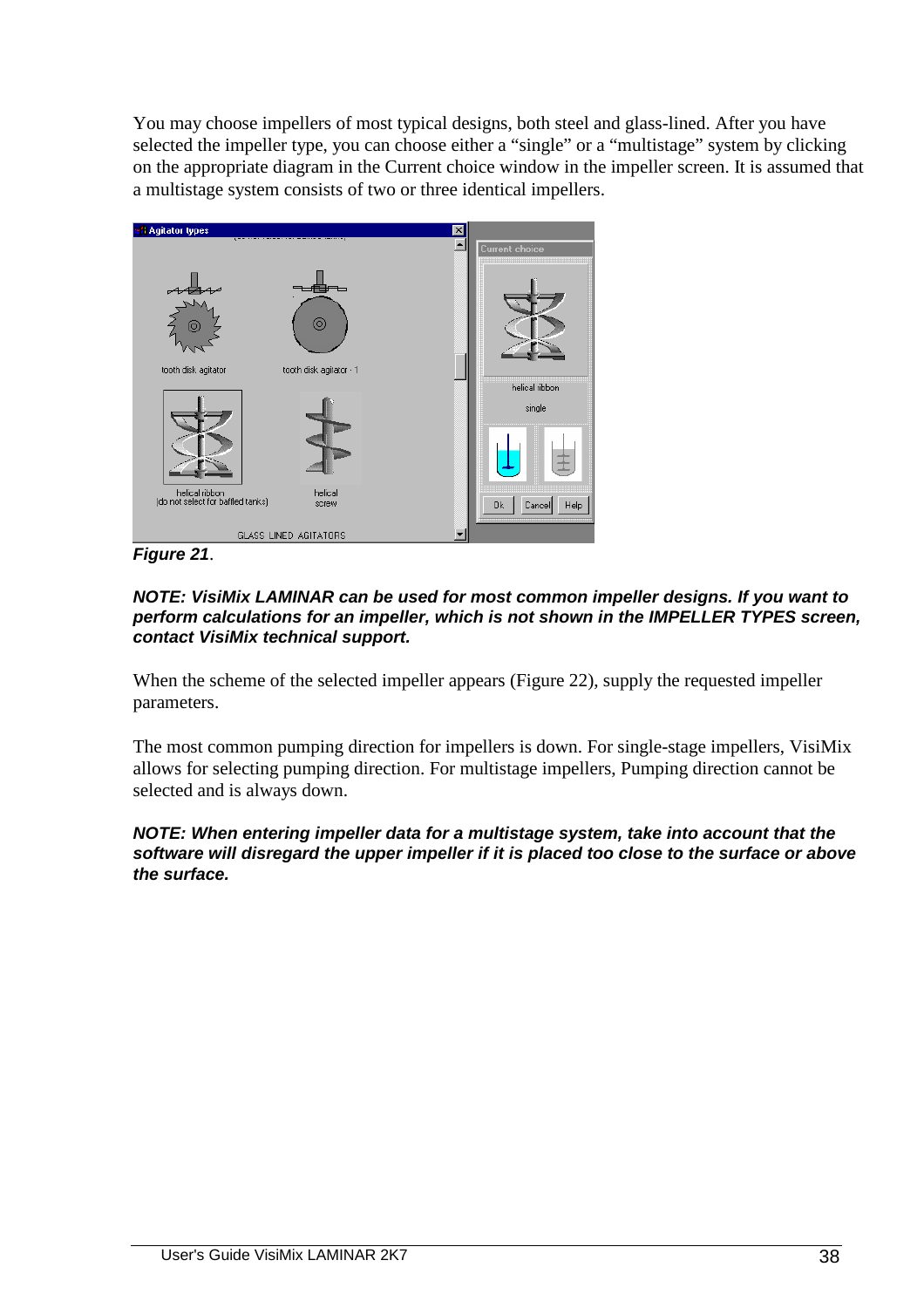You may choose impellers of most typical designs, both steel and glass-lined. After you have selected the impeller type, you can choose either a “single” or a “multistage” system by clicking on the appropriate diagram in the Current choice window in the impeller screen. It is assumed that a multistage system consists of two or three identical impellers.

***Figure 21***.

***NOTE: VisiMix LAMINAR can be used for most common impeller designs. If you want to perform calculations for an impeller, which is not shown in the IMPELLER TYPES screen, contact VisiMix technical support.***

When the scheme of the selected impeller appears (Figure 22), supply the requested impeller parameters.

The most common pumping direction for impellers is down. For single-stage impellers, VisiMix allows for selecting pumping direction. For multistage impellers, Pumping direction cannot be selected and is always down.

***NOTE: When entering impeller data for a multistage system, take into account that the software will disregard the upper impeller if it is placed too close to the surface or above the surface.***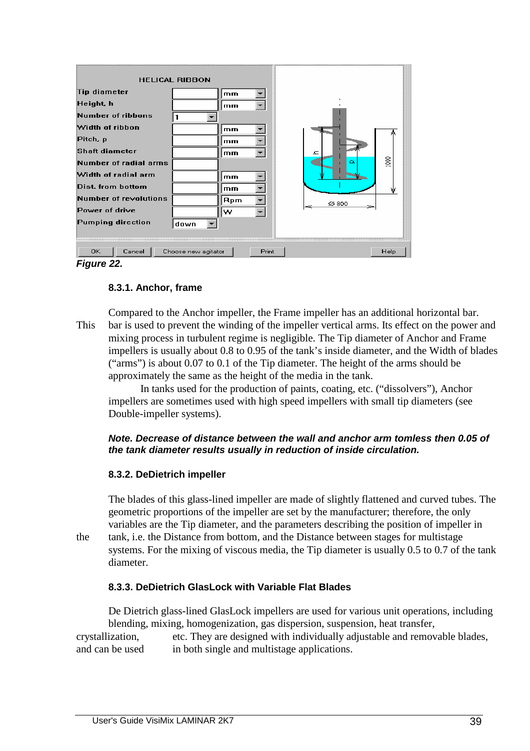**Figure 22.**

### 8.3.1. Anchor, frame

Compared to the Anchor impeller, the Frame impeller has an additional horizontal bar. This bar is used to prevent the winding of the impeller vertical arms. Its effect on the power and mixing process in turbulent regime is negligible. The Tip diameter of Anchor and Frame impellers is usually about 0.8 to 0.95 of the tank's inside diameter, and the Width of blades ("arms") is about 0.07 to 0.1 of the Tip diameter. The height of the arms should be approximately the same as the height of the media in the tank.

In tanks used for the production of paints, coating, etc. ("dissolvers"), Anchor impellers are sometimes used with high speed impellers with small tip diameters (see Double-impeller systems).

***Note. Decrease of distance between the wall and anchor arm tomless then 0.05 of the tank diameter results usually in reduction of inside circulation.***

### 8.3.2. DeDietrich impeller

The blades of this glass-lined impeller are made of slightly flattened and curved tubes. The geometric proportions of the impeller are set by the manufacturer; therefore, the only variables are the Tip diameter, and the parameters describing the position of impeller in the tank, i.e. the Distance from bottom, and the Distance between stages for multistage systems. For the mixing of viscous media, the Tip diameter is usually 0.5 to 0.7 of the tank diameter.

### 8.3.3. DeDietrich GlasLock with Variable Flat Blades

De Dietrich glass-lined GlasLock impellers are used for various unit operations, including blending, mixing, homogenization, gas dispersion, suspension, heat transfer, crystallization, etc. They are designed with individually adjustable and removable blades, and can be used in both single and multistage applications.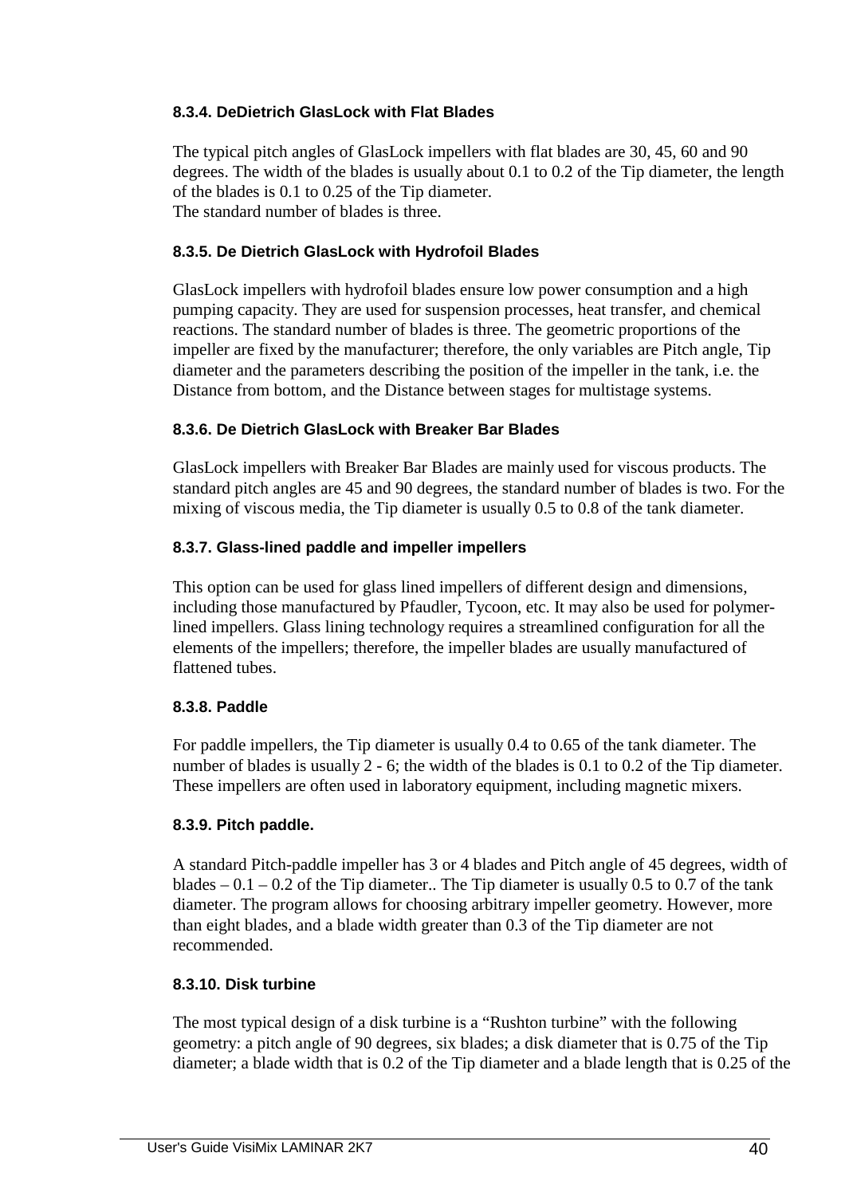### 8.3.4. DeDietrich GlasLock with Flat Blades

The typical pitch angles of GlasLock impellers with flat blades are 30, 45, 60 and 90 degrees. The width of the blades is usually about 0.1 to 0.2 of the Tip diameter, the length of the blades is 0.1 to 0.25 of the Tip diameter.
The standard number of blades is three.

### 8.3.5. De Dietrich GlasLock with Hydrofoil Blades

GlasLock impellers with hydrofoil blades ensure low power consumption and a high pumping capacity. They are used for suspension processes, heat transfer, and chemical reactions. The standard number of blades is three. The geometric proportions of the impeller are fixed by the manufacturer; therefore, the only variables are Pitch angle, Tip diameter and the parameters describing the position of the impeller in the tank, i.e. the Distance from bottom, and the Distance between stages for multistage systems.

### 8.3.6. De Dietrich GlasLock with Breaker Bar Blades

GlasLock impellers with Breaker Bar Blades are mainly used for viscous products. The standard pitch angles are 45 and 90 degrees, the standard number of blades is two. For the mixing of viscous media, the Tip diameter is usually 0.5 to 0.8 of the tank diameter.

### 8.3.7. Glass-lined paddle and impeller impellers

This option can be used for glass lined impellers of different design and dimensions, including those manufactured by Pfaudler, Tycoon, etc. It may also be used for polymer-lined impellers. Glass lining technology requires a streamlined configuration for all the elements of the impellers; therefore, the impeller blades are usually manufactured of flattened tubes.

### 8.3.8. Paddle

For paddle impellers, the Tip diameter is usually 0.4 to 0.65 of the tank diameter. The number of blades is usually 2 - 6; the width of the blades is 0.1 to 0.2 of the Tip diameter. These impellers are often used in laboratory equipment, including magnetic mixers.

### 8.3.9. Pitch paddle.

A standard Pitch-paddle impeller has 3 or 4 blades and Pitch angle of 45 degrees, width of blades – 0.1 – 0.2 of the Tip diameter.. The Tip diameter is usually 0.5 to 0.7 of the tank diameter. The program allows for choosing arbitrary impeller geometry. However, more than eight blades, and a blade width greater than 0.3 of the Tip diameter are not recommended.

### 8.3.10. Disk turbine

The most typical design of a disk turbine is a “Rushton turbine” with the following geometry: a pitch angle of 90 degrees, six blades; a disk diameter that is 0.75 of the Tip diameter; a blade width that is 0.2 of the Tip diameter and a blade length that is 0.25 of the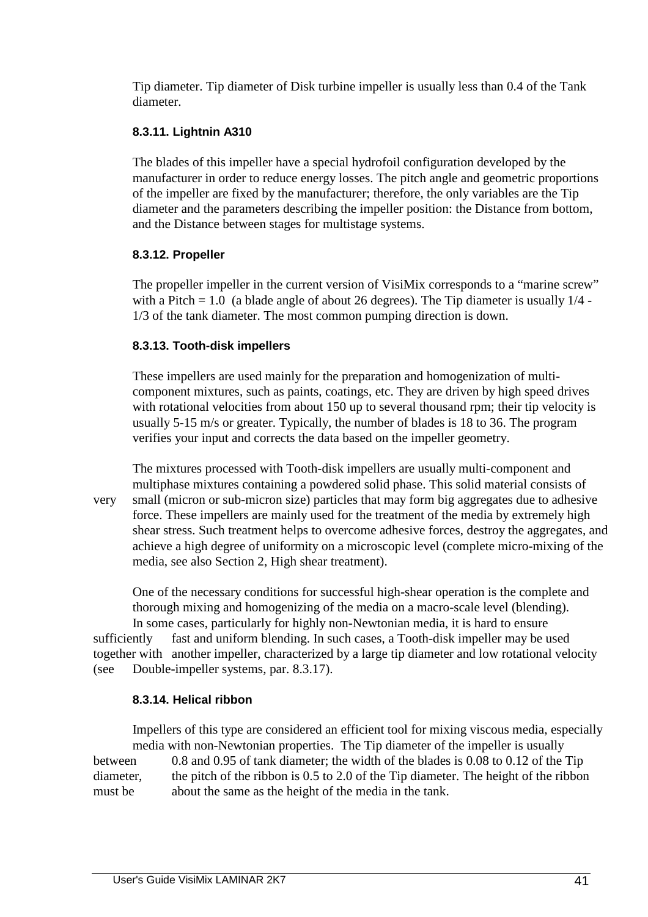Tip diameter. Tip diameter of Disk turbine impeller is usually less than 0.4 of the Tank diameter.

### 8.3.11. Lightnin A310

The blades of this impeller have a special hydrofoil configuration developed by the manufacturer in order to reduce energy losses. The pitch angle and geometric proportions of the impeller are fixed by the manufacturer; therefore, the only variables are the Tip diameter and the parameters describing the impeller position: the Distance from bottom, and the Distance between stages for multistage systems.

### 8.3.12. Propeller

The propeller impeller in the current version of VisiMix corresponds to a "marine screw" with a Pitch = 1.0 (a blade angle of about 26 degrees). The Tip diameter is usually 1/4 - 1/3 of the tank diameter. The most common pumping direction is down.

### 8.3.13. Tooth-disk impellers

These impellers are used mainly for the preparation and homogenization of multi-component mixtures, such as paints, coatings, etc. They are driven by high speed drives with rotational velocities from about 150 up to several thousand rpm; their tip velocity is usually 5-15 m/s or greater. Typically, the number of blades is 18 to 36. The program verifies your input and corrects the data based on the impeller geometry.

The mixtures processed with Tooth-disk impellers are usually multi-component and multiphase mixtures containing a powdered solid phase. This solid material consists of very small (micron or sub-micron size) particles that may form big aggregates due to adhesive force. These impellers are mainly used for the treatment of the media by extremely high shear stress. Such treatment helps to overcome adhesive forces, destroy the aggregates, and achieve a high degree of uniformity on a microscopic level (complete micro-mixing of the media, see also Section 2, High shear treatment).

One of the necessary conditions for successful high-shear operation is the complete and thorough mixing and homogenizing of the media on a macro-scale level (blending). In some cases, particularly for highly non-Newtonian media, it is hard to ensure sufficiently fast and uniform blending. In such cases, a Tooth-disk impeller may be used together with another impeller, characterized by a large tip diameter and low rotational velocity (see Double-impeller systems, par. 8.3.17).

### 8.3.14. Helical ribbon

Impellers of this type are considered an efficient tool for mixing viscous media, especially media with non-Newtonian properties. The Tip diameter of the impeller is usually between 0.8 and 0.95 of tank diameter; the width of the blades is 0.08 to 0.12 of the Tip diameter, the pitch of the ribbon is 0.5 to 2.0 of the Tip diameter. The height of the ribbon must be about the same as the height of the media in the tank.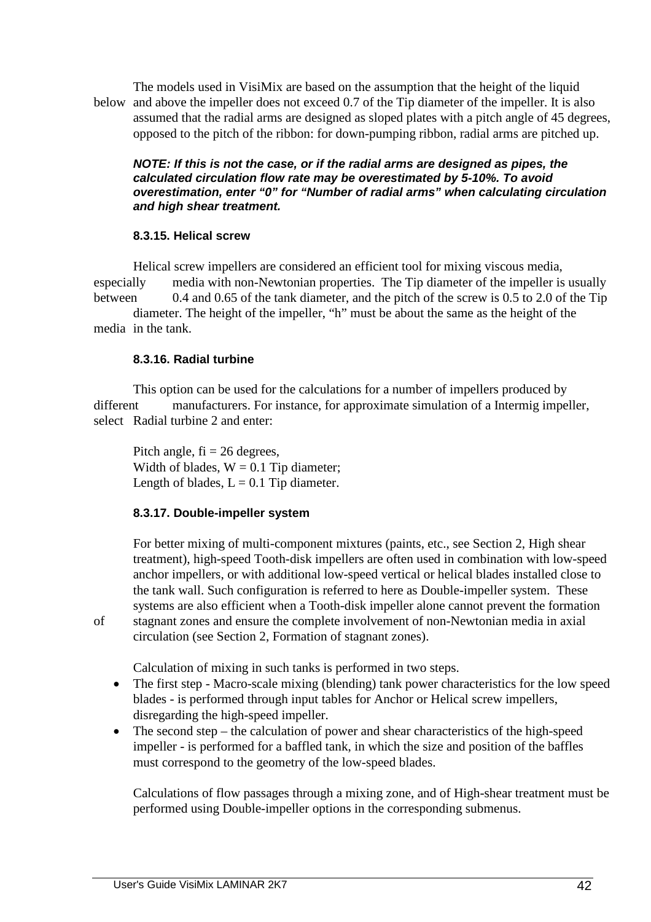The models used in VisiMix are based on the assumption that the height of the liquid below and above the impeller does not exceed 0.7 of the Tip diameter of the impeller. It is also assumed that the radial arms are designed as sloped plates with a pitch angle of 45 degrees, opposed to the pitch of the ribbon: for down-pumping ribbon, radial arms are pitched up.

***NOTE: If this is not the case, or if the radial arms are designed as pipes, the calculated circulation flow rate may be overestimated by 5-10%. To avoid overestimation, enter "0" for "Number of radial arms" when calculating circulation and high shear treatment.***

#### 8.3.15. Helical screw

Helical screw impellers are considered an efficient tool for mixing viscous media, especially media with non-Newtonian properties. The Tip diameter of the impeller is usually between 0.4 and 0.65 of the tank diameter, and the pitch of the screw is 0.5 to 2.0 of the Tip diameter. The height of the impeller, "h" must be about the same as the height of the media in the tank.

#### 8.3.16. Radial turbine

This option can be used for the calculations for a number of impellers produced by different manufacturers. For instance, for approximate simulation of a Intermig impeller, select Radial turbine 2 and enter:

Pitch angle, fi = 26 degrees,
Width of blades, W = 0.1 Tip diameter;
Length of blades, L = 0.1 Tip diameter.

#### 8.3.17. Double-impeller system

For better mixing of multi-component mixtures (paints, etc., see Section 2, High shear treatment), high-speed Tooth-disk impellers are often used in combination with low-speed anchor impellers, or with additional low-speed vertical or helical blades installed close to the tank wall. Such configuration is referred to here as Double-impeller system. These systems are also efficient when a Tooth-disk impeller alone cannot prevent the formation of stagnant zones and ensure the complete involvement of non-Newtonian media in axial circulation (see Section 2, Formation of stagnant zones).

Calculation of mixing in such tanks is performed in two steps.

- The first step - Macro-scale mixing (blending) tank power characteristics for the low speed blades - is performed through input tables for Anchor or Helical screw impellers, disregarding the high-speed impeller.
- The second step – the calculation of power and shear characteristics of the high-speed impeller - is performed for a baffled tank, in which the size and position of the baffles must correspond to the geometry of the low-speed blades.

Calculations of flow passages through a mixing zone, and of High-shear treatment must be performed using Double-impeller options in the corresponding submenus.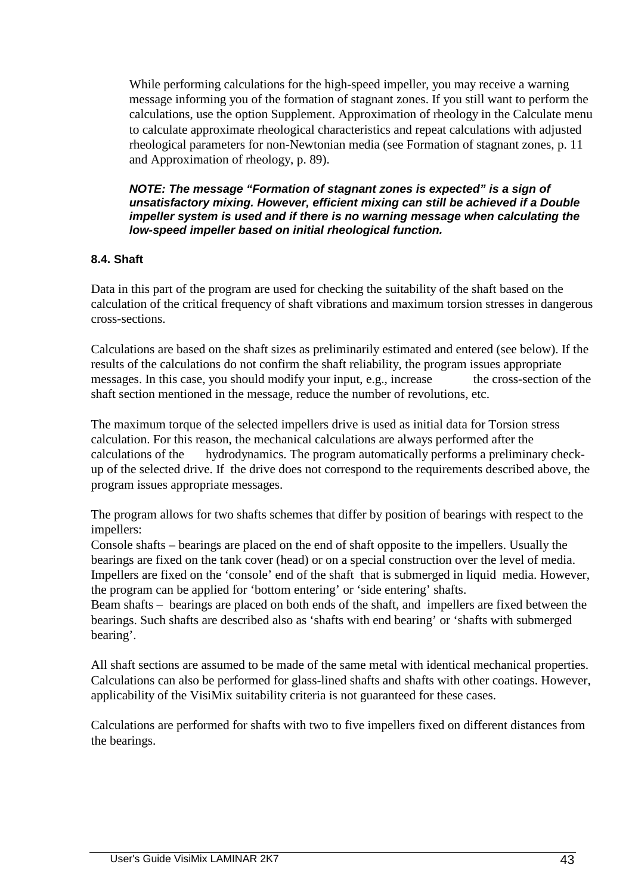While performing calculations for the high-speed impeller, you may receive a warning message informing you of the formation of stagnant zones. If you still want to perform the calculations, use the option Supplement. Approximation of rheology in the Calculate menu to calculate approximate rheological characteristics and repeat calculations with adjusted rheological parameters for non-Newtonian media (see Formation of stagnant zones, p. 11 and Approximation of rheology, p. 89).

***NOTE: The message "Formation of stagnant zones is expected" is a sign of unsatisfactory mixing. However, efficient mixing can still be achieved if a Double impeller system is used and if there is no warning message when calculating the low-speed impeller based on initial rheological function.***

### 8.4. Shaft

Data in this part of the program are used for checking the suitability of the shaft based on the calculation of the critical frequency of shaft vibrations and maximum torsion stresses in dangerous cross-sections.

Calculations are based on the shaft sizes as preliminarily estimated and entered (see below). If the results of the calculations do not confirm the shaft reliability, the program issues appropriate messages. In this case, you should modify your input, e.g., increase the cross-section of the shaft section mentioned in the message, reduce the number of revolutions, etc.

The maximum torque of the selected impellers drive is used as initial data for Torsion stress calculation. For this reason, the mechanical calculations are always performed after the calculations of the hydrodynamics. The program automatically performs a preliminary check-up of the selected drive. If the drive does not correspond to the requirements described above, the program issues appropriate messages.

The program allows for two shafts schemes that differ by position of bearings with respect to the impellers:

Console shafts – bearings are placed on the end of shaft opposite to the impellers. Usually the bearings are fixed on the tank cover (head) or on a special construction over the level of media. Impellers are fixed on the 'console' end of the shaft that is submerged in liquid media. However, the program can be applied for 'bottom entering' or 'side entering' shafts.

Beam shafts – bearings are placed on both ends of the shaft, and impellers are fixed between the bearings. Such shafts are described also as 'shafts with end bearing' or 'shafts with submerged bearing'.

All shaft sections are assumed to be made of the same metal with identical mechanical properties. Calculations can also be performed for glass-lined shafts and shafts with other coatings. However, applicability of the VisiMix suitability criteria is not guaranteed for these cases.

Calculations are performed for shafts with two to five impellers fixed on different distances from the bearings.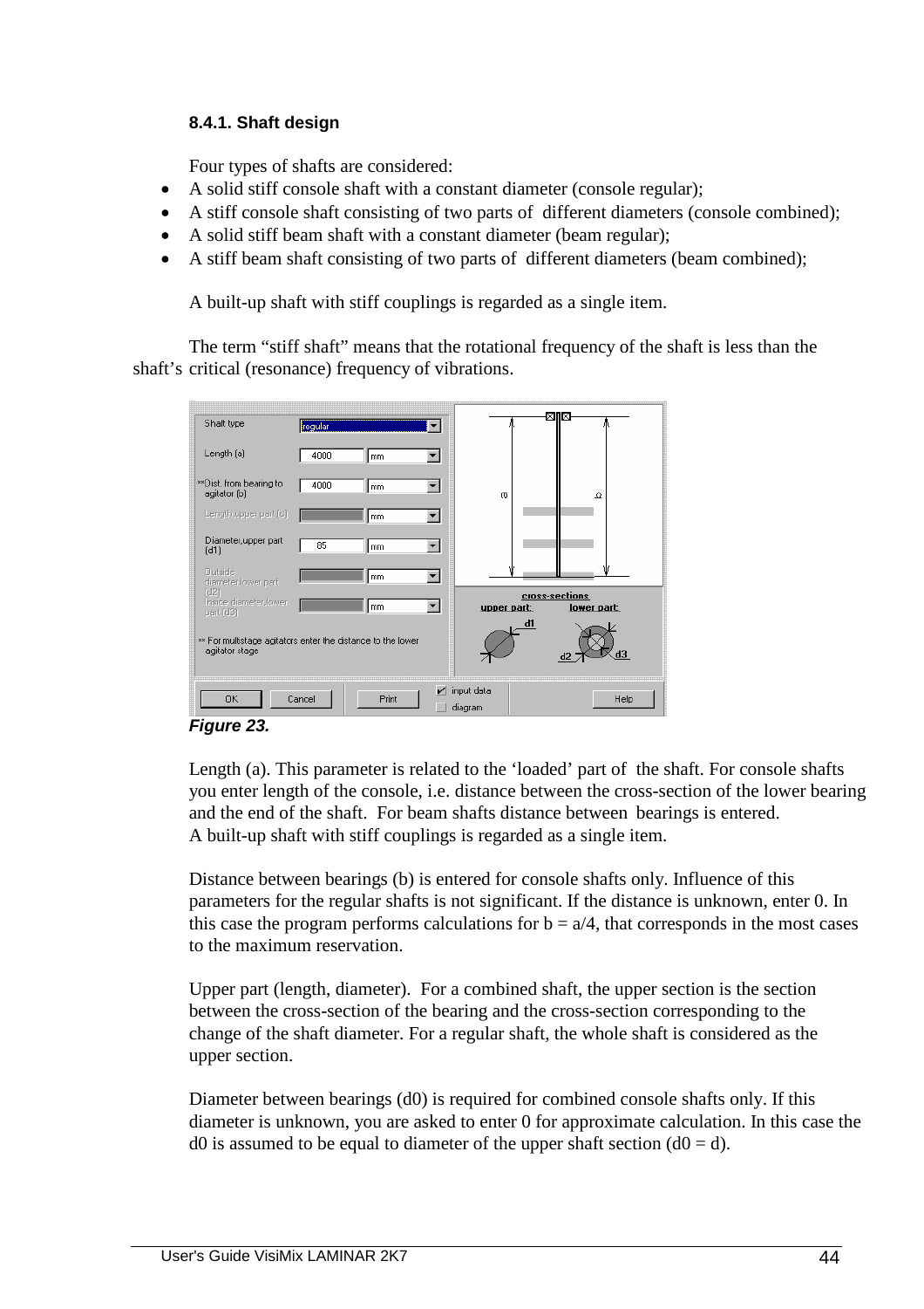### 8.4.1. Shaft design

Four types of shafts are considered:

- A solid stiff console shaft with a constant diameter (console regular);
- A stiff console shaft consisting of two parts of different diameters (console combined);
- A solid stiff beam shaft with a constant diameter (beam regular);
- A stiff beam shaft consisting of two parts of different diameters (beam combined);

A built-up shaft with stiff couplings is regarded as a single item.

The term "stiff shaft" means that the rotational frequency of the shaft is less than the shaft's critical (resonance) frequency of vibrations.

*Figure 23.*

Length (a). This parameter is related to the 'loaded' part of the shaft. For console shafts you enter length of the console, i.e. distance between the cross-section of the lower bearing and the end of the shaft. For beam shafts distance between bearings is entered.
A built-up shaft with stiff couplings is regarded as a single item.

Distance between bearings (b) is entered for console shafts only. Influence of this parameters for the regular shafts is not significant. If the distance is unknown, enter 0. In this case the program performs calculations for $b = a/4$, that corresponds in the most cases to the maximum reservation.

Upper part (length, diameter). For a combined shaft, the upper section is the section between the cross-section of the bearing and the cross-section corresponding to the change of the shaft diameter. For a regular shaft, the whole shaft is considered as the upper section.

Diameter between bearings (d0) is required for combined console shafts only. If this diameter is unknown, you are asked to enter 0 for approximate calculation. In this case the d0 is assumed to be equal to diameter of the upper shaft section ($d0 = d$).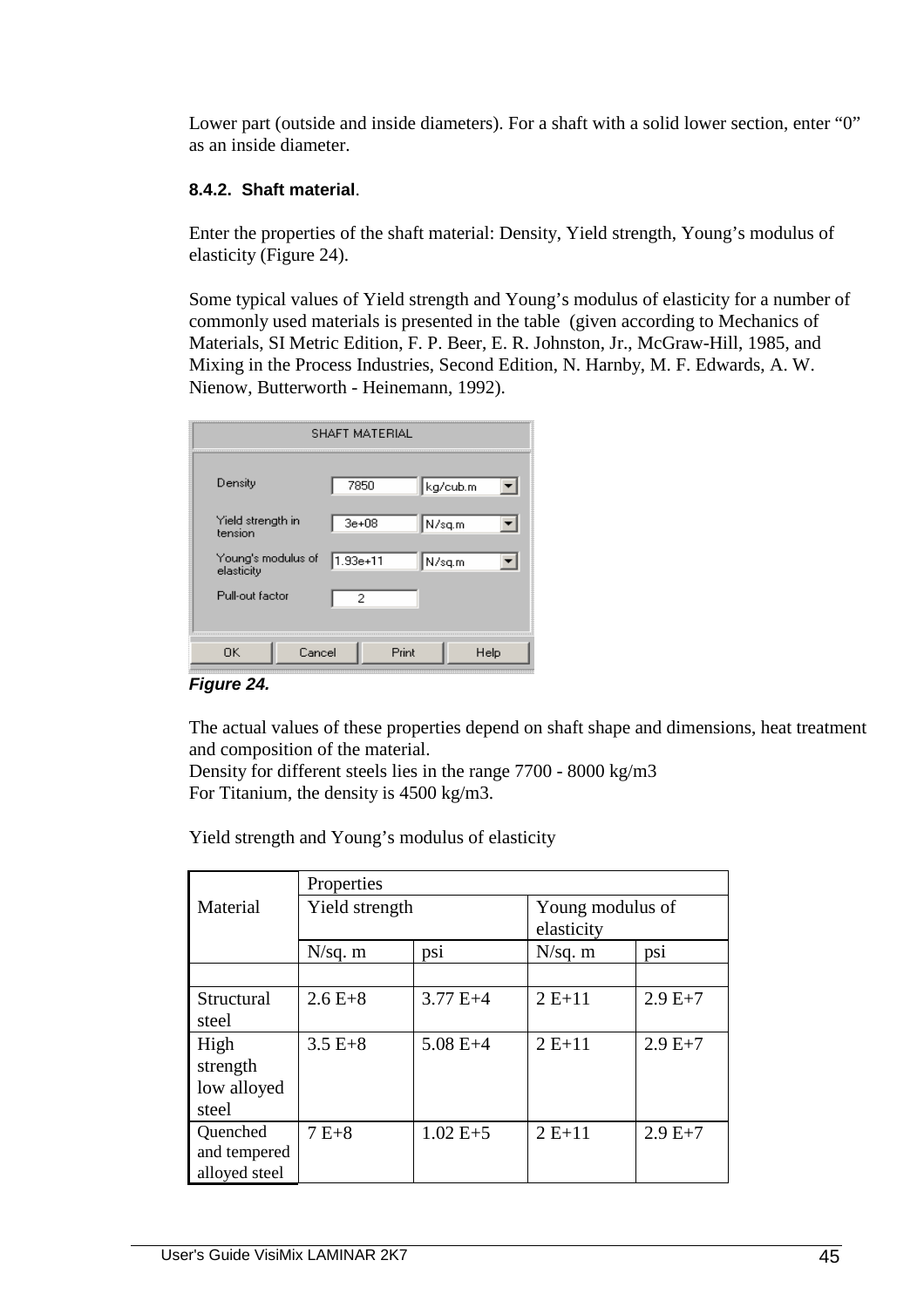Lower part (outside and inside diameters). For a shaft with a solid lower section, enter "0" as an inside diameter.

#### 8.4.2. Shaft material.

Enter the properties of the shaft material: Density, Yield strength, Young's modulus of elasticity (Figure 24).

Some typical values of Yield strength and Young's modulus of elasticity for a number of commonly used materials is presented in the table (given according to Mechanics of Materials, SI Metric Edition, F. P. Beer, E. R. Johnston, Jr., McGraw-Hill, 1985, and Mixing in the Process Industries, Second Edition, N. Harnby, M. F. Edwards, A. W. Nienow, Butterworth - Heinemann, 1992).

SHAFT MATERIAL

Density 7850 kg/cub.m

Yield strength in tension 3e+08 N/sq.m

Young's modulus of elasticity 1.93e+11 N/sq.m

Pull-out factor 2

OK Cancel Print Help

***Figure 24.***

The actual values of these properties depend on shaft shape and dimensions, heat treatment and composition of the material.
Density for different steels lies in the range 7700 - 8000 kg/m3
For Titanium, the density is 4500 kg/m3.

Yield strength and Young's modulus of elasticity

| Material | Properties | | | |
|---|---|---|---|---|
| | Yield strength | | Young modulus of elasticity | |
| | N/sq. m | psi | N/sq. m | psi |
| | | | | |
| Structural steel | 2.6 E+8 | 3.77 E+4 | 2 E+11 | 2.9 E+7 |
| High strength low alloyed steel | 3.5 E+8 | 5.08 E+4 | 2 E+11 | 2.9 E+7 |
| Quenched and tempered alloyed steel | 7 E+8 | 1.02 E+5 | 2 E+11 | 2.9 E+7 |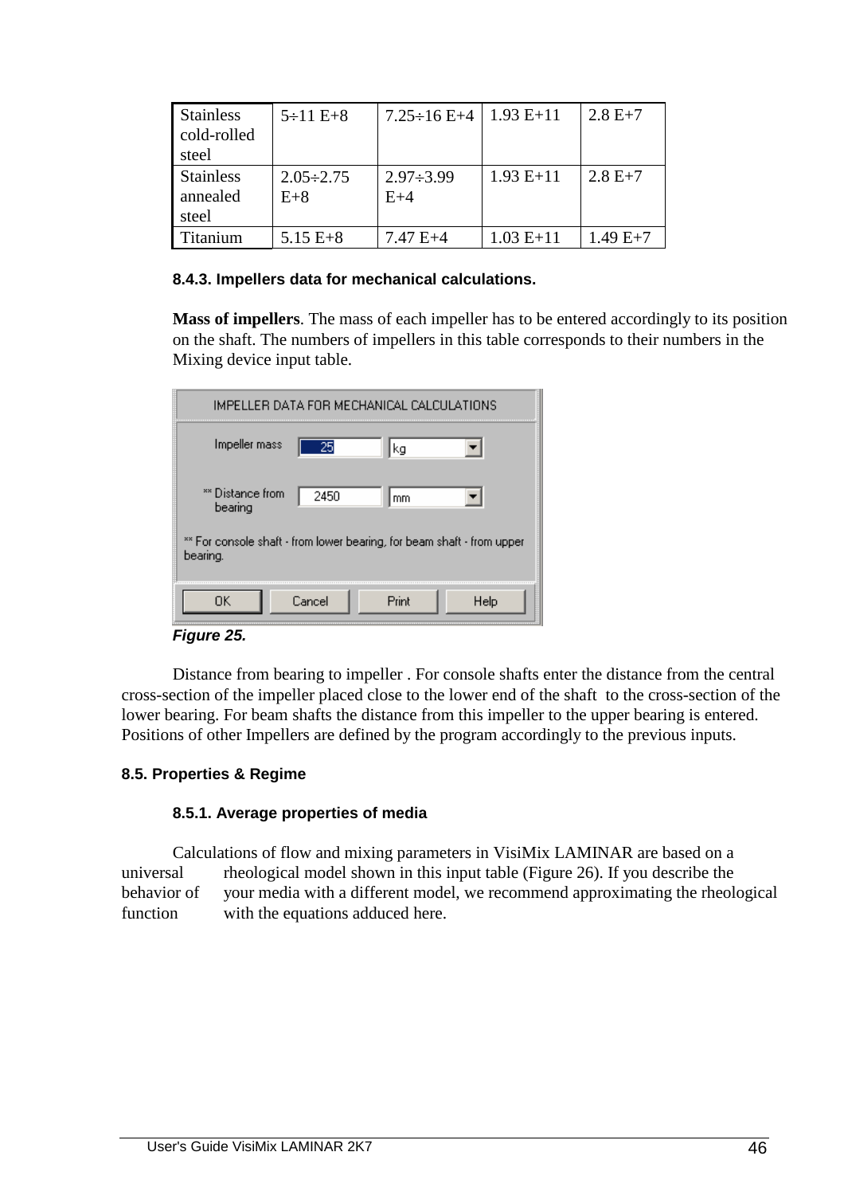| Stainless cold-rolled steel | 5÷11 E+8 | 7.25÷16 E+4 | 1.93 E+11 | 2.8 E+7 |
|---|---|---|---|---|
| Stainless annealed steel | 2.05÷2.75 E+8 | 2.97÷3.99 E+4 | 1.93 E+11 | 2.8 E+7 |
| Titanium | 5.15 E+8 | 7.47 E+4 | 1.03 E+11 | 1.49 E+7 |

#### 8.4.3. Impellers data for mechanical calculations.

**Mass of impellers**. The mass of each impeller has to be entered accordingly to its position on the shaft. The numbers of impellers in this table corresponds to their numbers in the Mixing device input table.

IMPELLER DATA FOR MECHANICAL CALCULATIONS

Impeller mass 25 kg

** Distance from bearing 2450 mm

** For console shaft - from lower bearing, for beam shaft - from upper bearing.

OK Cancel Print Help

***Figure 25.***

Distance from bearing to impeller . For console shafts enter the distance from the central cross-section of the impeller placed close to the lower end of the shaft to the cross-section of the lower bearing. For beam shafts the distance from this impeller to the upper bearing is entered. Positions of other Impellers are defined by the program accordingly to the previous inputs.

### 8.5. Properties & Regime

#### 8.5.1. Average properties of media

Calculations of flow and mixing parameters in VisiMix LAMINAR are based on a universal rheological model shown in this input table (Figure 26). If you describe the behavior of your media with a different model, we recommend approximating the rheological function with the equations adduced here.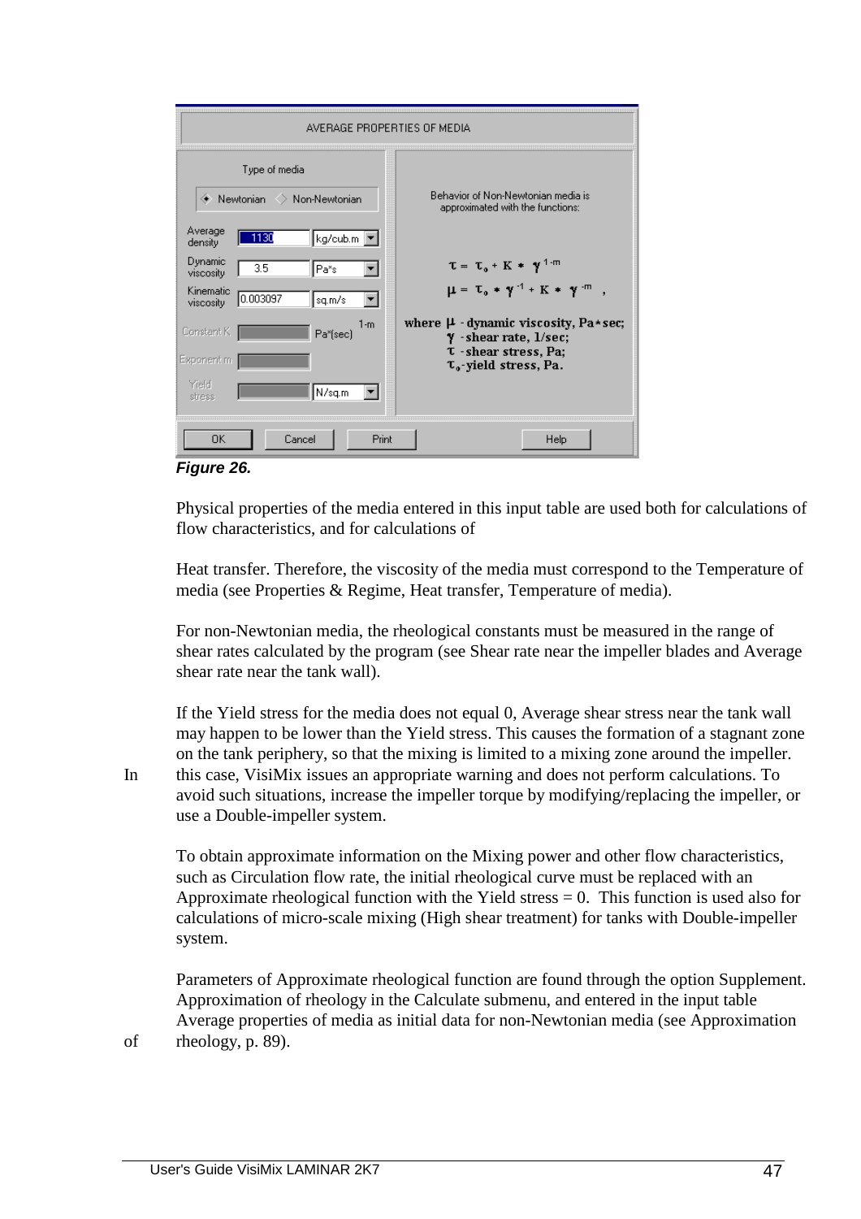AVERAGE PROPERTIES OF MEDIA

Type of media

Newtonian   Non-Newtonian

| | | |
|---|---|---|
| Average density | 1130 | kg/cub.m |
| Dynamic viscosity | 3.5 | Pa*s |
| Kinematic viscosity | 0.003097 | sq.m/s |
| Constant K | | Pa*(sec)$^{1-m}$ |
| Exponent m | | |
| Yield stress | | N/sq.m |

Behavior of Non-Newtonian media is approximated with the functions:

$$\tau = \tau_o + K * \gamma^{1-m}$$

$$\mu = \tau_o * \gamma^{-1} + K * \gamma^{-m} ,$$

where $\mu$ - dynamic viscosity, Pa*sec;
$\gamma$ - shear rate, 1/sec;
$\tau$ - shear stress, Pa;
$\tau_o$ - yield stress, Pa.

OK   Cancel   Print   Help

***Figure 26.***

Physical properties of the media entered in this input table are used both for calculations of flow characteristics, and for calculations of

Heat transfer. Therefore, the viscosity of the media must correspond to the Temperature of media (see Properties & Regime, Heat transfer, Temperature of media).

For non-Newtonian media, the rheological constants must be measured in the range of shear rates calculated by the program (see Shear rate near the impeller blades and Average shear rate near the tank wall).

If the Yield stress for the media does not equal 0, Average shear stress near the tank wall may happen to be lower than the Yield stress. This causes the formation of a stagnant zone on the tank periphery, so that the mixing is limited to a mixing zone around the impeller. In this case, VisiMix issues an appropriate warning and does not perform calculations. To avoid such situations, increase the impeller torque by modifying/replacing the impeller, or use a Double-impeller system.

To obtain approximate information on the Mixing power and other flow characteristics, such as Circulation flow rate, the initial rheological curve must be replaced with an Approximate rheological function with the Yield stress = 0. This function is used also for calculations of micro-scale mixing (High shear treatment) for tanks with Double-impeller system.

Parameters of Approximate rheological function are found through the option Supplement. Approximation of rheology in the Calculate submenu, and entered in the input table Average properties of media as initial data for non-Newtonian media (see Approximation of rheology, p. 89).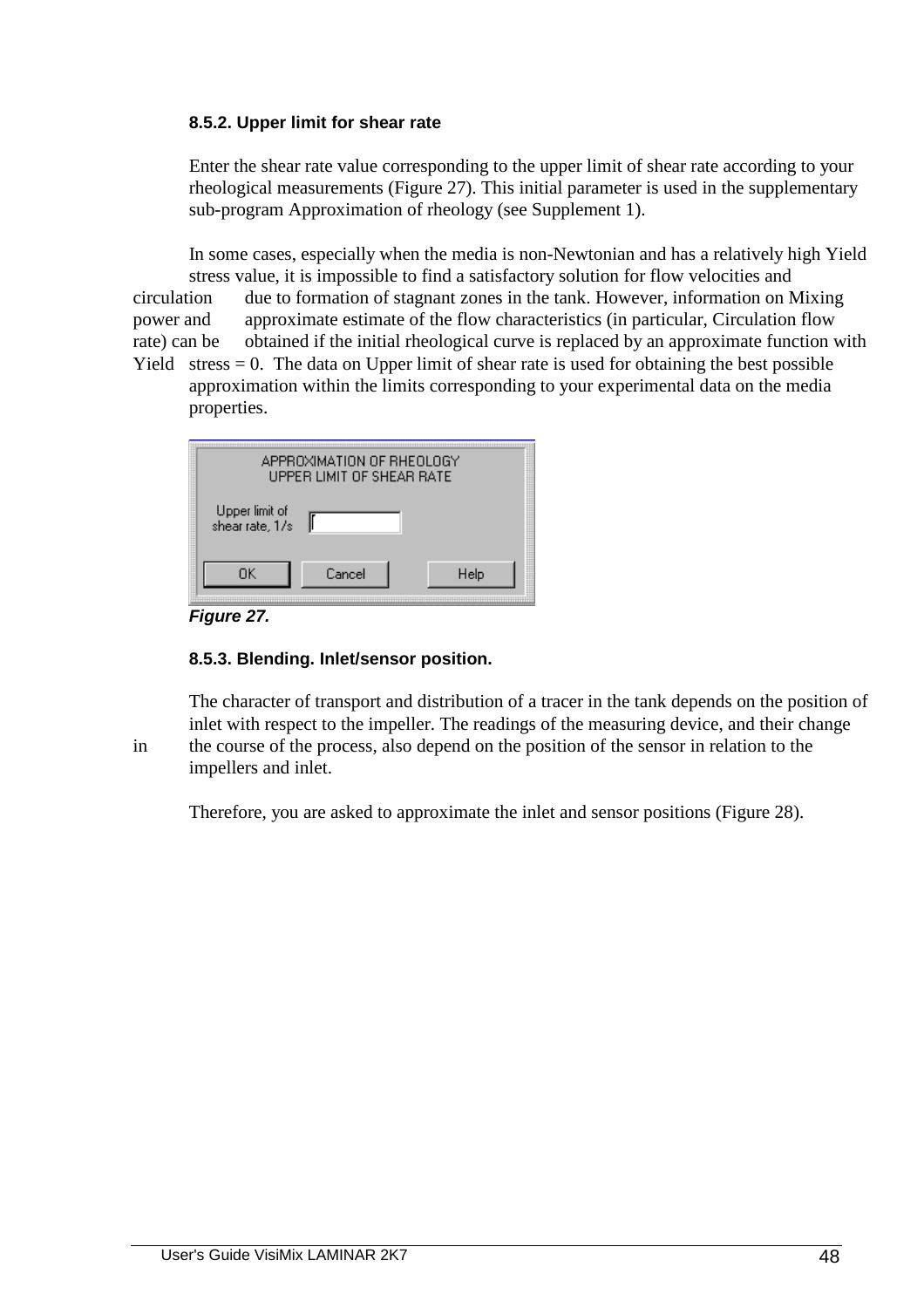### 8.5.2. Upper limit for shear rate

Enter the shear rate value corresponding to the upper limit of shear rate according to your rheological measurements (Figure 27). This initial parameter is used in the supplementary sub-program Approximation of rheology (see Supplement 1).

In some cases, especially when the media is non-Newtonian and has a relatively high Yield stress value, it is impossible to find a satisfactory solution for flow velocities and circulation due to formation of stagnant zones in the tank. However, information on Mixing power and approximate estimate of the flow characteristics (in particular, Circulation flow rate) can be obtained if the initial rheological curve is replaced by an approximate function with Yield stress = 0. The data on Upper limit of shear rate is used for obtaining the best possible approximation within the limits corresponding to your experimental data on the media properties.

APPROXIMATION OF RHEOLOGY
UPPER LIMIT OF SHEAR RATE

Upper limit of shear rate, 1/s

OK | Cancel | Help

***Figure 27.***

### 8.5.3. Blending. Inlet/sensor position.

The character of transport and distribution of a tracer in the tank depends on the position of inlet with respect to the impeller. The readings of the measuring device, and their change in the course of the process, also depend on the position of the sensor in relation to the impellers and inlet.

Therefore, you are asked to approximate the inlet and sensor positions (Figure 28).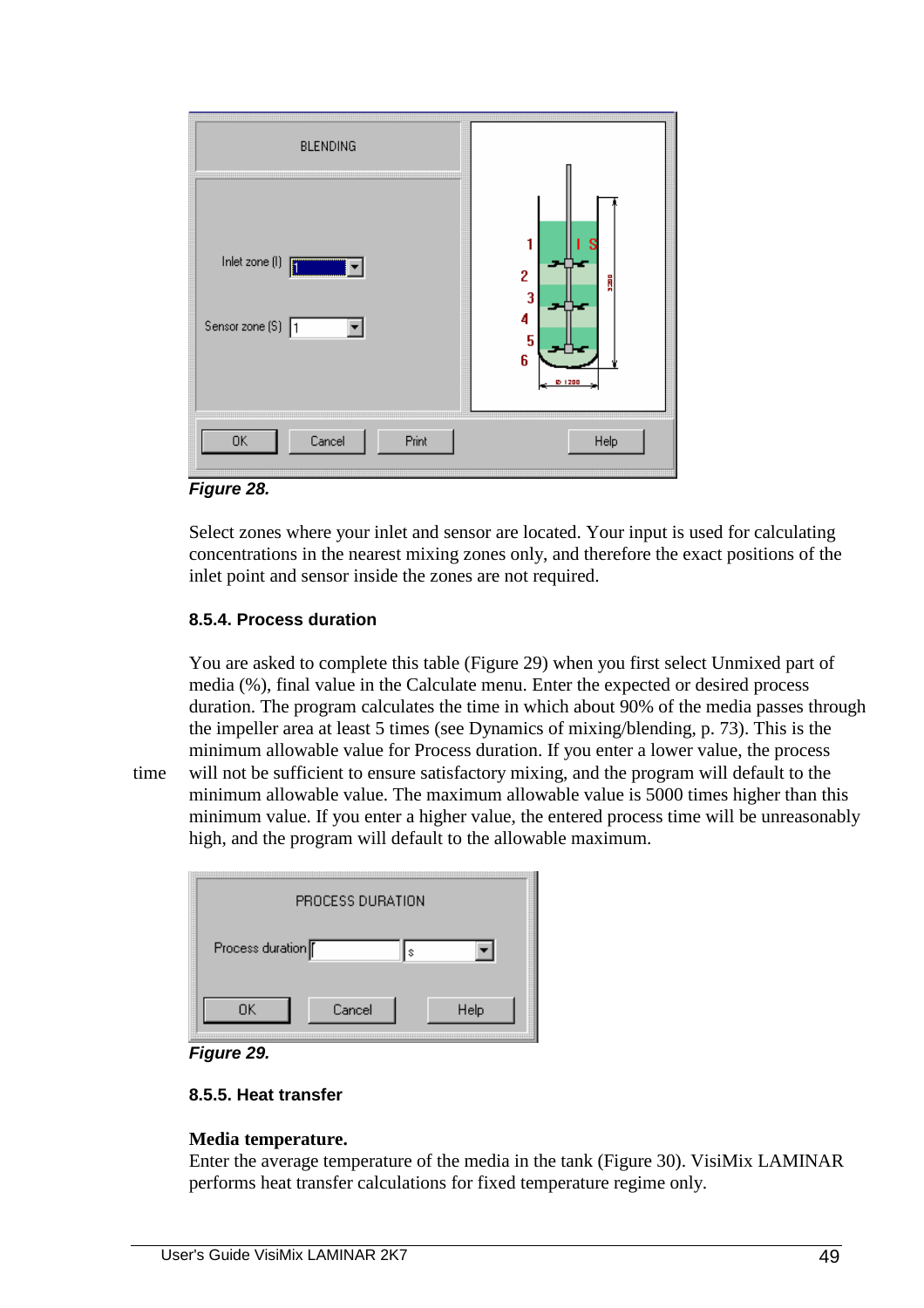*Figure 28.*

Select zones where your inlet and sensor are located. Your input is used for calculating concentrations in the nearest mixing zones only, and therefore the exact positions of the inlet point and sensor inside the zones are not required.

### 8.5.4. Process duration

time

You are asked to complete this table (Figure 29) when you first select Unmixed part of media (%), final value in the Calculate menu. Enter the expected or desired process duration. The program calculates the time in which about 90% of the media passes through the impeller area at least 5 times (see Dynamics of mixing/blending, p. 73). This is the minimum allowable value for Process duration. If you enter a lower value, the process will not be sufficient to ensure satisfactory mixing, and the program will default to the minimum allowable value. The maximum allowable value is 5000 times higher than this minimum value. If you enter a higher value, the entered process time will be unreasonably high, and the program will default to the allowable maximum.

*Figure 29.*

### 8.5.5. Heat transfer

**Media temperature.**
Enter the average temperature of the media in the tank (Figure 30). VisiMix LAMINAR performs heat transfer calculations for fixed temperature regime only.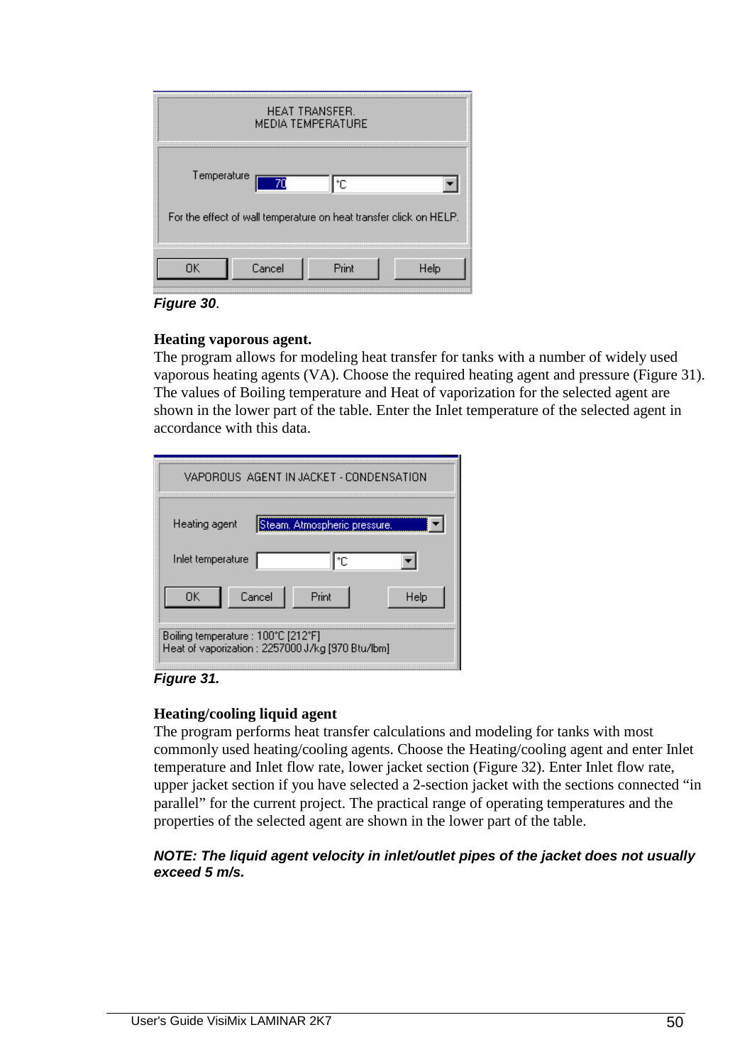HEAT TRANSFER.
MEDIA TEMPERATURE

Temperature 70 °C

For the effect of wall temperature on heat transfer click on HELP.

OK Cancel Print Help

***Figure 30***.

**Heating vaporous agent.**

The program allows for modeling heat transfer for tanks with a number of widely used vaporous heating agents (VA). Choose the required heating agent and pressure (Figure 31). The values of Boiling temperature and Heat of vaporization for the selected agent are shown in the lower part of the table. Enter the Inlet temperature of the selected agent in accordance with this data.

VAPOROUS AGENT IN JACKET - CONDENSATION

Heating agent Steam. Atmospheric pressure.

Inlet temperature °C

OK Cancel Print Help

Boiling temperature : 100°C [212°F]
Heat of vaporization : 2257000 J/kg [970 Btu/lbm]

***Figure 31.***

**Heating/cooling liquid agent**

The program performs heat transfer calculations and modeling for tanks with most commonly used heating/cooling agents. Choose the Heating/cooling agent and enter Inlet temperature and Inlet flow rate, lower jacket section (Figure 32). Enter Inlet flow rate, upper jacket section if you have selected a 2-section jacket with the sections connected “in parallel” for the current project. The practical range of operating temperatures and the properties of the selected agent are shown in the lower part of the table.

***NOTE: The liquid agent velocity in inlet/outlet pipes of the jacket does not usually exceed 5 m/s.***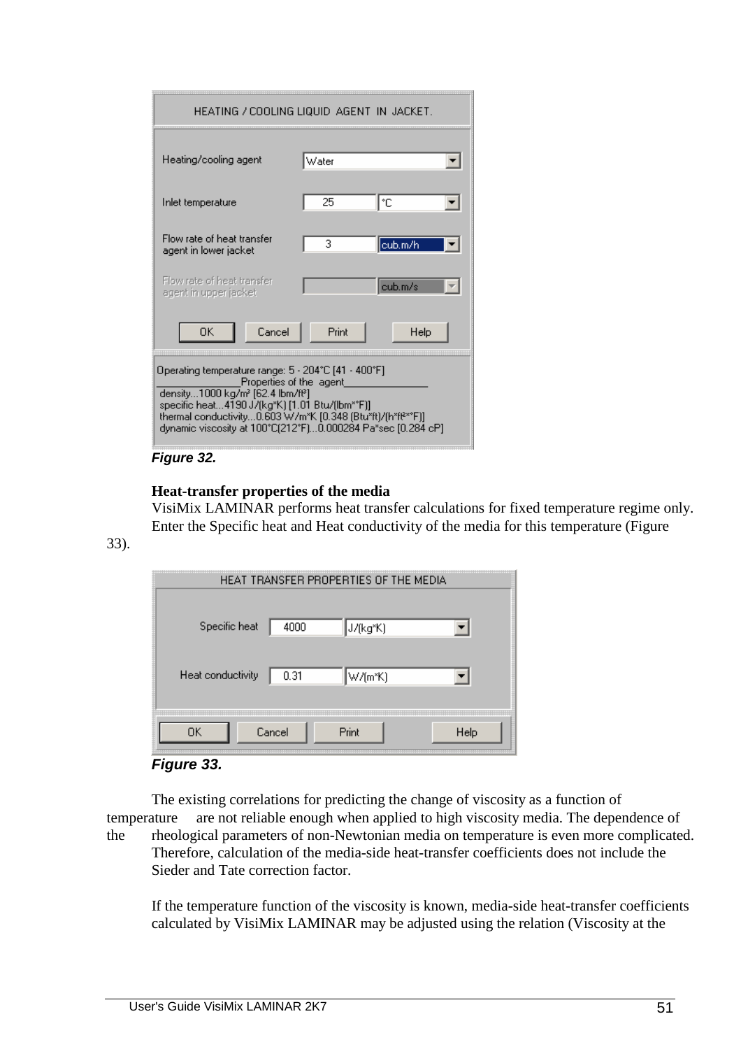HEATING / COOLING LIQUID AGENT IN JACKET.

Heating/cooling agent: Water

Inlet temperature: 25 °C

Flow rate of heat transfer agent in lower jacket: 3 cub.m/h

Flow rate of heat transfer agent in upper jacket: cub.m/s

OK | Cancel | Print | Help

Operating temperature range: 5 - 204°C [41 - 400°F]
Properties of the agent
density...1000 kg/m³ [62.4 lbm/ft³]
specific heat...4190 J/(kg*K) [1.01 Btu/(lbm*°F)]
thermal conductivity...0.603 W/m*K [0.348 (Btu*ft)/(h*ft²*°F)]
dynamic viscosity at 100°C(212°F)...0.000284 Pa*sec [0.284 cP]

***Figure 32.***

**Heat-transfer properties of the media**

VisiMix LAMINAR performs heat transfer calculations for fixed temperature regime only. Enter the Specific heat and Heat conductivity of the media for this temperature (Figure 33).

HEAT TRANSFER PROPERTIES OF THE MEDIA

Specific heat: 4000 J/(kg*K)

Heat conductivity: 0.31 W/(m*K)

OK | Cancel | Print | Help

***Figure 33.***

The existing correlations for predicting the change of viscosity as a function of temperature are not reliable enough when applied to high viscosity media. The dependence of the rheological parameters of non-Newtonian media on temperature is even more complicated. Therefore, calculation of the media-side heat-transfer coefficients does not include the Sieder and Tate correction factor.

If the temperature function of the viscosity is known, media-side heat-transfer coefficients calculated by VisiMix LAMINAR may be adjusted using the relation (Viscosity at the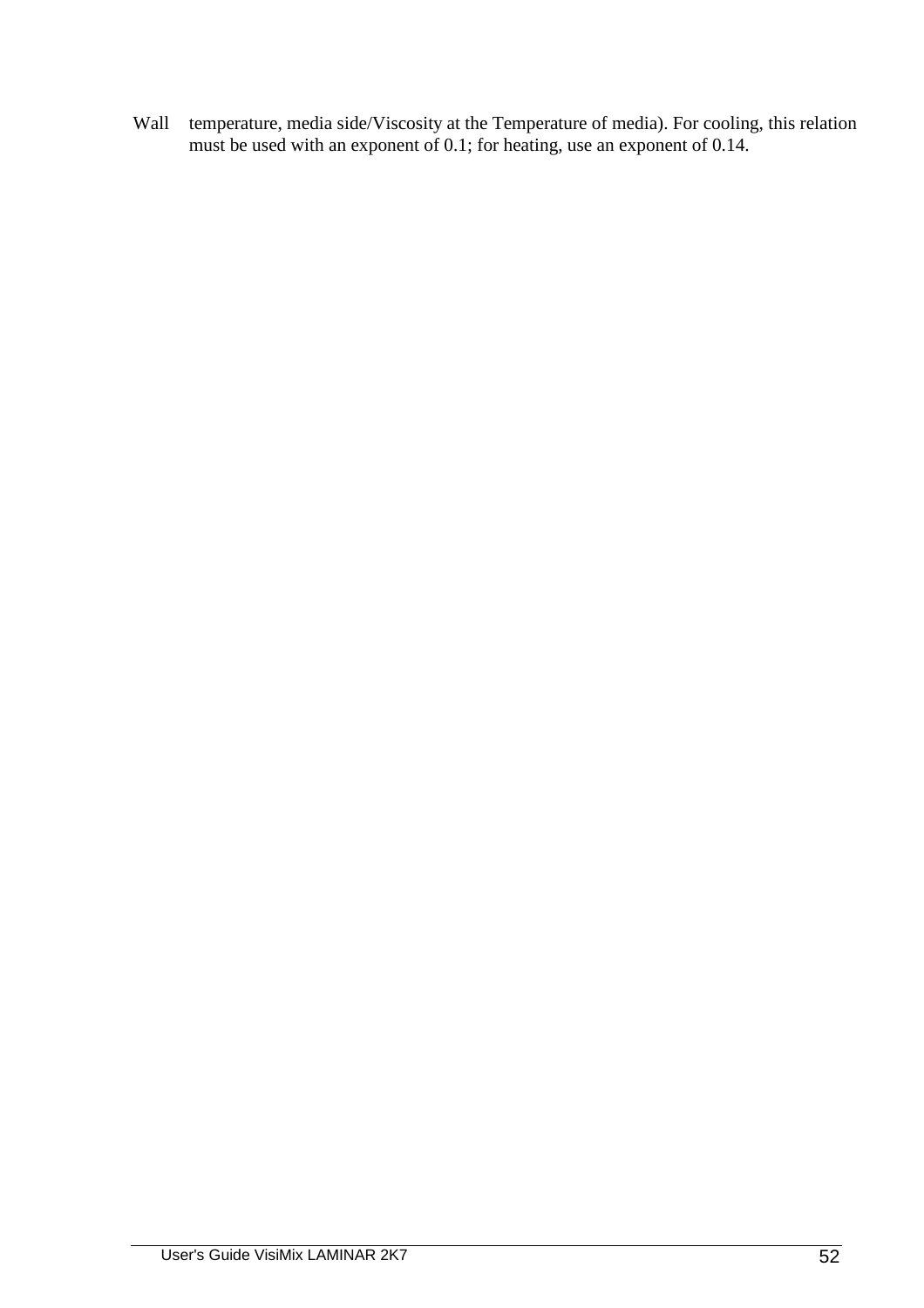Wall temperature, media side/Viscosity at the Temperature of media). For cooling, this relation must be used with an exponent of 0.1; for heating, use an exponent of 0.14.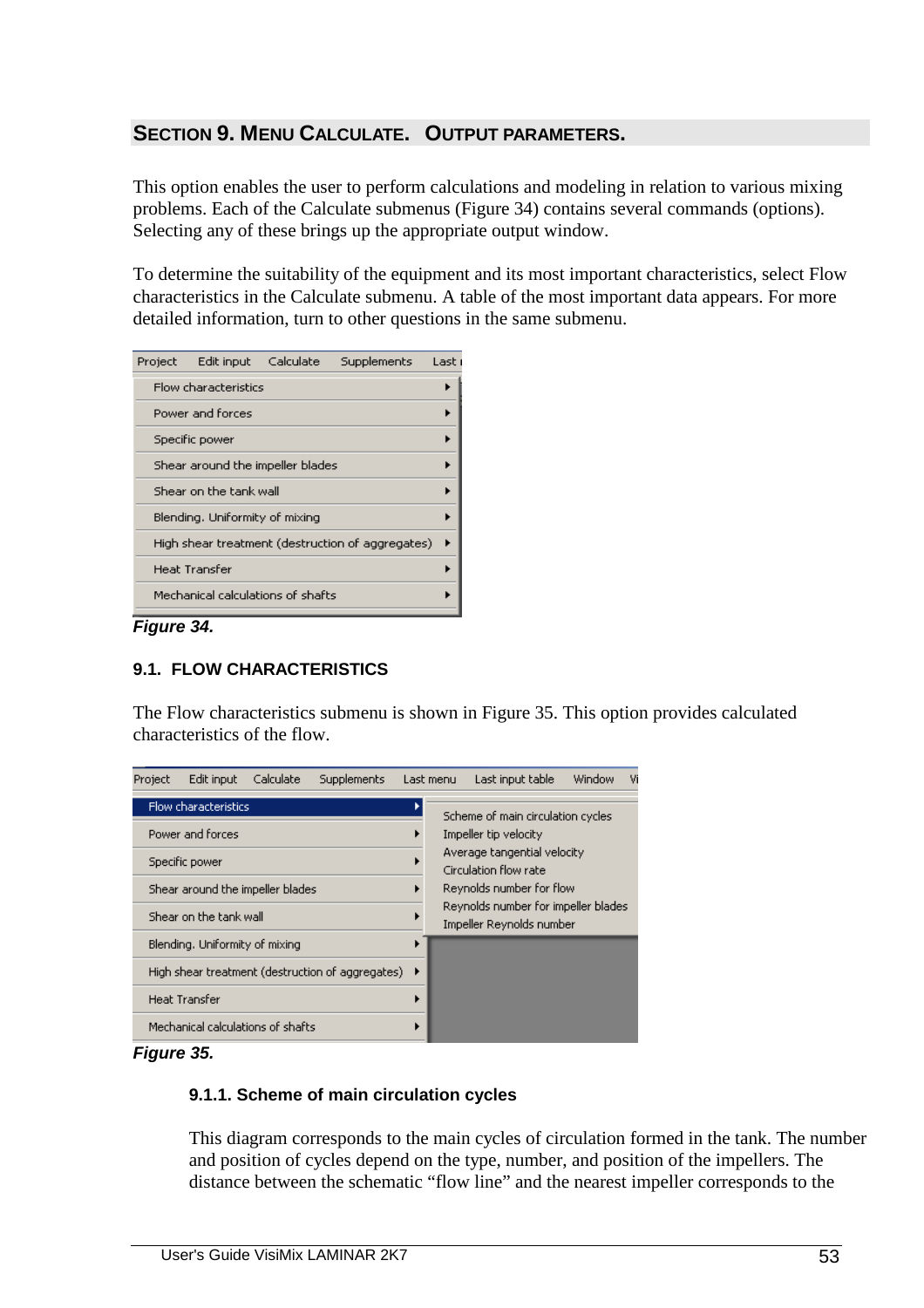## SECTION 9. MENU CALCULATE. OUTPUT PARAMETERS.

This option enables the user to perform calculations and modeling in relation to various mixing problems. Each of the Calculate submenus (Figure 34) contains several commands (options). Selecting any of these brings up the appropriate output window.

To determine the suitability of the equipment and its most important characteristics, select Flow characteristics in the Calculate submenu. A table of the most important data appears. For more detailed information, turn to other questions in the same submenu.

*Figure 34.*

### 9.1. FLOW CHARACTERISTICS

The Flow characteristics submenu is shown in Figure 35. This option provides calculated characteristics of the flow.

*Figure 35.*

#### 9.1.1. Scheme of main circulation cycles

This diagram corresponds to the main cycles of circulation formed in the tank. The number and position of cycles depend on the type, number, and position of the impellers. The distance between the schematic "flow line" and the nearest impeller corresponds to the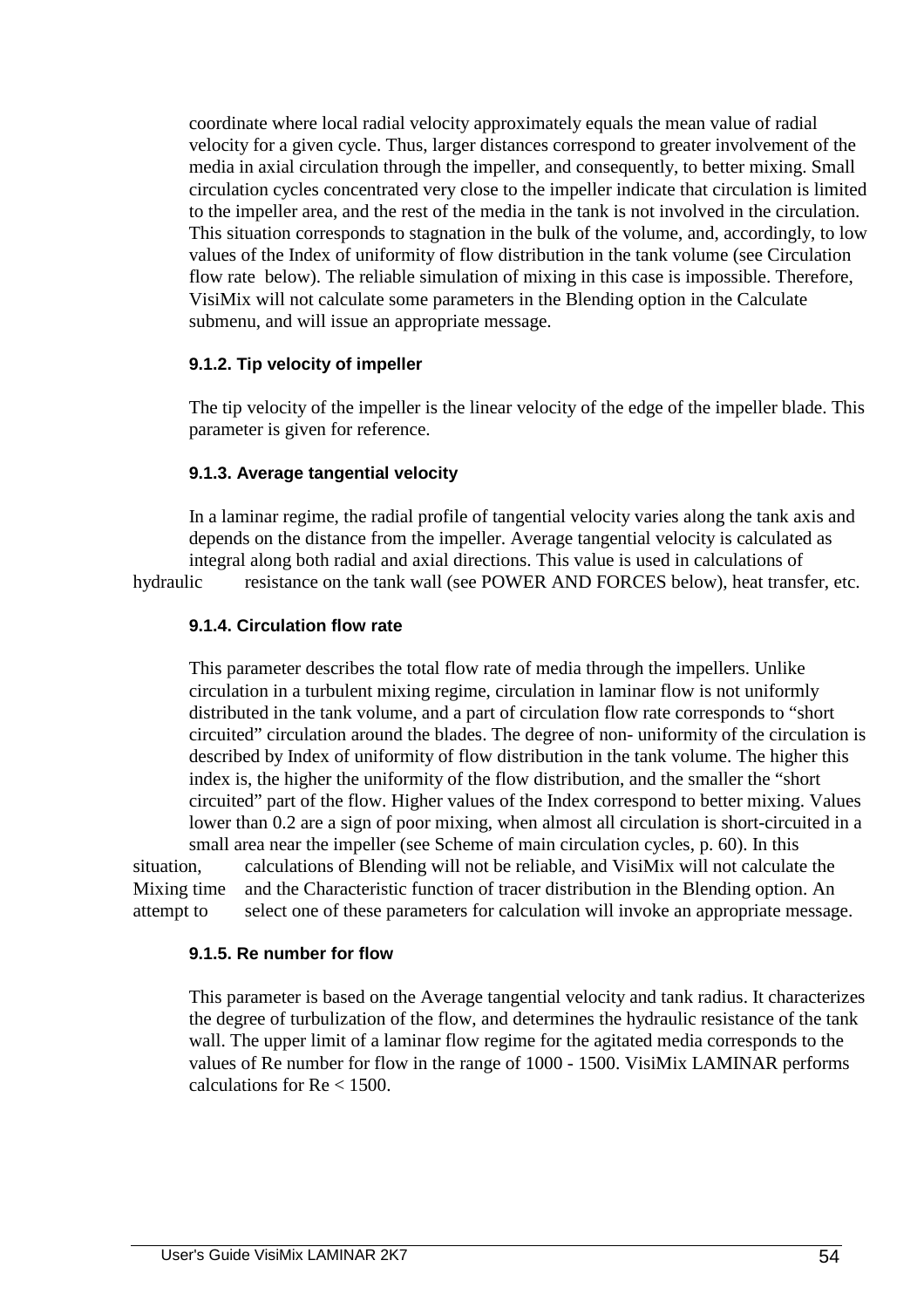coordinate where local radial velocity approximately equals the mean value of radial velocity for a given cycle. Thus, larger distances correspond to greater involvement of the media in axial circulation through the impeller, and consequently, to better mixing. Small circulation cycles concentrated very close to the impeller indicate that circulation is limited to the impeller area, and the rest of the media in the tank is not involved in the circulation. This situation corresponds to stagnation in the bulk of the volume, and, accordingly, to low values of the Index of uniformity of flow distribution in the tank volume (see Circulation flow rate below). The reliable simulation of mixing in this case is impossible. Therefore, VisiMix will not calculate some parameters in the Blending option in the Calculate submenu, and will issue an appropriate message.

#### 9.1.2. Tip velocity of impeller

The tip velocity of the impeller is the linear velocity of the edge of the impeller blade. This parameter is given for reference.

#### 9.1.3. Average tangential velocity

In a laminar regime, the radial profile of tangential velocity varies along the tank axis and depends on the distance from the impeller. Average tangential velocity is calculated as integral along both radial and axial directions. This value is used in calculations of hydraulic resistance on the tank wall (see POWER AND FORCES below), heat transfer, etc.

#### 9.1.4. Circulation flow rate

This parameter describes the total flow rate of media through the impellers. Unlike circulation in a turbulent mixing regime, circulation in laminar flow is not uniformly distributed in the tank volume, and a part of circulation flow rate corresponds to “short circuited” circulation around the blades. The degree of non- uniformity of the circulation is described by Index of uniformity of flow distribution in the tank volume. The higher this index is, the higher the uniformity of the flow distribution, and the smaller the “short circuited” part of the flow. Higher values of the Index correspond to better mixing. Values lower than 0.2 are a sign of poor mixing, when almost all circulation is short-circuited in a small area near the impeller (see Scheme of main circulation cycles, p. 60). In this situation, calculations of Blending will not be reliable, and VisiMix will not calculate the Mixing time and the Characteristic function of tracer distribution in the Blending option. An attempt to select one of these parameters for calculation will invoke an appropriate message.

#### 9.1.5. Re number for flow

This parameter is based on the Average tangential velocity and tank radius. It characterizes the degree of turbulization of the flow, and determines the hydraulic resistance of the tank wall. The upper limit of a laminar flow regime for the agitated media corresponds to the values of Re number for flow in the range of 1000 - 1500. VisiMix LAMINAR performs calculations for Re < 1500.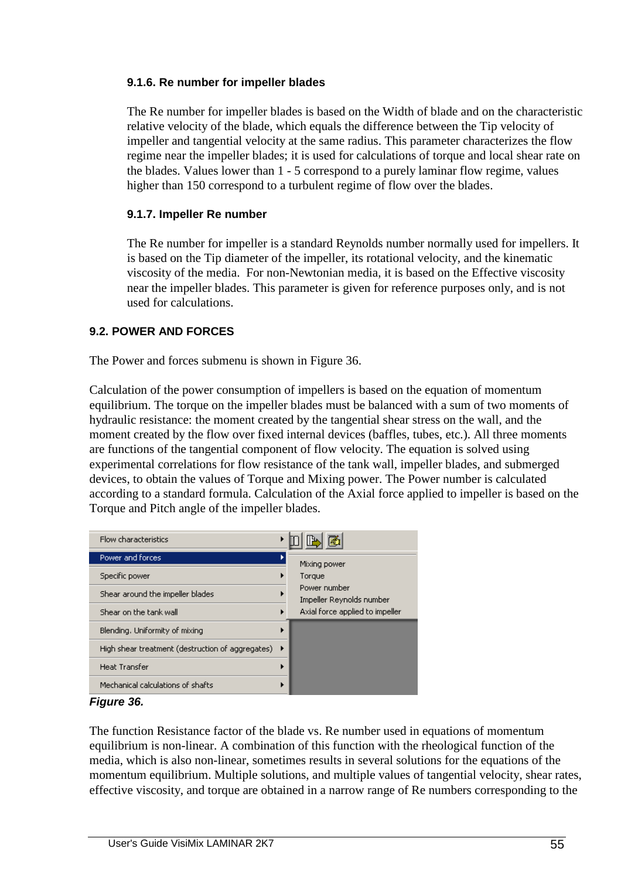### 9.1.6. Re number for impeller blades

The Re number for impeller blades is based on the Width of blade and on the characteristic relative velocity of the blade, which equals the difference between the Tip velocity of impeller and tangential velocity at the same radius. This parameter characterizes the flow regime near the impeller blades; it is used for calculations of torque and local shear rate on the blades. Values lower than 1 - 5 correspond to a purely laminar flow regime, values higher than 150 correspond to a turbulent regime of flow over the blades.

### 9.1.7. Impeller Re number

The Re number for impeller is a standard Reynolds number normally used for impellers. It is based on the Tip diameter of the impeller, its rotational velocity, and the kinematic viscosity of the media. For non-Newtonian media, it is based on the Effective viscosity near the impeller blades. This parameter is given for reference purposes only, and is not used for calculations.

## 9.2. POWER AND FORCES

The Power and forces submenu is shown in Figure 36.

Calculation of the power consumption of impellers is based on the equation of momentum equilibrium. The torque on the impeller blades must be balanced with a sum of two moments of hydraulic resistance: the moment created by the tangential shear stress on the wall, and the moment created by the flow over fixed internal devices (baffles, tubes, etc.). All three moments are functions of the tangential component of flow velocity. The equation is solved using experimental correlations for flow resistance of the tank wall, impeller blades, and submerged devices, to obtain the values of Torque and Mixing power. The Power number is calculated according to a standard formula. Calculation of the Axial force applied to impeller is based on the Torque and Pitch angle of the impeller blades.

Flow characteristics
Power and forces
Specific power
Shear around the impeller blades
Shear on the tank wall
Blending. Uniformity of mixing
High shear treatment (destruction of aggregates)
Heat Transfer
Mechanical calculations of shafts

Mixing power
Torque
Power number
Impeller Reynolds number
Axial force applied to impeller

***Figure 36.***

The function Resistance factor of the blade vs. Re number used in equations of momentum equilibrium is non-linear. A combination of this function with the rheological function of the media, which is also non-linear, sometimes results in several solutions for the equations of the momentum equilibrium. Multiple solutions, and multiple values of tangential velocity, shear rates, effective viscosity, and torque are obtained in a narrow range of Re numbers corresponding to the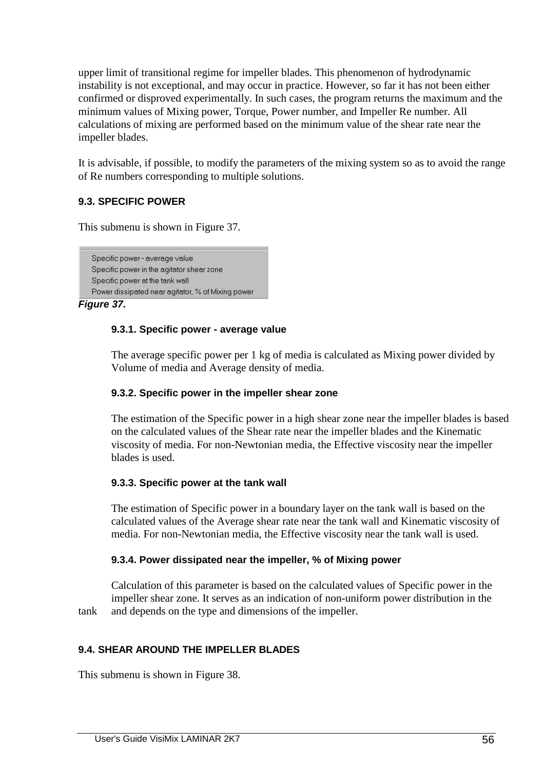upper limit of transitional regime for impeller blades. This phenomenon of hydrodynamic instability is not exceptional, and may occur in practice. However, so far it has not been either confirmed or disproved experimentally. In such cases, the program returns the maximum and the minimum values of Mixing power, Torque, Power number, and Impeller Re number. All calculations of mixing are performed based on the minimum value of the shear rate near the impeller blades.

It is advisable, if possible, to modify the parameters of the mixing system so as to avoid the range of Re numbers corresponding to multiple solutions.

### 9.3. SPECIFIC POWER

This submenu is shown in Figure 37.

Specific power - average value
Specific power in the agitator shear zone
Specific power at the tank wall
Power dissipated near agitator, % of Mixing power

***Figure 37.***

#### 9.3.1. Specific power - average value

The average specific power per 1 kg of media is calculated as Mixing power divided by Volume of media and Average density of media.

#### 9.3.2. Specific power in the impeller shear zone

The estimation of the Specific power in a high shear zone near the impeller blades is based on the calculated values of the Shear rate near the impeller blades and the Kinematic viscosity of media. For non-Newtonian media, the Effective viscosity near the impeller blades is used.

#### 9.3.3. Specific power at the tank wall

The estimation of Specific power in a boundary layer on the tank wall is based on the calculated values of the Average shear rate near the tank wall and Kinematic viscosity of media. For non-Newtonian media, the Effective viscosity near the tank wall is used.

#### 9.3.4. Power dissipated near the impeller, % of Mixing power

Calculation of this parameter is based on the calculated values of Specific power in the impeller shear zone. It serves as an indication of non-uniform power distribution in the tank and depends on the type and dimensions of the impeller.

### 9.4. SHEAR AROUND THE IMPELLER BLADES

This submenu is shown in Figure 38.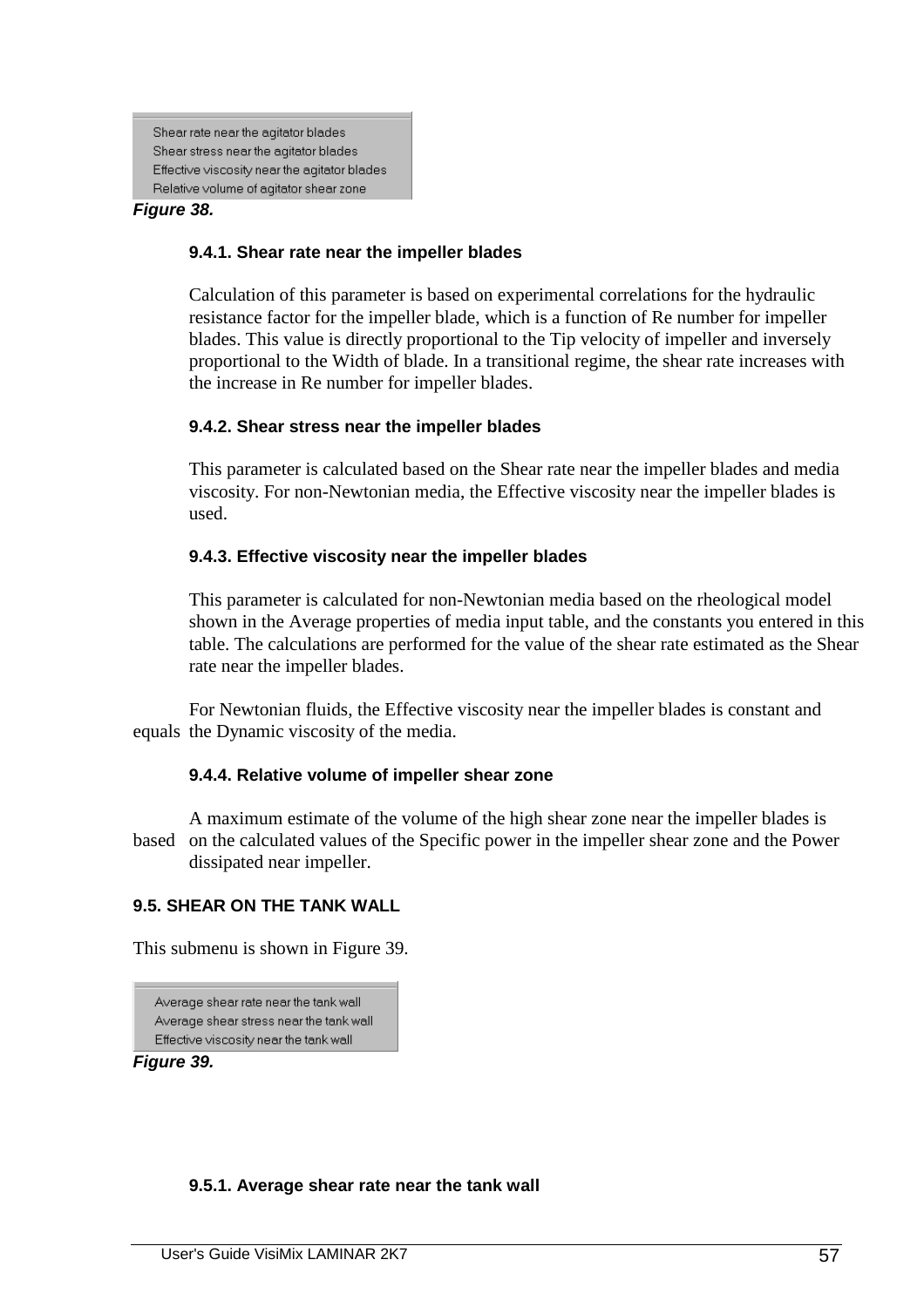Shear rate near the agitator blades
Shear stress near the agitator blades
Effective viscosity near the agitator blades
Relative volume of agitator shear zone

***Figure 38.***

#### 9.4.1. Shear rate near the impeller blades

Calculation of this parameter is based on experimental correlations for the hydraulic resistance factor for the impeller blade, which is a function of Re number for impeller blades. This value is directly proportional to the Tip velocity of impeller and inversely proportional to the Width of blade. In a transitional regime, the shear rate increases with the increase in Re number for impeller blades.

#### 9.4.2. Shear stress near the impeller blades

This parameter is calculated based on the Shear rate near the impeller blades and media viscosity. For non-Newtonian media, the Effective viscosity near the impeller blades is used.

#### 9.4.3. Effective viscosity near the impeller blades

This parameter is calculated for non-Newtonian media based on the rheological model shown in the Average properties of media input table, and the constants you entered in this table. The calculations are performed for the value of the shear rate estimated as the Shear rate near the impeller blades.

For Newtonian fluids, the Effective viscosity near the impeller blades is constant and equals the Dynamic viscosity of the media.

#### 9.4.4. Relative volume of impeller shear zone

A maximum estimate of the volume of the high shear zone near the impeller blades is based on the calculated values of the Specific power in the impeller shear zone and the Power dissipated near impeller.

### 9.5. SHEAR ON THE TANK WALL

This submenu is shown in Figure 39.

Average shear rate near the tank wall
Average shear stress near the tank wall
Effective viscosity near the tank wall

***Figure 39.***

#### 9.5.1. Average shear rate near the tank wall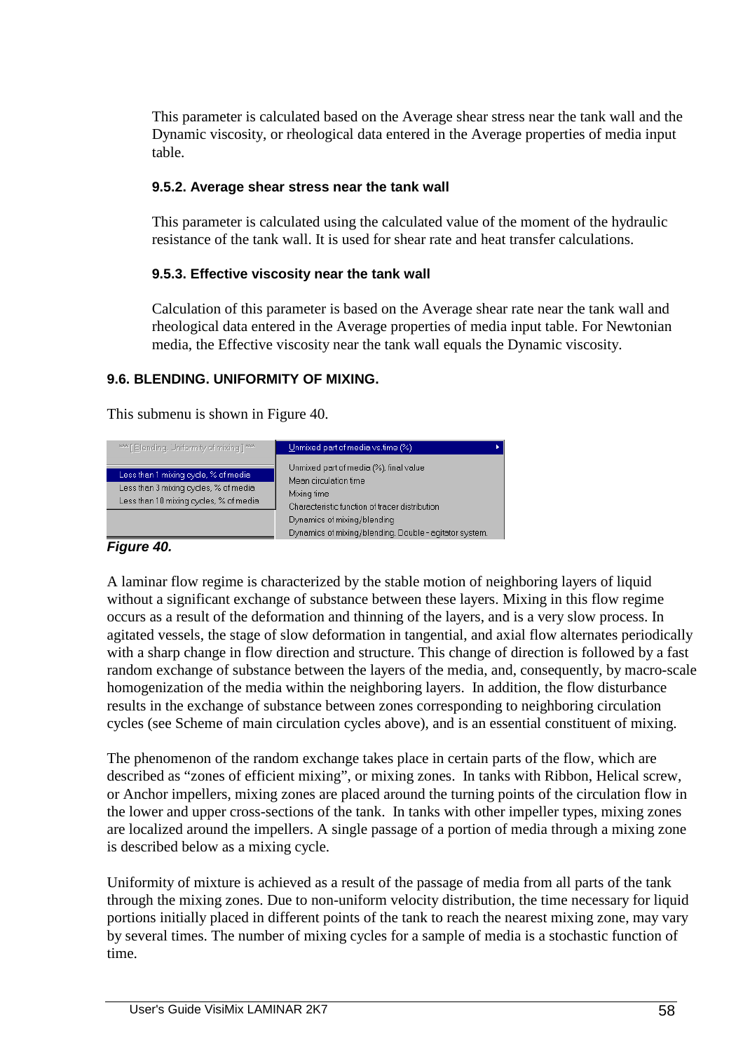This parameter is calculated based on the Average shear stress near the tank wall and the Dynamic viscosity, or rheological data entered in the Average properties of media input table.

#### 9.5.2. Average shear stress near the tank wall

This parameter is calculated using the calculated value of the moment of the hydraulic resistance of the tank wall. It is used for shear rate and heat transfer calculations.

#### 9.5.3. Effective viscosity near the tank wall

Calculation of this parameter is based on the Average shear rate near the tank wall and rheological data entered in the Average properties of media input table. For Newtonian media, the Effective viscosity near the tank wall equals the Dynamic viscosity.

### 9.6. BLENDING. UNIFORMITY OF MIXING.

This submenu is shown in Figure 40.

| *** [ Blending. Uniformity of mixing ] *** | Unmixed part of media vs.time (%) |
|---|---|
| Less than 1 mixing cycle, % of media | Unmixed part of media (%), final value |
| Less than 3 mixing cycles, % of media | Mean circulation time |
| Less than 10 mixing cycles, % of media | Mixing time |
| | Characteristic function of tracer distribution |
| | Dynamics of mixing/blending |
| | Dynamics of mixing/blending. Double - agitator system. |

***Figure 40.***

A laminar flow regime is characterized by the stable motion of neighboring layers of liquid without a significant exchange of substance between these layers. Mixing in this flow regime occurs as a result of the deformation and thinning of the layers, and is a very slow process. In agitated vessels, the stage of slow deformation in tangential, and axial flow alternates periodically with a sharp change in flow direction and structure. This change of direction is followed by a fast random exchange of substance between the layers of the media, and, consequently, by macro-scale homogenization of the media within the neighboring layers. In addition, the flow disturbance results in the exchange of substance between zones corresponding to neighboring circulation cycles (see Scheme of main circulation cycles above), and is an essential constituent of mixing.

The phenomenon of the random exchange takes place in certain parts of the flow, which are described as "zones of efficient mixing", or mixing zones. In tanks with Ribbon, Helical screw, or Anchor impellers, mixing zones are placed around the turning points of the circulation flow in the lower and upper cross-sections of the tank. In tanks with other impeller types, mixing zones are localized around the impellers. A single passage of a portion of media through a mixing zone is described below as a mixing cycle.

Uniformity of mixture is achieved as a result of the passage of media from all parts of the tank through the mixing zones. Due to non-uniform velocity distribution, the time necessary for liquid portions initially placed in different points of the tank to reach the nearest mixing zone, may vary by several times. The number of mixing cycles for a sample of media is a stochastic function of time.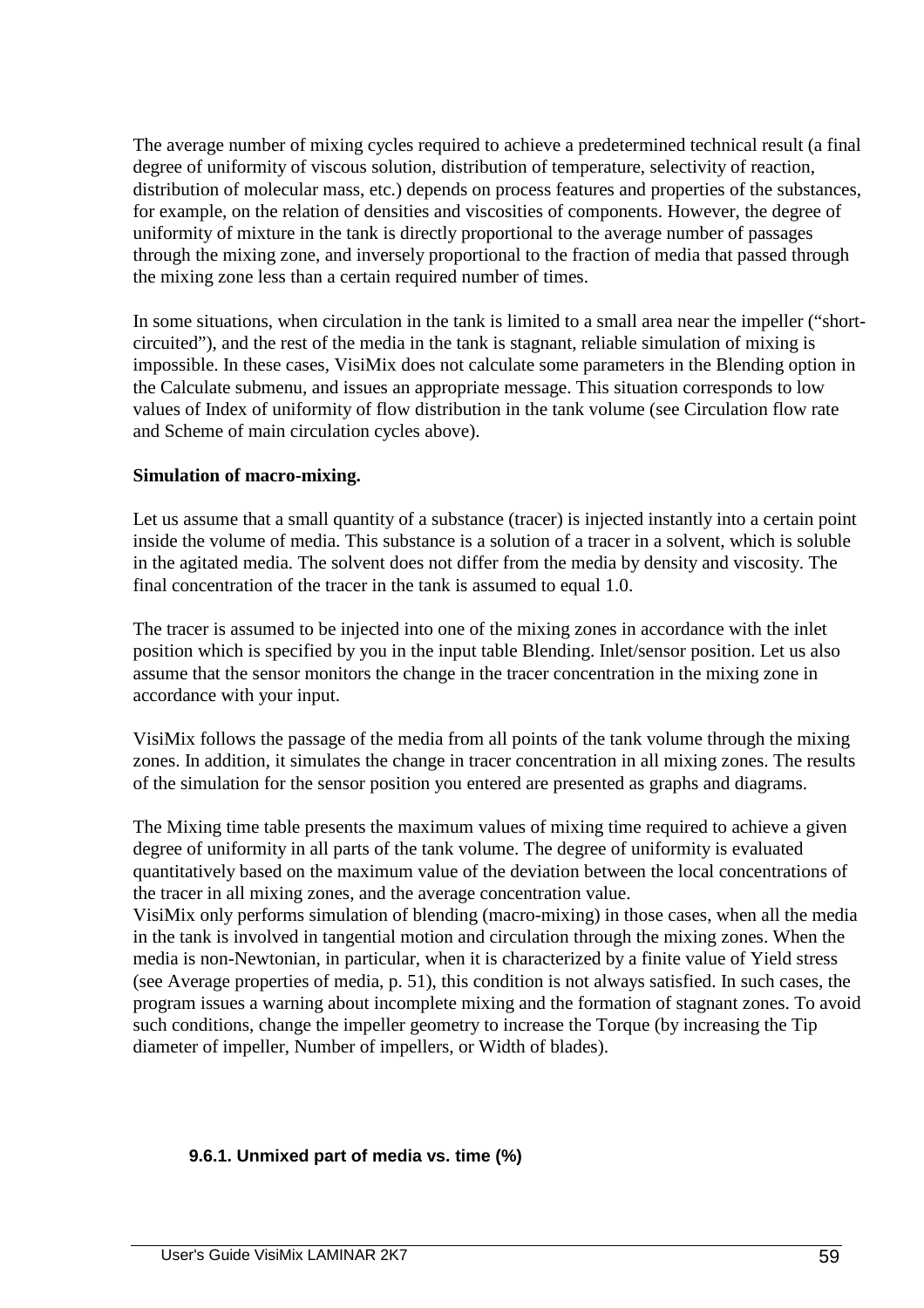The average number of mixing cycles required to achieve a predetermined technical result (a final degree of uniformity of viscous solution, distribution of temperature, selectivity of reaction, distribution of molecular mass, etc.) depends on process features and properties of the substances, for example, on the relation of densities and viscosities of components. However, the degree of uniformity of mixture in the tank is directly proportional to the average number of passages through the mixing zone, and inversely proportional to the fraction of media that passed through the mixing zone less than a certain required number of times.

In some situations, when circulation in the tank is limited to a small area near the impeller ("short-circuited"), and the rest of the media in the tank is stagnant, reliable simulation of mixing is impossible. In these cases, VisiMix does not calculate some parameters in the Blending option in the Calculate submenu, and issues an appropriate message. This situation corresponds to low values of Index of uniformity of flow distribution in the tank volume (see Circulation flow rate and Scheme of main circulation cycles above).

**Simulation of macro-mixing.**

Let us assume that a small quantity of a substance (tracer) is injected instantly into a certain point inside the volume of media. This substance is a solution of a tracer in a solvent, which is soluble in the agitated media. The solvent does not differ from the media by density and viscosity. The final concentration of the tracer in the tank is assumed to equal 1.0.

The tracer is assumed to be injected into one of the mixing zones in accordance with the inlet position which is specified by you in the input table Blending. Inlet/sensor position. Let us also assume that the sensor monitors the change in the tracer concentration in the mixing zone in accordance with your input.

VisiMix follows the passage of the media from all points of the tank volume through the mixing zones. In addition, it simulates the change in tracer concentration in all mixing zones. The results of the simulation for the sensor position you entered are presented as graphs and diagrams.

The Mixing time table presents the maximum values of mixing time required to achieve a given degree of uniformity in all parts of the tank volume. The degree of uniformity is evaluated quantitatively based on the maximum value of the deviation between the local concentrations of the tracer in all mixing zones, and the average concentration value.
VisiMix only performs simulation of blending (macro-mixing) in those cases, when all the media in the tank is involved in tangential motion and circulation through the mixing zones. When the media is non-Newtonian, in particular, when it is characterized by a finite value of Yield stress (see Average properties of media, p. 51), this condition is not always satisfied. In such cases, the program issues a warning about incomplete mixing and the formation of stagnant zones. To avoid such conditions, change the impeller geometry to increase the Torque (by increasing the Tip diameter of impeller, Number of impellers, or Width of blades).

### 9.6.1. Unmixed part of media vs. time (%)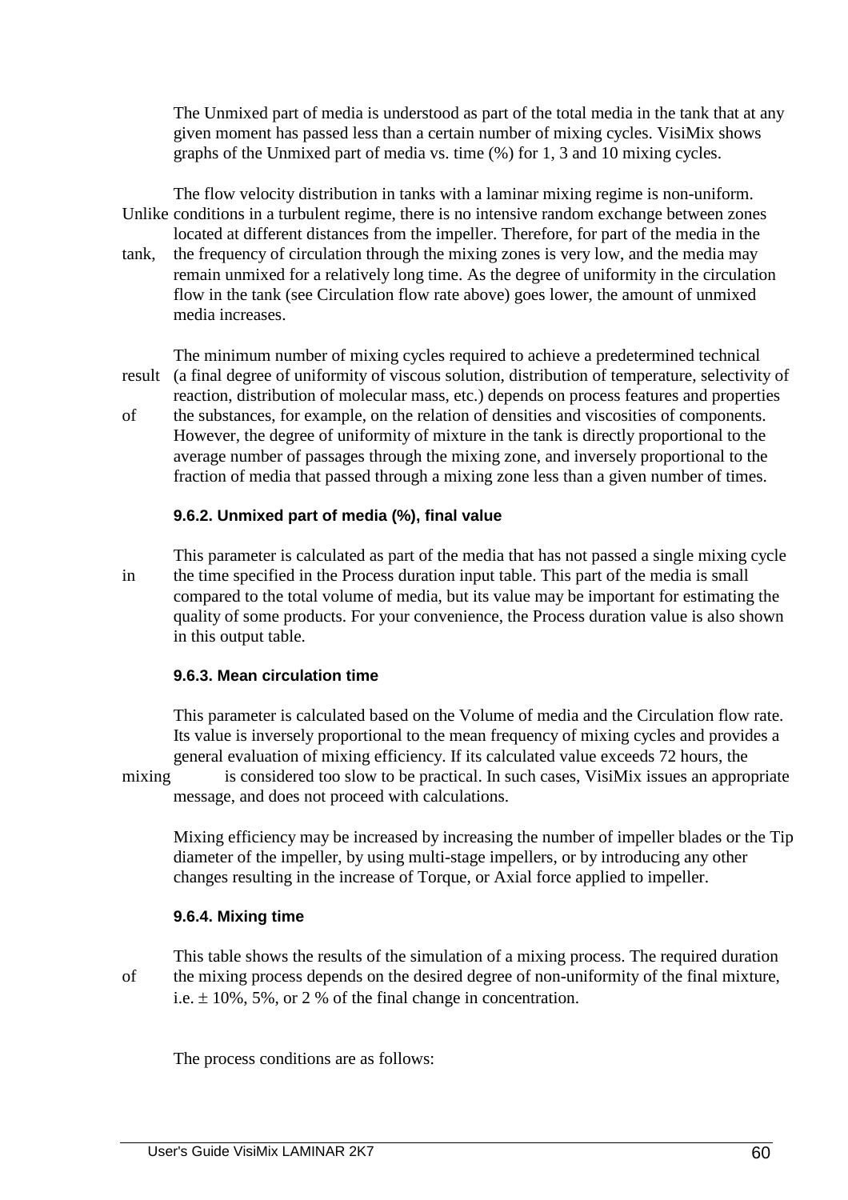The Unmixed part of media is understood as part of the total media in the tank that at any given moment has passed less than a certain number of mixing cycles. VisiMix shows graphs of the Unmixed part of media vs. time (%) for 1, 3 and 10 mixing cycles.

The flow velocity distribution in tanks with a laminar mixing regime is non-uniform. Unlike conditions in a turbulent regime, there is no intensive random exchange between zones located at different distances from the impeller. Therefore, for part of the media in the tank, the frequency of circulation through the mixing zones is very low, and the media may remain unmixed for a relatively long time. As the degree of uniformity in the circulation flow in the tank (see Circulation flow rate above) goes lower, the amount of unmixed media increases.

The minimum number of mixing cycles required to achieve a predetermined technical result (a final degree of uniformity of viscous solution, distribution of temperature, selectivity of reaction, distribution of molecular mass, etc.) depends on process features and properties of the substances, for example, on the relation of densities and viscosities of components. However, the degree of uniformity of mixture in the tank is directly proportional to the average number of passages through the mixing zone, and inversely proportional to the fraction of media that passed through a mixing zone less than a given number of times.

### 9.6.2. Unmixed part of media (%), final value

This parameter is calculated as part of the media that has not passed a single mixing cycle in the time specified in the Process duration input table. This part of the media is small compared to the total volume of media, but its value may be important for estimating the quality of some products. For your convenience, the Process duration value is also shown in this output table.

### 9.6.3. Mean circulation time

This parameter is calculated based on the Volume of media and the Circulation flow rate. Its value is inversely proportional to the mean frequency of mixing cycles and provides a general evaluation of mixing efficiency. If its calculated value exceeds 72 hours, the mixing is considered too slow to be practical. In such cases, VisiMix issues an appropriate message, and does not proceed with calculations.

Mixing efficiency may be increased by increasing the number of impeller blades or the Tip diameter of the impeller, by using multi-stage impellers, or by introducing any other changes resulting in the increase of Torque, or Axial force applied to impeller.

### 9.6.4. Mixing time

This table shows the results of the simulation of a mixing process. The required duration of the mixing process depends on the desired degree of non-uniformity of the final mixture, i.e. ± 10%, 5%, or 2 % of the final change in concentration.

The process conditions are as follows: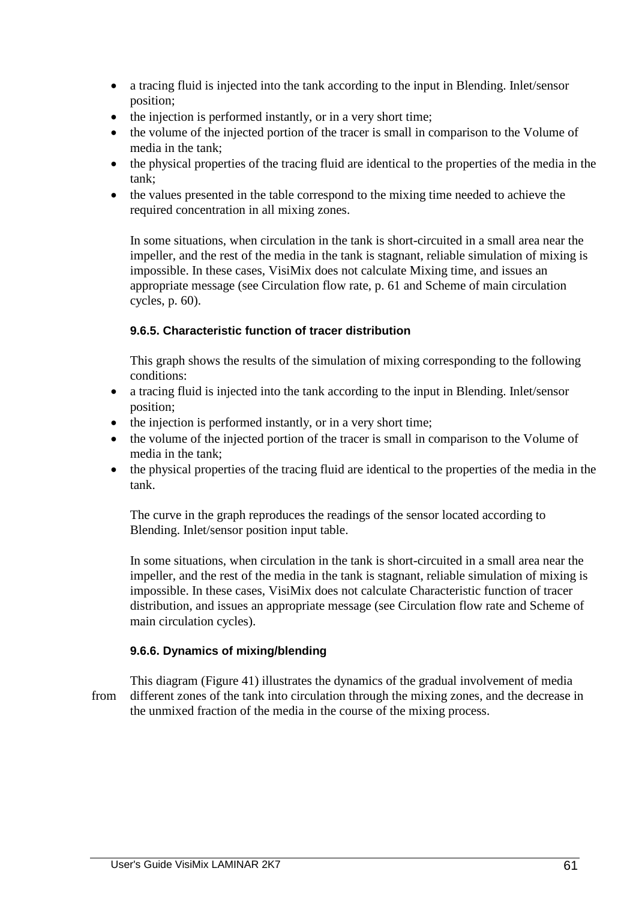- a tracing fluid is injected into the tank according to the input in Blending. Inlet/sensor position;
- the injection is performed instantly, or in a very short time;
- the volume of the injected portion of the tracer is small in comparison to the Volume of media in the tank;
- the physical properties of the tracing fluid are identical to the properties of the media in the tank;
- the values presented in the table correspond to the mixing time needed to achieve the required concentration in all mixing zones.

In some situations, when circulation in the tank is short-circuited in a small area near the impeller, and the rest of the media in the tank is stagnant, reliable simulation of mixing is impossible. In these cases, VisiMix does not calculate Mixing time, and issues an appropriate message (see Circulation flow rate, p. 61 and Scheme of main circulation cycles, p. 60).

#### 9.6.5. Characteristic function of tracer distribution

This graph shows the results of the simulation of mixing corresponding to the following conditions:

- a tracing fluid is injected into the tank according to the input in Blending. Inlet/sensor position;
- the injection is performed instantly, or in a very short time;
- the volume of the injected portion of the tracer is small in comparison to the Volume of media in the tank;
- the physical properties of the tracing fluid are identical to the properties of the media in the tank.

The curve in the graph reproduces the readings of the sensor located according to Blending. Inlet/sensor position input table.

In some situations, when circulation in the tank is short-circuited in a small area near the impeller, and the rest of the media in the tank is stagnant, reliable simulation of mixing is impossible. In these cases, VisiMix does not calculate Characteristic function of tracer distribution, and issues an appropriate message (see Circulation flow rate and Scheme of main circulation cycles).

#### 9.6.6. Dynamics of mixing/blending

This diagram (Figure 41) illustrates the dynamics of the gradual involvement of media from different zones of the tank into circulation through the mixing zones, and the decrease in the unmixed fraction of the media in the course of the mixing process.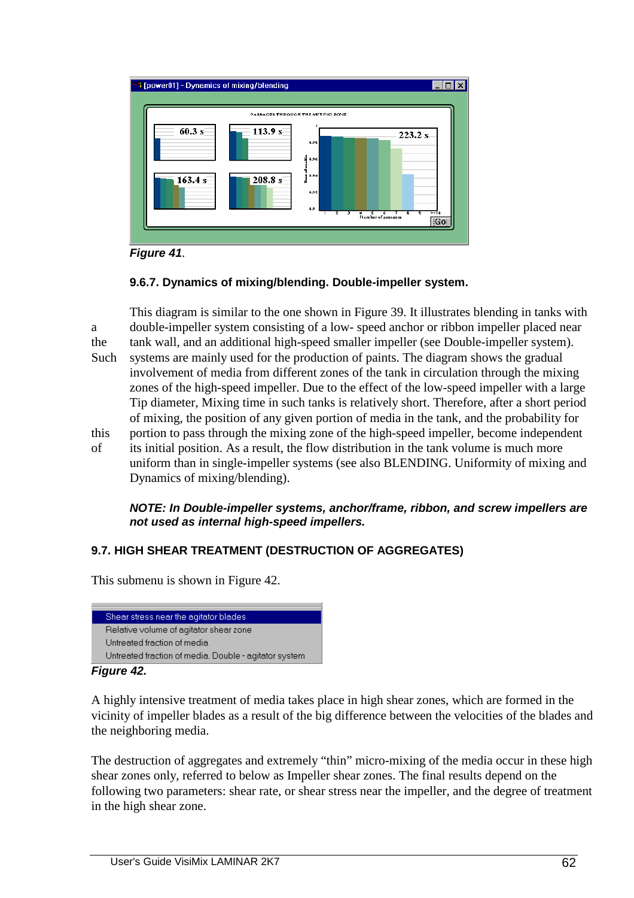*Figure 41*.

### 9.6.7. Dynamics of mixing/blending. Double-impeller system.

This diagram is similar to the one shown in Figure 39. It illustrates blending in tanks with a double-impeller system consisting of a low- speed anchor or ribbon impeller placed near the tank wall, and an additional high-speed smaller impeller (see Double-impeller system). Such systems are mainly used for the production of paints. The diagram shows the gradual involvement of media from different zones of the tank in circulation through the mixing zones of the high-speed impeller. Due to the effect of the low-speed impeller with a large Tip diameter, Mixing time in such tanks is relatively short. Therefore, after a short period of mixing, the position of any given portion of media in the tank, and the probability for this portion to pass through the mixing zone of the high-speed impeller, become independent of its initial position. As a result, the flow distribution in the tank volume is much more uniform than in single-impeller systems (see also BLENDING. Uniformity of mixing and Dynamics of mixing/blending).

***NOTE: In Double-impeller systems, anchor/frame, ribbon, and screw impellers are not used as internal high-speed impellers.***

## 9.7. HIGH SHEAR TREATMENT (DESTRUCTION OF AGGREGATES)

This submenu is shown in Figure 42.

Shear stress near the agitator blades
Relative volume of agitator shear zone
Untreated fraction of media
Untreated fraction of media. Double - agitator system

***Figure 42.***

A highly intensive treatment of media takes place in high shear zones, which are formed in the vicinity of impeller blades as a result of the big difference between the velocities of the blades and the neighboring media.

The destruction of aggregates and extremely "thin" micro-mixing of the media occur in these high shear zones only, referred to below as Impeller shear zones. The final results depend on the following two parameters: shear rate, or shear stress near the impeller, and the degree of treatment in the high shear zone.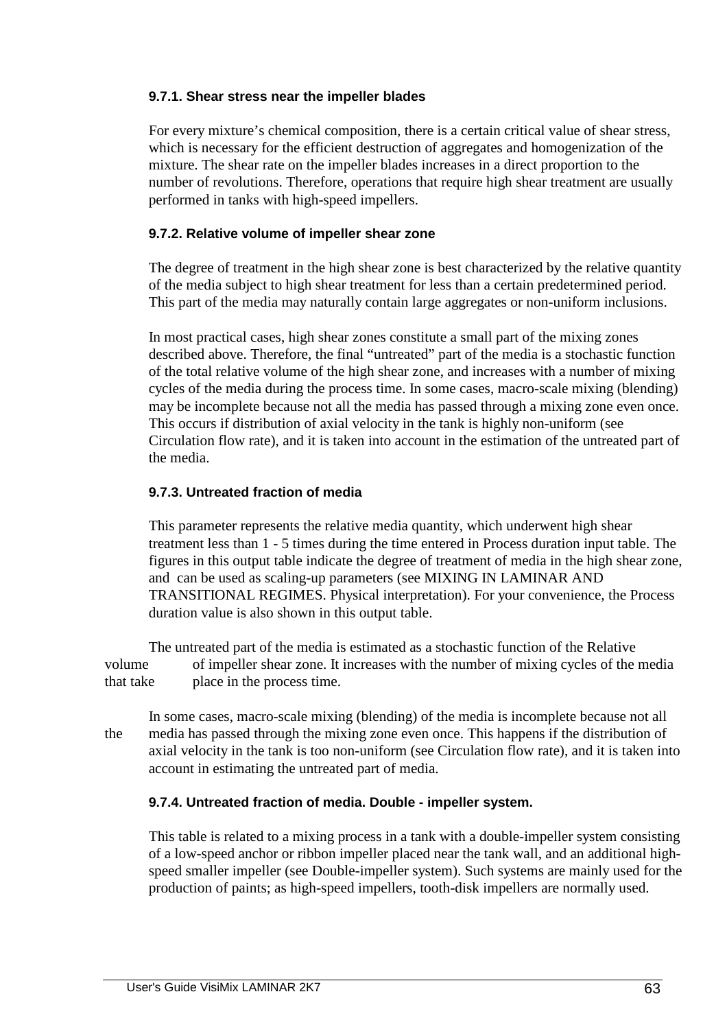### 9.7.1. Shear stress near the impeller blades

For every mixture's chemical composition, there is a certain critical value of shear stress, which is necessary for the efficient destruction of aggregates and homogenization of the mixture. The shear rate on the impeller blades increases in a direct proportion to the number of revolutions. Therefore, operations that require high shear treatment are usually performed in tanks with high-speed impellers.

### 9.7.2. Relative volume of impeller shear zone

The degree of treatment in the high shear zone is best characterized by the relative quantity of the media subject to high shear treatment for less than a certain predetermined period. This part of the media may naturally contain large aggregates or non-uniform inclusions.

In most practical cases, high shear zones constitute a small part of the mixing zones described above. Therefore, the final "untreated" part of the media is a stochastic function of the total relative volume of the high shear zone, and increases with a number of mixing cycles of the media during the process time. In some cases, macro-scale mixing (blending) may be incomplete because not all the media has passed through a mixing zone even once. This occurs if distribution of axial velocity in the tank is highly non-uniform (see Circulation flow rate), and it is taken into account in the estimation of the untreated part of the media.

### 9.7.3. Untreated fraction of media

This parameter represents the relative media quantity, which underwent high shear treatment less than 1 - 5 times during the time entered in Process duration input table. The figures in this output table indicate the degree of treatment of media in the high shear zone, and can be used as scaling-up parameters (see MIXING IN LAMINAR AND TRANSITIONAL REGIMES. Physical interpretation). For your convenience, the Process duration value is also shown in this output table.

The untreated part of the media is estimated as a stochastic function of the Relative volume of impeller shear zone. It increases with the number of mixing cycles of the media that take place in the process time.

In some cases, macro-scale mixing (blending) of the media is incomplete because not all the media has passed through the mixing zone even once. This happens if the distribution of axial velocity in the tank is too non-uniform (see Circulation flow rate), and it is taken into account in estimating the untreated part of media.

### 9.7.4. Untreated fraction of media. Double - impeller system.

This table is related to a mixing process in a tank with a double-impeller system consisting of a low-speed anchor or ribbon impeller placed near the tank wall, and an additional high-speed smaller impeller (see Double-impeller system). Such systems are mainly used for the production of paints; as high-speed impellers, tooth-disk impellers are normally used.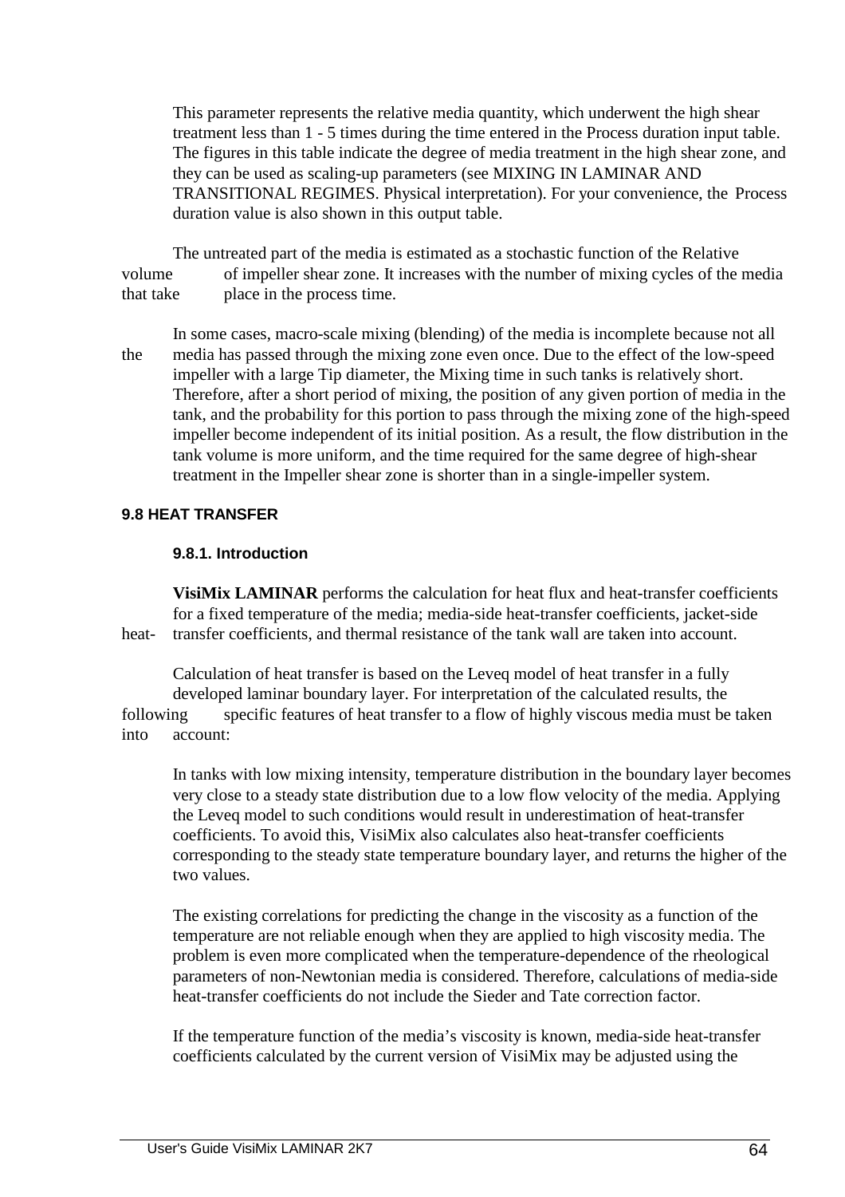This parameter represents the relative media quantity, which underwent the high shear treatment less than 1 - 5 times during the time entered in the Process duration input table. The figures in this table indicate the degree of media treatment in the high shear zone, and they can be used as scaling-up parameters (see MIXING IN LAMINAR AND TRANSITIONAL REGIMES. Physical interpretation). For your convenience, the Process duration value is also shown in this output table.

The untreated part of the media is estimated as a stochastic function of the Relative volume of impeller shear zone. It increases with the number of mixing cycles of the media that take place in the process time.

In some cases, macro-scale mixing (blending) of the media is incomplete because not all the media has passed through the mixing zone even once. Due to the effect of the low-speed impeller with a large Tip diameter, the Mixing time in such tanks is relatively short. Therefore, after a short period of mixing, the position of any given portion of media in the tank, and the probability for this portion to pass through the mixing zone of the high-speed impeller become independent of its initial position. As a result, the flow distribution in the tank volume is more uniform, and the time required for the same degree of high-shear treatment in the Impeller shear zone is shorter than in a single-impeller system.

## 9.8 HEAT TRANSFER

### 9.8.1. Introduction

**VisiMix LAMINAR** performs the calculation for heat flux and heat-transfer coefficients for a fixed temperature of the media; media-side heat-transfer coefficients, jacket-side heat-transfer coefficients, and thermal resistance of the tank wall are taken into account.

Calculation of heat transfer is based on the Leveq model of heat transfer in a fully developed laminar boundary layer. For interpretation of the calculated results, the following specific features of heat transfer to a flow of highly viscous media must be taken into account:

In tanks with low mixing intensity, temperature distribution in the boundary layer becomes very close to a steady state distribution due to a low flow velocity of the media. Applying the Leveq model to such conditions would result in underestimation of heat-transfer coefficients. To avoid this, VisiMix also calculates also heat-transfer coefficients corresponding to the steady state temperature boundary layer, and returns the higher of the two values.

The existing correlations for predicting the change in the viscosity as a function of the temperature are not reliable enough when they are applied to high viscosity media. The problem is even more complicated when the temperature-dependence of the rheological parameters of non-Newtonian media is considered. Therefore, calculations of media-side heat-transfer coefficients do not include the Sieder and Tate correction factor.

If the temperature function of the media's viscosity is known, media-side heat-transfer coefficients calculated by the current version of VisiMix may be adjusted using the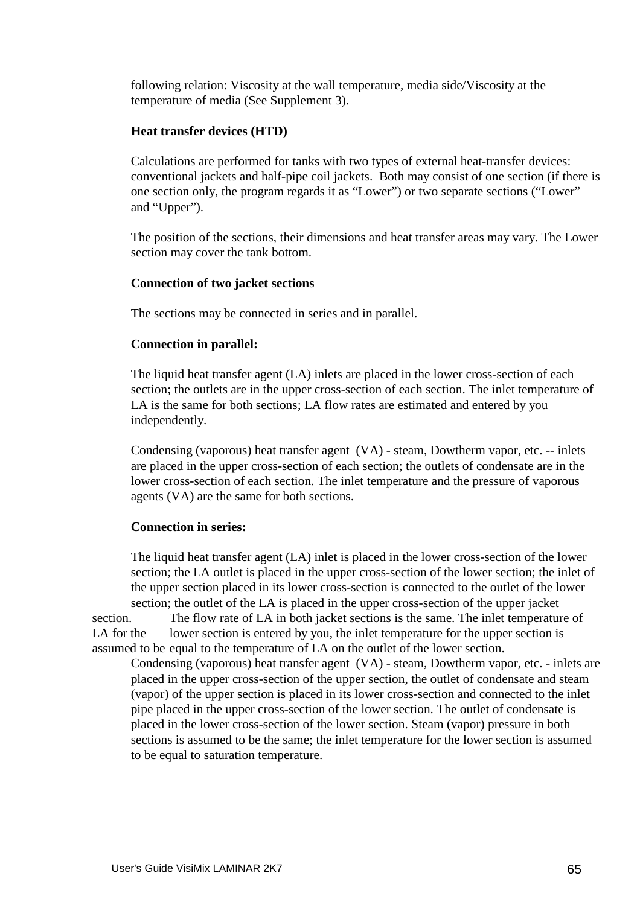following relation: Viscosity at the wall temperature, media side/Viscosity at the temperature of media (See Supplement 3).

**Heat transfer devices (HTD)**

Calculations are performed for tanks with two types of external heat-transfer devices: conventional jackets and half-pipe coil jackets. Both may consist of one section (if there is one section only, the program regards it as "Lower") or two separate sections ("Lower" and "Upper").

The position of the sections, their dimensions and heat transfer areas may vary. The Lower section may cover the tank bottom.

**Connection of two jacket sections**

The sections may be connected in series and in parallel.

**Connection in parallel:**

The liquid heat transfer agent (LA) inlets are placed in the lower cross-section of each section; the outlets are in the upper cross-section of each section. The inlet temperature of LA is the same for both sections; LA flow rates are estimated and entered by you independently.

Condensing (vaporous) heat transfer agent (VA) - steam, Dowtherm vapor, etc. -- inlets are placed in the upper cross-section of each section; the outlets of condensate are in the lower cross-section of each section. The inlet temperature and the pressure of vaporous agents (VA) are the same for both sections.

**Connection in series:**

The liquid heat transfer agent (LA) inlet is placed in the lower cross-section of the lower section; the LA outlet is placed in the upper cross-section of the lower section; the inlet of the upper section placed in its lower cross-section is connected to the outlet of the lower section; the outlet of the LA is placed in the upper cross-section of the upper jacket section. The flow rate of LA in both jacket sections is the same. The inlet temperature of LA for the lower section is entered by you, the inlet temperature for the upper section is assumed to be equal to the temperature of LA on the outlet of the lower section.

Condensing (vaporous) heat transfer agent (VA) - steam, Dowtherm vapor, etc. - inlets are placed in the upper cross-section of the upper section, the outlet of condensate and steam (vapor) of the upper section is placed in its lower cross-section and connected to the inlet pipe placed in the upper cross-section of the lower section. The outlet of condensate is placed in the lower cross-section of the lower section. Steam (vapor) pressure in both sections is assumed to be the same; the inlet temperature for the lower section is assumed to be equal to saturation temperature.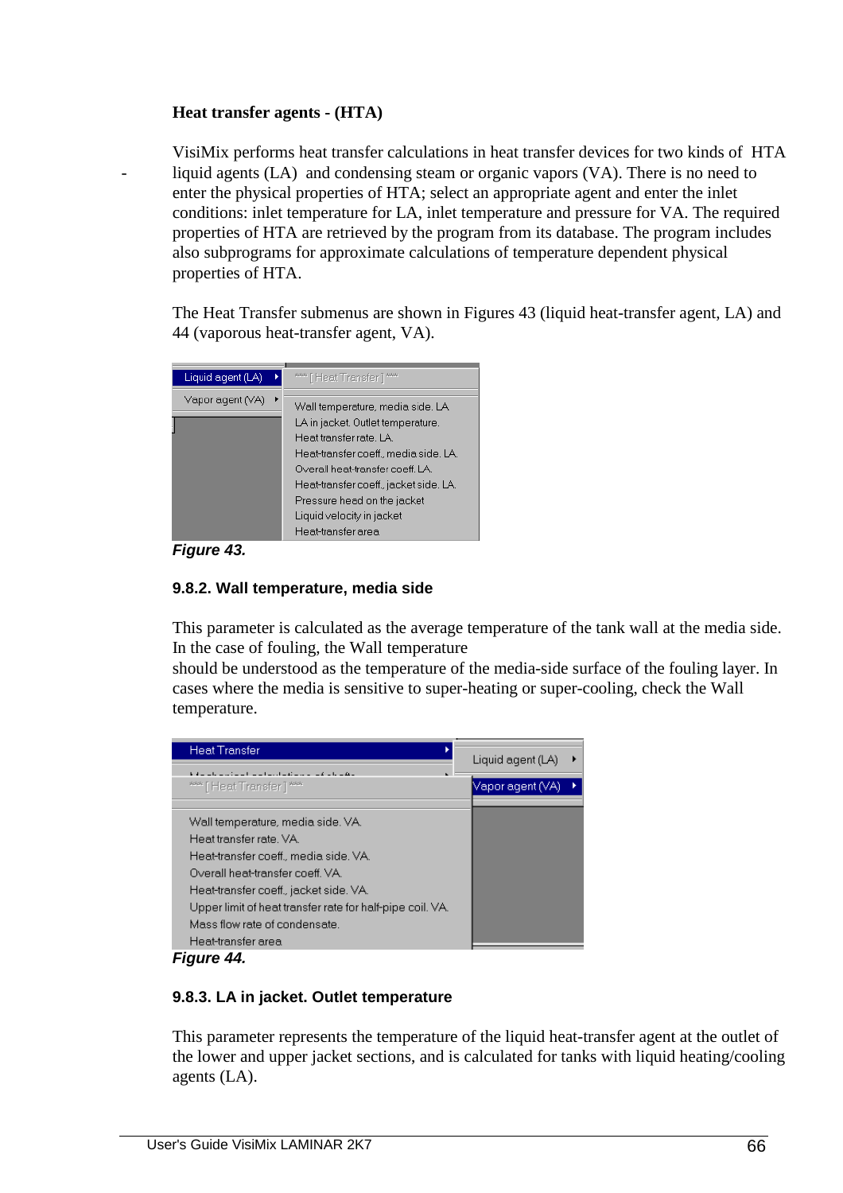**Heat transfer agents - (HTA)**

VisiMix performs heat transfer calculations in heat transfer devices for two kinds of HTA
- liquid agents (LA) and condensing steam or organic vapors (VA). There is no need to enter the physical properties of HTA; select an appropriate agent and enter the inlet conditions: inlet temperature for LA, inlet temperature and pressure for VA. The required properties of HTA are retrieved by the program from its database. The program includes also subprograms for approximate calculations of temperature dependent physical properties of HTA.

The Heat Transfer submenus are shown in Figures 43 (liquid heat-transfer agent, LA) and 44 (vaporous heat-transfer agent, VA).

Liquid agent (LA)
Vapor agent (VA)

*** [ Heat Transfer ] ***
Wall temperature, media side. LA
LA in jacket. Outlet temperature.
Heat transfer rate. LA.
Heat-transfer coeff., media side. LA.
Overall heat-transfer coeff. LA.
Heat-transfer coeff., jacket side. LA.
Pressure head on the jacket
Liquid velocity in jacket
Heat-transfer area

***Figure 43.***

### 9.8.2. Wall temperature, media side

This parameter is calculated as the average temperature of the tank wall at the media side. In the case of fouling, the Wall temperature should be understood as the temperature of the media-side surface of the fouling layer. In cases where the media is sensitive to super-heating or super-cooling, check the Wall temperature.

Heat Transfer
Liquid agent (LA)
Vapor agent (VA)

*** [ Heat Transfer ] ***
Wall temperature, media side. VA.
Heat transfer rate. VA.
Heat-transfer coeff., media side. VA.
Overall heat-transfer coeff. VA.
Heat-transfer coeff., jacket side. VA.
Upper limit of heat transfer rate for half-pipe coil. VA.
Mass flow rate of condensate.
Heat-transfer area

***Figure 44.***

### 9.8.3. LA in jacket. Outlet temperature

This parameter represents the temperature of the liquid heat-transfer agent at the outlet of the lower and upper jacket sections, and is calculated for tanks with liquid heating/cooling agents (LA).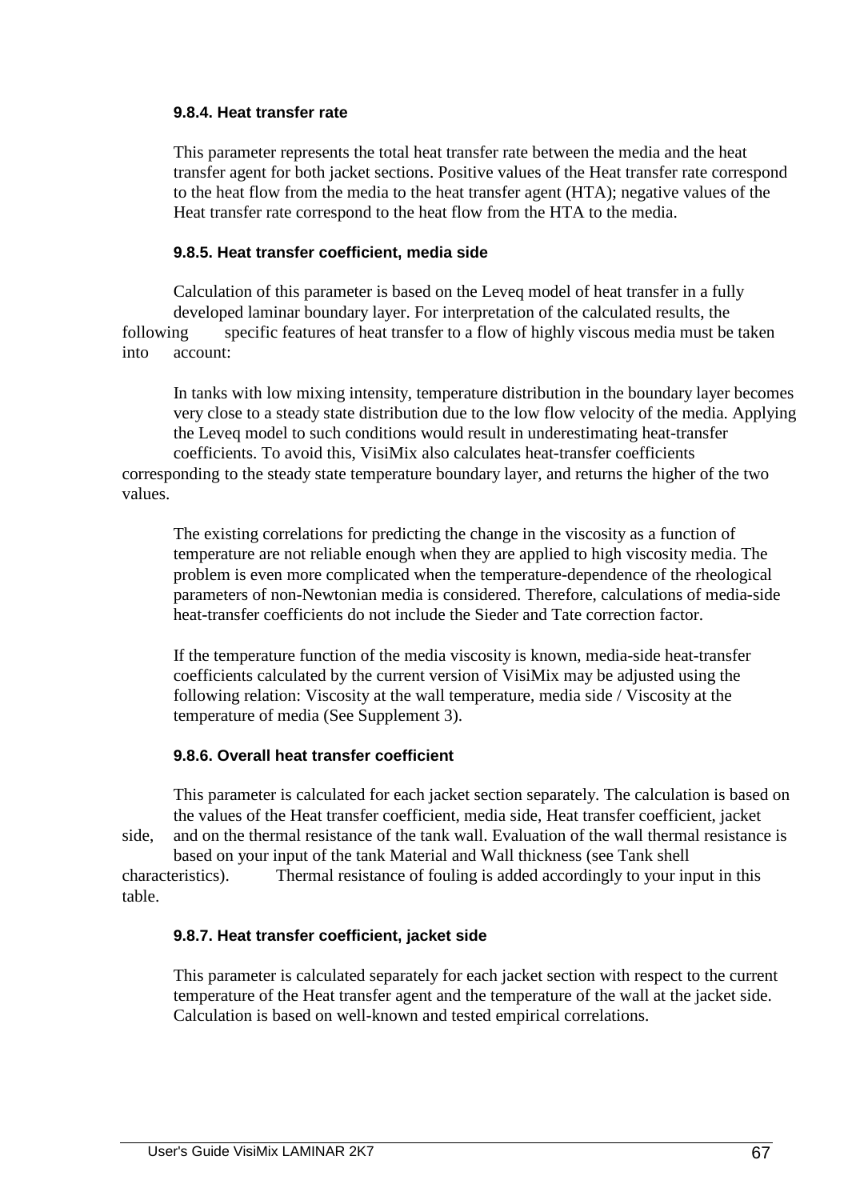### 9.8.4. Heat transfer rate

This parameter represents the total heat transfer rate between the media and the heat transfer agent for both jacket sections. Positive values of the Heat transfer rate correspond to the heat flow from the media to the heat transfer agent (HTA); negative values of the Heat transfer rate correspond to the heat flow from the HTA to the media.

### 9.8.5. Heat transfer coefficient, media side

Calculation of this parameter is based on the Leveq model of heat transfer in a fully developed laminar boundary layer. For interpretation of the calculated results, the following specific features of heat transfer to a flow of highly viscous media must be taken into account:

In tanks with low mixing intensity, temperature distribution in the boundary layer becomes very close to a steady state distribution due to the low flow velocity of the media. Applying the Leveq model to such conditions would result in underestimating heat-transfer coefficients. To avoid this, VisiMix also calculates heat-transfer coefficients corresponding to the steady state temperature boundary layer, and returns the higher of the two values.

The existing correlations for predicting the change in the viscosity as a function of temperature are not reliable enough when they are applied to high viscosity media. The problem is even more complicated when the temperature-dependence of the rheological parameters of non-Newtonian media is considered. Therefore, calculations of media-side heat-transfer coefficients do not include the Sieder and Tate correction factor.

If the temperature function of the media viscosity is known, media-side heat-transfer coefficients calculated by the current version of VisiMix may be adjusted using the following relation: Viscosity at the wall temperature, media side / Viscosity at the temperature of media (See Supplement 3).

### 9.8.6. Overall heat transfer coefficient

This parameter is calculated for each jacket section separately. The calculation is based on the values of the Heat transfer coefficient, media side, Heat transfer coefficient, jacket side, and on the thermal resistance of the tank wall. Evaluation of the wall thermal resistance is based on your input of the tank Material and Wall thickness (see Tank shell characteristics). Thermal resistance of fouling is added accordingly to your input in this table.

### 9.8.7. Heat transfer coefficient, jacket side

This parameter is calculated separately for each jacket section with respect to the current temperature of the Heat transfer agent and the temperature of the wall at the jacket side. Calculation is based on well-known and tested empirical correlations.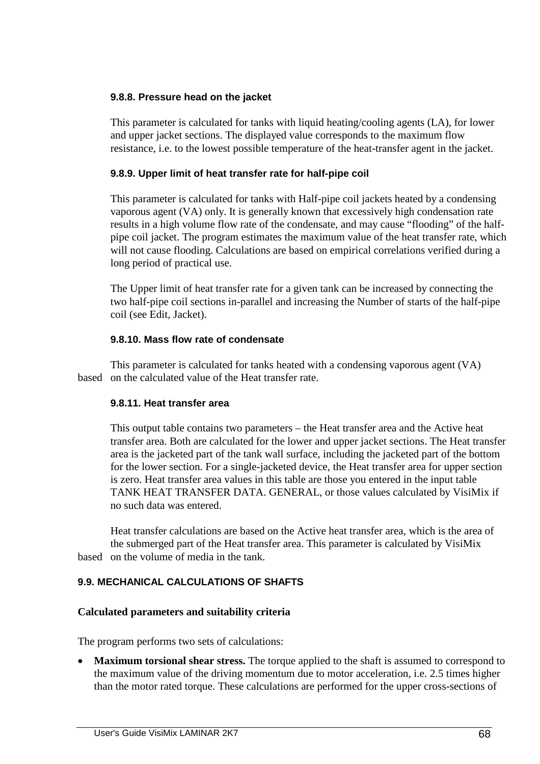#### 9.8.8. Pressure head on the jacket

This parameter is calculated for tanks with liquid heating/cooling agents (LA), for lower and upper jacket sections. The displayed value corresponds to the maximum flow resistance, i.e. to the lowest possible temperature of the heat-transfer agent in the jacket.

#### 9.8.9. Upper limit of heat transfer rate for half-pipe coil

This parameter is calculated for tanks with Half-pipe coil jackets heated by a condensing vaporous agent (VA) only. It is generally known that excessively high condensation rate results in a high volume flow rate of the condensate, and may cause "flooding" of the half-pipe coil jacket. The program estimates the maximum value of the heat transfer rate, which will not cause flooding. Calculations are based on empirical correlations verified during a long period of practical use.

The Upper limit of heat transfer rate for a given tank can be increased by connecting the two half-pipe coil sections in-parallel and increasing the Number of starts of the half-pipe coil (see Edit, Jacket).

#### 9.8.10. Mass flow rate of condensate

This parameter is calculated for tanks heated with a condensing vaporous agent (VA) based on the calculated value of the Heat transfer rate.

#### 9.8.11. Heat transfer area

This output table contains two parameters – the Heat transfer area and the Active heat transfer area. Both are calculated for the lower and upper jacket sections. The Heat transfer area is the jacketed part of the tank wall surface, including the jacketed part of the bottom for the lower section. For a single-jacketed device, the Heat transfer area for upper section is zero. Heat transfer area values in this table are those you entered in the input table TANK HEAT TRANSFER DATA. GENERAL, or those values calculated by VisiMix if no such data was entered.

Heat transfer calculations are based on the Active heat transfer area, which is the area of the submerged part of the Heat transfer area. This parameter is calculated by VisiMix based on the volume of media in the tank.

### 9.9. MECHANICAL CALCULATIONS OF SHAFTS

**Calculated parameters and suitability criteria**

The program performs two sets of calculations:

- **Maximum torsional shear stress.** The torque applied to the shaft is assumed to correspond to the maximum value of the driving momentum due to motor acceleration, i.e. 2.5 times higher than the motor rated torque. These calculations are performed for the upper cross-sections of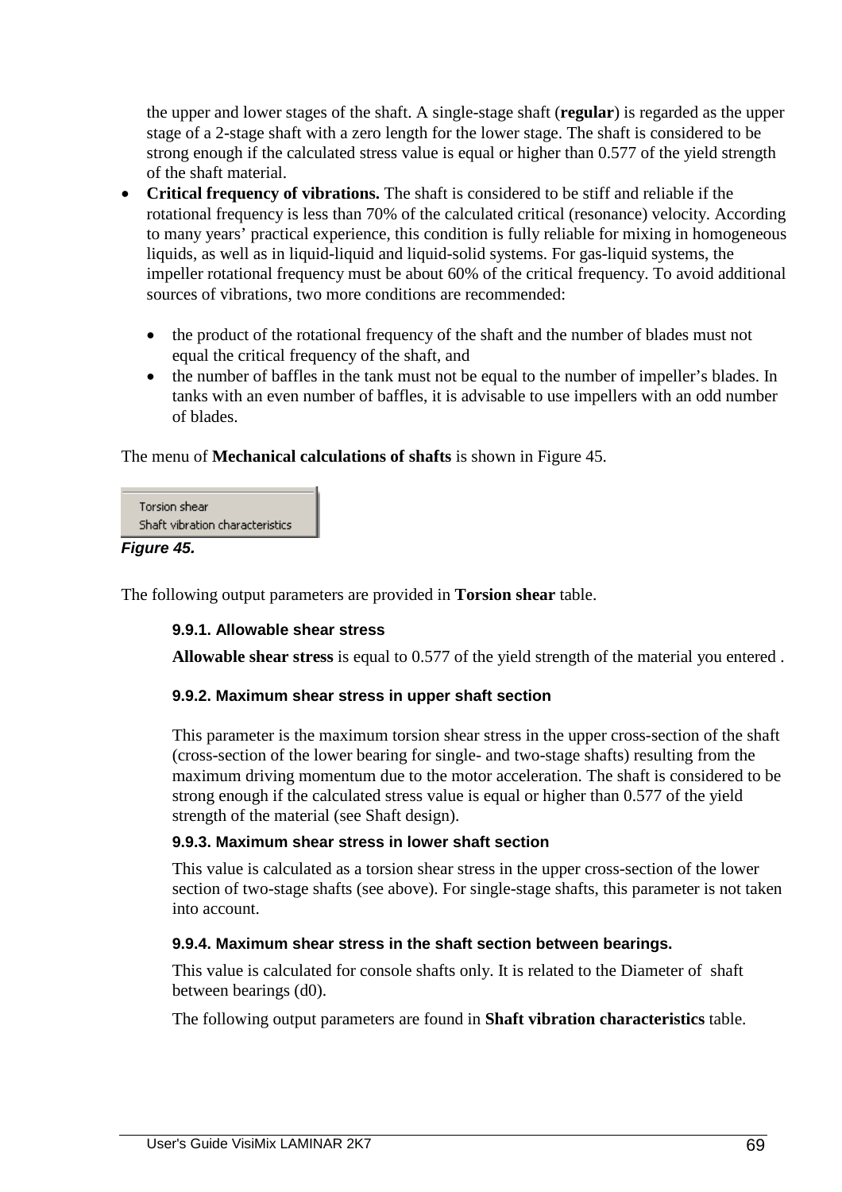the upper and lower stages of the shaft. A single-stage shaft (**regular**) is regarded as the upper stage of a 2-stage shaft with a zero length for the lower stage. The shaft is considered to be strong enough if the calculated stress value is equal or higher than 0.577 of the yield strength of the shaft material.

- **Critical frequency of vibrations.** The shaft is considered to be stiff and reliable if the rotational frequency is less than 70% of the calculated critical (resonance) velocity. According to many years' practical experience, this condition is fully reliable for mixing in homogeneous liquids, as well as in liquid-liquid and liquid-solid systems. For gas-liquid systems, the impeller rotational frequency must be about 60% of the critical frequency. To avoid additional sources of vibrations, two more conditions are recommended:

  - the product of the rotational frequency of the shaft and the number of blades must not equal the critical frequency of the shaft, and
  - the number of baffles in the tank must not be equal to the number of impeller's blades. In tanks with an even number of baffles, it is advisable to use impellers with an odd number of blades.

The menu of **Mechanical calculations of shafts** is shown in Figure 45.

Torsion shear
Shaft vibration characteristics

***Figure 45.***

The following output parameters are provided in **Torsion shear** table.

#### 9.9.1. Allowable shear stress

**Allowable shear stress** is equal to 0.577 of the yield strength of the material you entered .

#### 9.9.2. Maximum shear stress in upper shaft section

This parameter is the maximum torsion shear stress in the upper cross-section of the shaft (cross-section of the lower bearing for single- and two-stage shafts) resulting from the maximum driving momentum due to the motor acceleration. The shaft is considered to be strong enough if the calculated stress value is equal or higher than 0.577 of the yield strength of the material (see Shaft design).

#### 9.9.3. Maximum shear stress in lower shaft section

This value is calculated as a torsion shear stress in the upper cross-section of the lower section of two-stage shafts (see above). For single-stage shafts, this parameter is not taken into account.

#### 9.9.4. Maximum shear stress in the shaft section between bearings.

This value is calculated for console shafts only. It is related to the Diameter of shaft between bearings (d0).

The following output parameters are found in **Shaft vibration characteristics** table.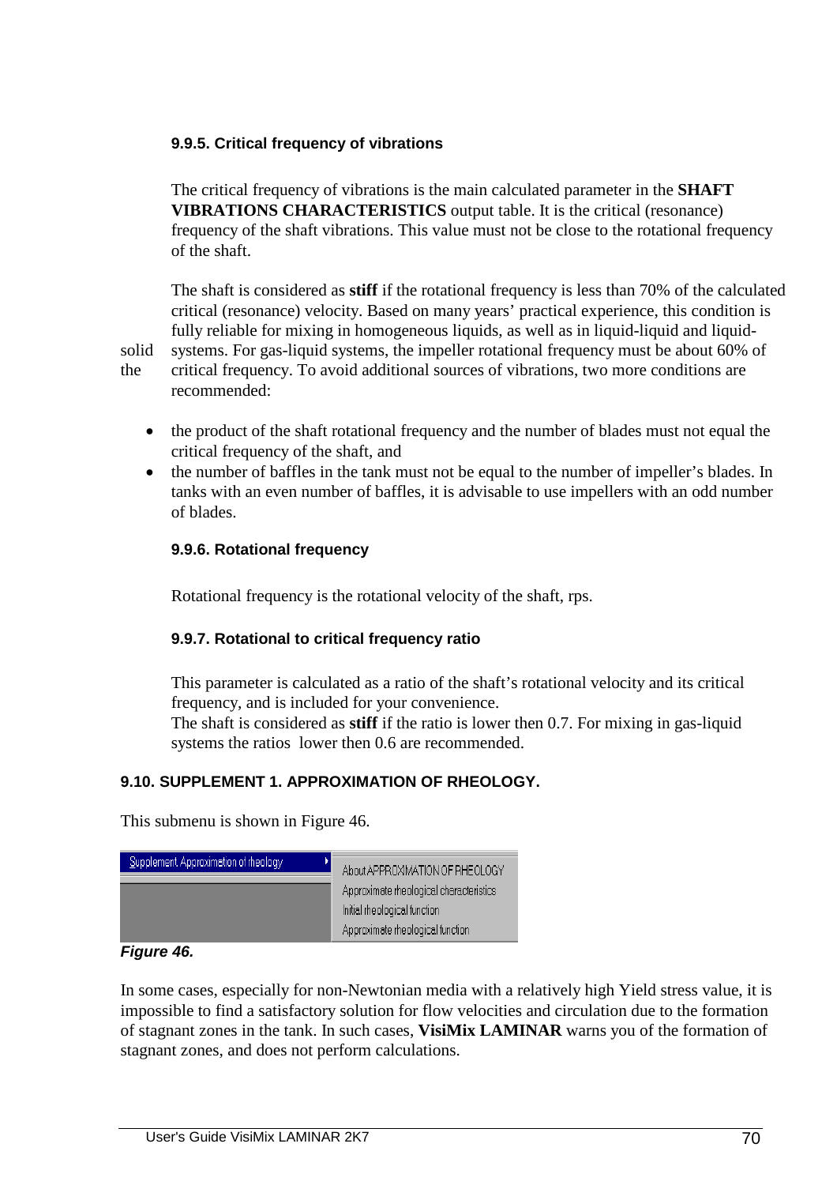### 9.9.5. Critical frequency of vibrations

The critical frequency of vibrations is the main calculated parameter in the **SHAFT VIBRATIONS CHARACTERISTICS** output table. It is the critical (resonance) frequency of the shaft vibrations. This value must not be close to the rotational frequency of the shaft.

The shaft is considered as **stiff** if the rotational frequency is less than 70% of the calculated critical (resonance) velocity. Based on many years' practical experience, this condition is fully reliable for mixing in homogeneous liquids, as well as in liquid-liquid and liquid-solid systems. For gas-liquid systems, the impeller rotational frequency must be about 60% of the critical frequency. To avoid additional sources of vibrations, two more conditions are recommended:

- the product of the shaft rotational frequency and the number of blades must not equal the critical frequency of the shaft, and
- the number of baffles in the tank must not be equal to the number of impeller's blades. In tanks with an even number of baffles, it is advisable to use impellers with an odd number of blades.

### 9.9.6. Rotational frequency

Rotational frequency is the rotational velocity of the shaft, rps.

### 9.9.7. Rotational to critical frequency ratio

This parameter is calculated as a ratio of the shaft's rotational velocity and its critical frequency, and is included for your convenience.
The shaft is considered as **stiff** if the ratio is lower then 0.7. For mixing in gas-liquid systems the ratios lower then 0.6 are recommended.

## 9.10. SUPPLEMENT 1. APPROXIMATION OF RHEOLOGY.

This submenu is shown in Figure 46.

Supplement Approximation of rheology
- About APPROXIMATION OF RHEOLOGY
- Approximate rheological characteristics
- Initial rheological function
- Approximate rheological function

***Figure 46.***

In some cases, especially for non-Newtonian media with a relatively high Yield stress value, it is impossible to find a satisfactory solution for flow velocities and circulation due to the formation of stagnant zones in the tank. In such cases, **VisiMix LAMINAR** warns you of the formation of stagnant zones, and does not perform calculations.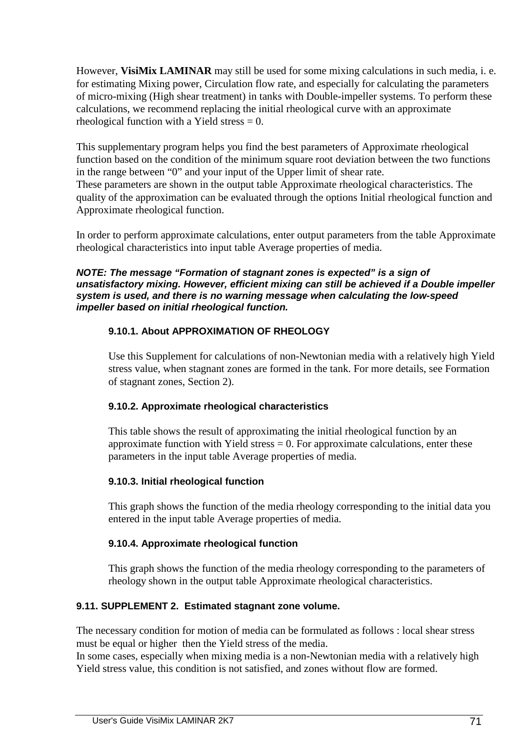However, **VisiMix LAMINAR** may still be used for some mixing calculations in such media, i. e. for estimating Mixing power, Circulation flow rate, and especially for calculating the parameters of micro-mixing (High shear treatment) in tanks with Double-impeller systems. To perform these calculations, we recommend replacing the initial rheological curve with an approximate rheological function with a Yield stress = 0.

This supplementary program helps you find the best parameters of Approximate rheological function based on the condition of the minimum square root deviation between the two functions in the range between "0" and your input of the Upper limit of shear rate.
These parameters are shown in the output table Approximate rheological characteristics. The quality of the approximation can be evaluated through the options Initial rheological function and Approximate rheological function.

In order to perform approximate calculations, enter output parameters from the table Approximate rheological characteristics into input table Average properties of media.

***NOTE: The message "Formation of stagnant zones is expected" is a sign of unsatisfactory mixing. However, efficient mixing can still be achieved if a Double impeller system is used, and there is no warning message when calculating the low-speed impeller based on initial rheological function.***

### 9.10.1. About APPROXIMATION OF RHEOLOGY

Use this Supplement for calculations of non-Newtonian media with a relatively high Yield stress value, when stagnant zones are formed in the tank. For more details, see Formation of stagnant zones, Section 2).

### 9.10.2. Approximate rheological characteristics

This table shows the result of approximating the initial rheological function by an approximate function with Yield stress = 0. For approximate calculations, enter these parameters in the input table Average properties of media.

### 9.10.3. Initial rheological function

This graph shows the function of the media rheology corresponding to the initial data you entered in the input table Average properties of media.

### 9.10.4. Approximate rheological function

This graph shows the function of the media rheology corresponding to the parameters of rheology shown in the output table Approximate rheological characteristics.

## 9.11. SUPPLEMENT 2. Estimated stagnant zone volume.

The necessary condition for motion of media can be formulated as follows : local shear stress must be equal or higher then the Yield stress of the media.
In some cases, especially when mixing media is a non-Newtonian media with a relatively high Yield stress value, this condition is not satisfied, and zones without flow are formed.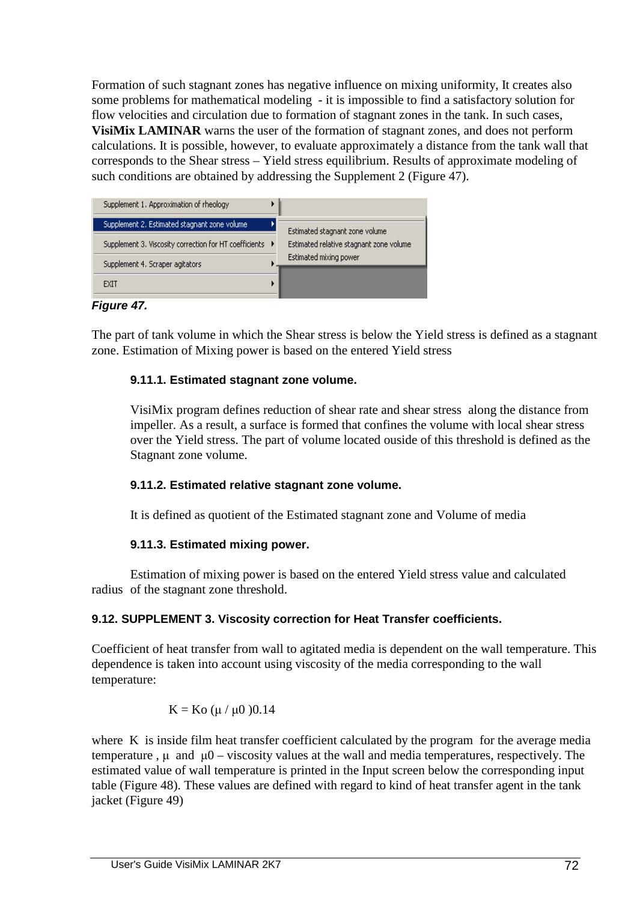Formation of such stagnant zones has negative influence on mixing uniformity, It creates also some problems for mathematical modeling - it is impossible to find a satisfactory solution for flow velocities and circulation due to formation of stagnant zones in the tank. In such cases, **VisiMix LAMINAR** warns the user of the formation of stagnant zones, and does not perform calculations. It is possible, however, to evaluate approximately a distance from the tank wall that corresponds to the Shear stress – Yield stress equilibrium. Results of approximate modeling of such conditions are obtained by addressing the Supplement 2 (Figure 47).

***Figure 47.***

The part of tank volume in which the Shear stress is below the Yield stress is defined as a stagnant zone. Estimation of Mixing power is based on the entered Yield stress

### 9.11.1. Estimated stagnant zone volume.

VisiMix program defines reduction of shear rate and shear stress along the distance from impeller. As a result, a surface is formed that confines the volume with local shear stress over the Yield stress. The part of volume located ouside of this threshold is defined as the Stagnant zone volume.

### 9.11.2. Estimated relative stagnant zone volume.

It is defined as quotient of the Estimated stagnant zone and Volume of media

### 9.11.3. Estimated mixing power.

Estimation of mixing power is based on the entered Yield stress value and calculated radius of the stagnant zone threshold.

## 9.12. SUPPLEMENT 3. Viscosity correction for Heat Transfer coefficients.

Coefficient of heat transfer from wall to agitated media is dependent on the wall temperature. This dependence is taken into account using viscosity of the media corresponding to the wall temperature:

$$K = K_o (\mu / \mu_0)^{0.14}$$

where K is inside film heat transfer coefficient calculated by the program for the average media temperature , $\mu$ and $\mu_0$ – viscosity values at the wall and media temperatures, respectively. The estimated value of wall temperature is printed in the Input screen below the corresponding input table (Figure 48). These values are defined with regard to kind of heat transfer agent in the tank jacket (Figure 49)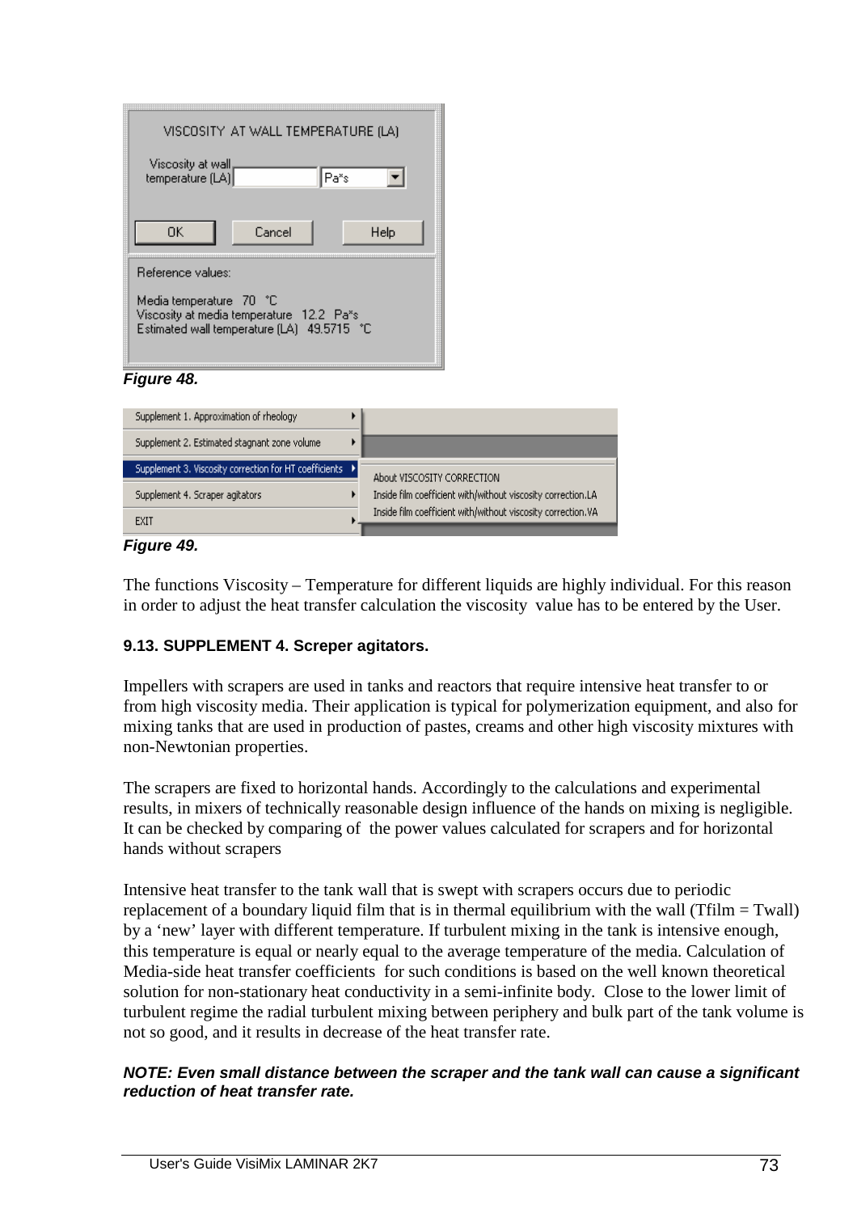VISCOSITY AT WALL TEMPERATURE (LA)

Viscosity at wall temperature (LA) [ ] Pa*s

OK Cancel Help

Reference values:

Media temperature 70 °C
Viscosity at media temperature 12.2 Pa*s
Estimated wall temperature (LA) 49.5715 °C

***Figure 48.***

Supplement 1. Approximation of rheology
Supplement 2. Estimated stagnant zone volume
Supplement 3. Viscosity correction for HT coefficients
Supplement 4. Scraper agitators
EXIT

About VISCOSITY CORRECTION
Inside film coefficient with/without viscosity correction.LA
Inside film coefficient with/without viscosity correction.VA

***Figure 49.***

The functions Viscosity – Temperature for different liquids are highly individual. For this reason in order to adjust the heat transfer calculation the viscosity value has to be entered by the User.

### 9.13. SUPPLEMENT 4. Screper agitators.

Impellers with scrapers are used in tanks and reactors that require intensive heat transfer to or from high viscosity media. Their application is typical for polymerization equipment, and also for mixing tanks that are used in production of pastes, creams and other high viscosity mixtures with non-Newtonian properties.

The scrapers are fixed to horizontal hands. Accordingly to the calculations and experimental results, in mixers of technically reasonable design influence of the hands on mixing is negligible. It can be checked by comparing of the power values calculated for scrapers and for horizontal hands without scrapers

Intensive heat transfer to the tank wall that is swept with scrapers occurs due to periodic replacement of a boundary liquid film that is in thermal equilibrium with the wall (Tfilm = Twall) by a 'new' layer with different temperature. If turbulent mixing in the tank is intensive enough, this temperature is equal or nearly equal to the average temperature of the media. Calculation of Media-side heat transfer coefficients for such conditions is based on the well known theoretical solution for non-stationary heat conductivity in a semi-infinite body. Close to the lower limit of turbulent regime the radial turbulent mixing between periphery and bulk part of the tank volume is not so good, and it results in decrease of the heat transfer rate.

***NOTE: Even small distance between the scraper and the tank wall can cause a significant reduction of heat transfer rate.***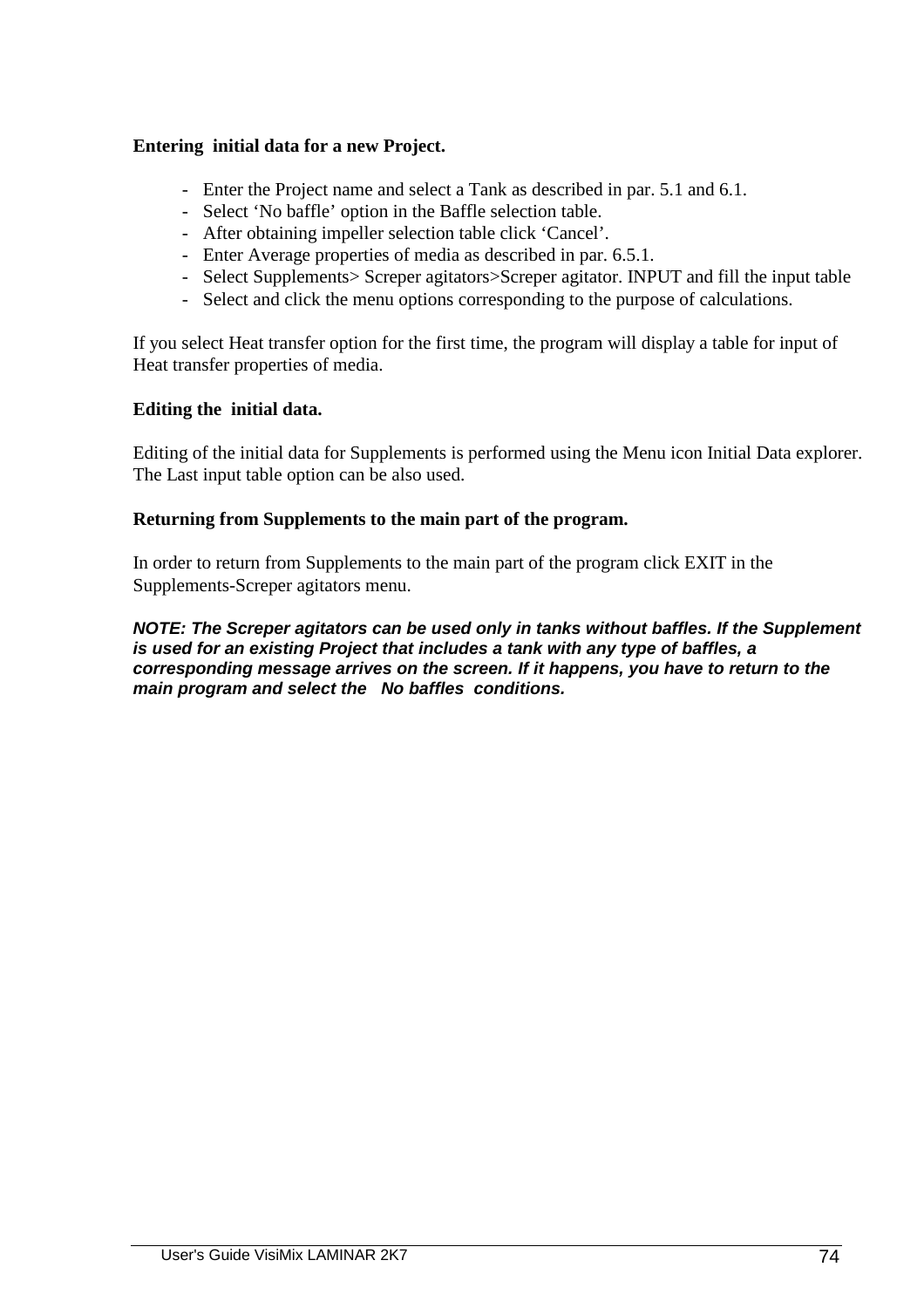**Entering initial data for a new Project.**

- Enter the Project name and select a Tank as described in par. 5.1 and 6.1.
- Select ‘No baffle’ option in the Baffle selection table.
- After obtaining impeller selection table click ‘Cancel’.
- Enter Average properties of media as described in par. 6.5.1.
- Select Supplements> Screper agitators>Screper agitator. INPUT and fill the input table
- Select and click the menu options corresponding to the purpose of calculations.

If you select Heat transfer option for the first time, the program will display a table for input of Heat transfer properties of media.

**Editing the initial data.**

Editing of the initial data for Supplements is performed using the Menu icon Initial Data explorer. The Last input table option can be also used.

**Returning from Supplements to the main part of the program.**

In order to return from Supplements to the main part of the program click EXIT in the Supplements-Screper agitators menu.

***NOTE: The Screper agitators can be used only in tanks without baffles. If the Supplement is used for an existing Project that includes a tank with any type of baffles, a corresponding message arrives on the screen. If it happens, you have to return to the main program and select the No baffles conditions.***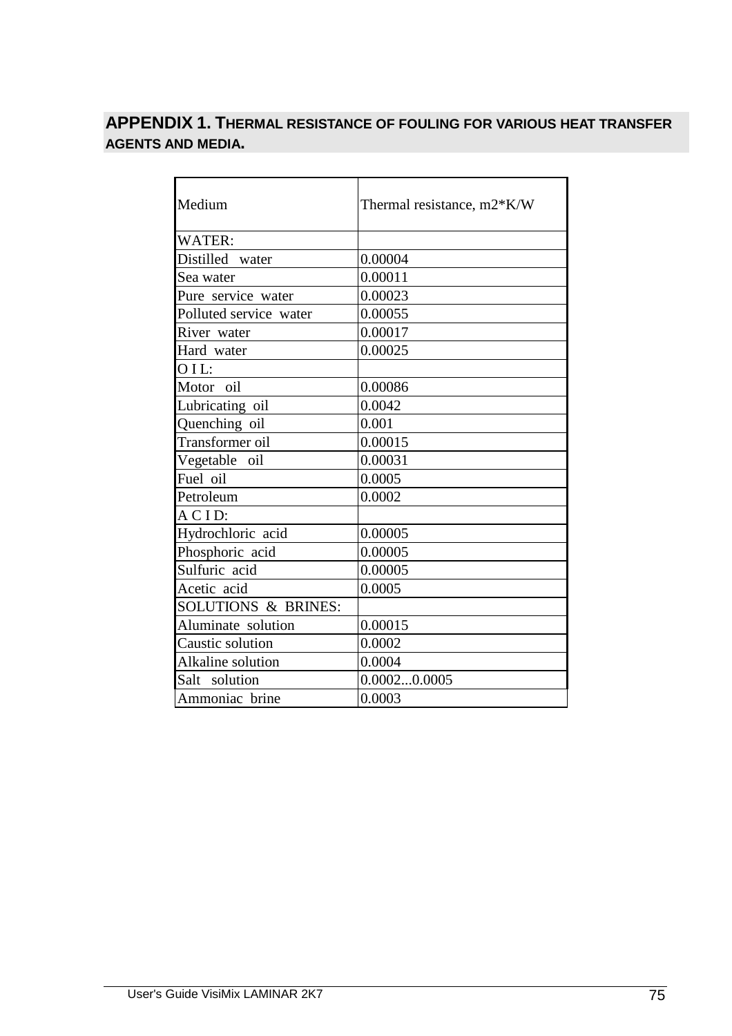## APPENDIX 1. THERMAL RESISTANCE OF FOULING FOR VARIOUS HEAT TRANSFER AGENTS AND MEDIA.

| Medium | Thermal resistance, m2*K/W |
|---|---|
| WATER: | |
| Distilled water | 0.00004 |
| Sea water | 0.00011 |
| Pure service water | 0.00023 |
| Polluted service water | 0.00055 |
| River water | 0.00017 |
| Hard water | 0.00025 |
| O I L: | |
| Motor oil | 0.00086 |
| Lubricating oil | 0.0042 |
| Quenching oil | 0.001 |
| Transformer oil | 0.00015 |
| Vegetable oil | 0.00031 |
| Fuel oil | 0.0005 |
| Petroleum | 0.0002 |
| A C I D: | |
| Hydrochloric acid | 0.00005 |
| Phosphoric acid | 0.00005 |
| Sulfuric acid | 0.00005 |
| Acetic acid | 0.0005 |
| SOLUTIONS & BRINES: | |
| Aluminate solution | 0.00015 |
| Caustic solution | 0.0002 |
| Alkaline solution | 0.0004 |
| Salt solution | 0.0002...0.0005 |
| Ammoniac brine | 0.0003 |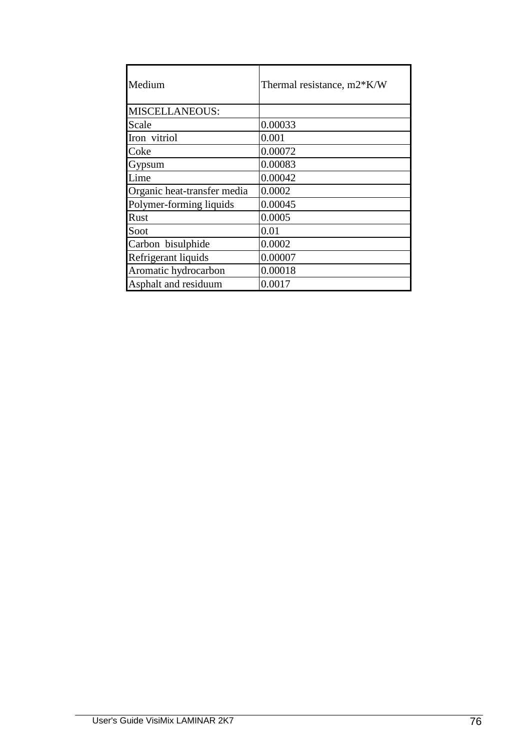| Medium | Thermal resistance, m2*K/W |
|---|---|
| MISCELLANEOUS: | |
| Scale | 0.00033 |
| Iron  vitriol | 0.001 |
| Coke | 0.00072 |
| Gypsum | 0.00083 |
| Lime | 0.00042 |
| Organic heat-transfer media | 0.0002 |
| Polymer-forming liquids | 0.00045 |
| Rust | 0.0005 |
| Soot | 0.01 |
| Carbon  bisulphide | 0.0002 |
| Refrigerant liquids | 0.00007 |
| Aromatic hydrocarbon | 0.00018 |
| Asphalt and residuum | 0.0017 |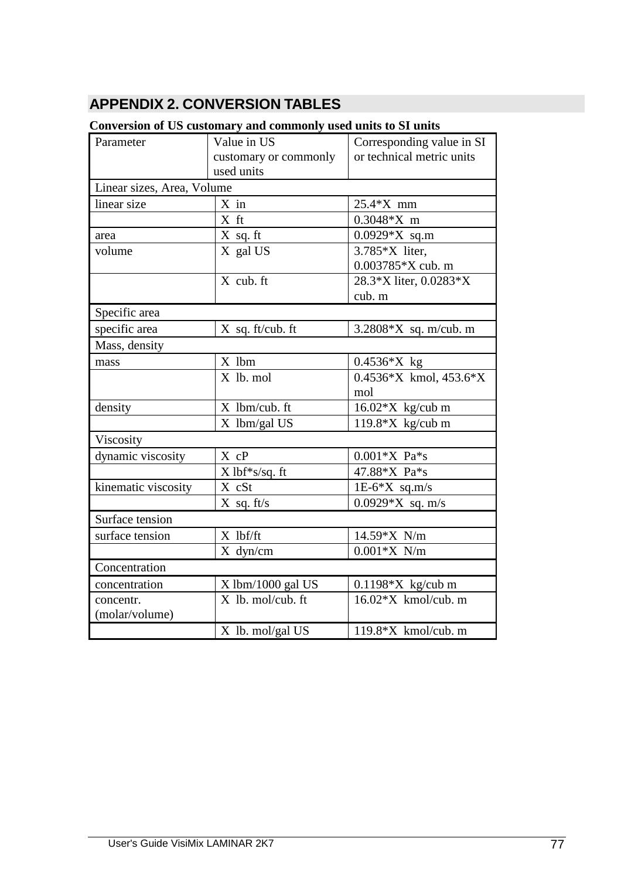# APPENDIX 2. CONVERSION TABLES

**Conversion of US customary and commonly used units to SI units**

| Parameter | Value in US customary or commonly used units | Corresponding value in SI or technical metric units |
|---|---|---|
| Linear sizes, Area, Volume | | |
| linear size | X in | 25.4*X mm |
| | X ft | 0.3048*X m |
| area | X sq. ft | 0.0929*X sq.m |
| volume | X gal US | 3.785*X liter, 0.003785*X cub. m |
| | X cub. ft | 28.3*X liter, 0.0283*X cub. m |
| Specific area | | |
| specific area | X sq. ft/cub. ft | 3.2808*X sq. m/cub. m |
| Mass, density | | |
| mass | X lbm | 0.4536*X kg |
| | X lb. mol | 0.4536*X kmol, 453.6*X mol |
| density | X lbm/cub. ft | 16.02*X kg/cub m |
| | X lbm/gal US | 119.8*X kg/cub m |
| Viscosity | | |
| dynamic viscosity | X cP | 0.001*X Pa*s |
| | X lbf*s/sq. ft | 47.88*X Pa*s |
| kinematic viscosity | X cSt | 1E-6*X sq.m/s |
| | X sq. ft/s | 0.0929*X sq. m/s |
| Surface tension | | |
| surface tension | X lbf/ft | 14.59*X N/m |
| | X dyn/cm | 0.001*X N/m |
| Concentration | | |
| concentration | X lbm/1000 gal US | 0.1198*X kg/cub m |
| concentr. (molar/volume) | X lb. mol/cub. ft | 16.02*X kmol/cub. m |
| | X lb. mol/gal US | 119.8*X kmol/cub. m |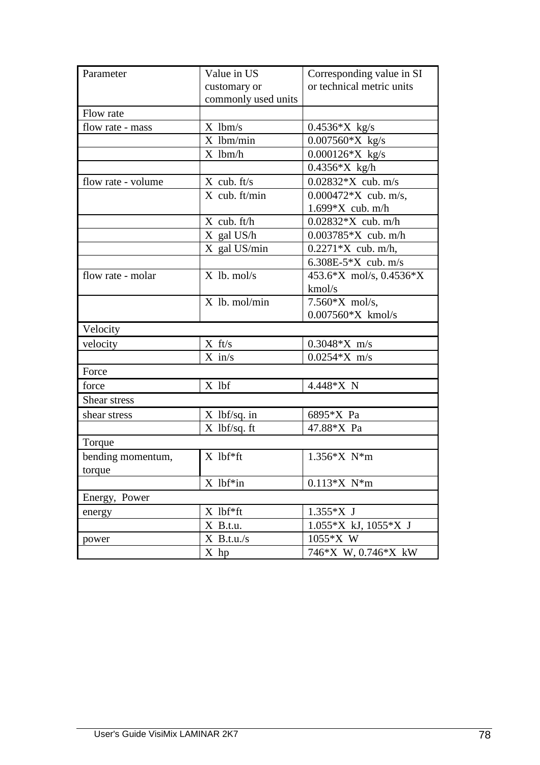| Parameter | Value in US customary or commonly used units | Corresponding value in SI or technical metric units |
|---|---|---|
| Flow rate | | |
| flow rate - mass | X lbm/s | 0.4536*X kg/s |
| | X lbm/min | 0.007560*X kg/s |
| | X lbm/h | 0.000126*X kg/s |
| | | 0.4356*X kg/h |
| flow rate - volume | X cub. ft/s | 0.02832*X cub. m/s |
| | X cub. ft/min | 0.000472*X cub. m/s, 1.699*X cub. m/h |
| | X cub. ft/h | 0.02832*X cub. m/h |
| | X gal US/h | 0.003785*X cub. m/h |
| | X gal US/min | 0.2271*X cub. m/h, |
| | | 6.308E-5*X cub. m/s |
| flow rate - molar | X lb. mol/s | 453.6*X mol/s, 0.4536*X kmol/s |
| | X lb. mol/min | 7.560*X mol/s, 0.007560*X kmol/s |
| Velocity | | |
| velocity | X ft/s | 0.3048*X m/s |
| | X in/s | 0.0254*X m/s |
| Force | | |
| force | X lbf | 4.448*X N |
| Shear stress | | |
| shear stress | X lbf/sq. in | 6895*X Pa |
| | X lbf/sq. ft | 47.88*X Pa |
| Torque | | |
| bending momentum, torque | X lbf*ft | 1.356*X N*m |
| | X lbf*in | 0.113*X N*m |
| Energy, Power | | |
| energy | X lbf*ft | 1.355*X J |
| | X B.t.u. | 1.055*X kJ, 1055*X J |
| power | X B.t.u./s | 1055*X W |
| | X hp | 746*X W, 0.746*X kW |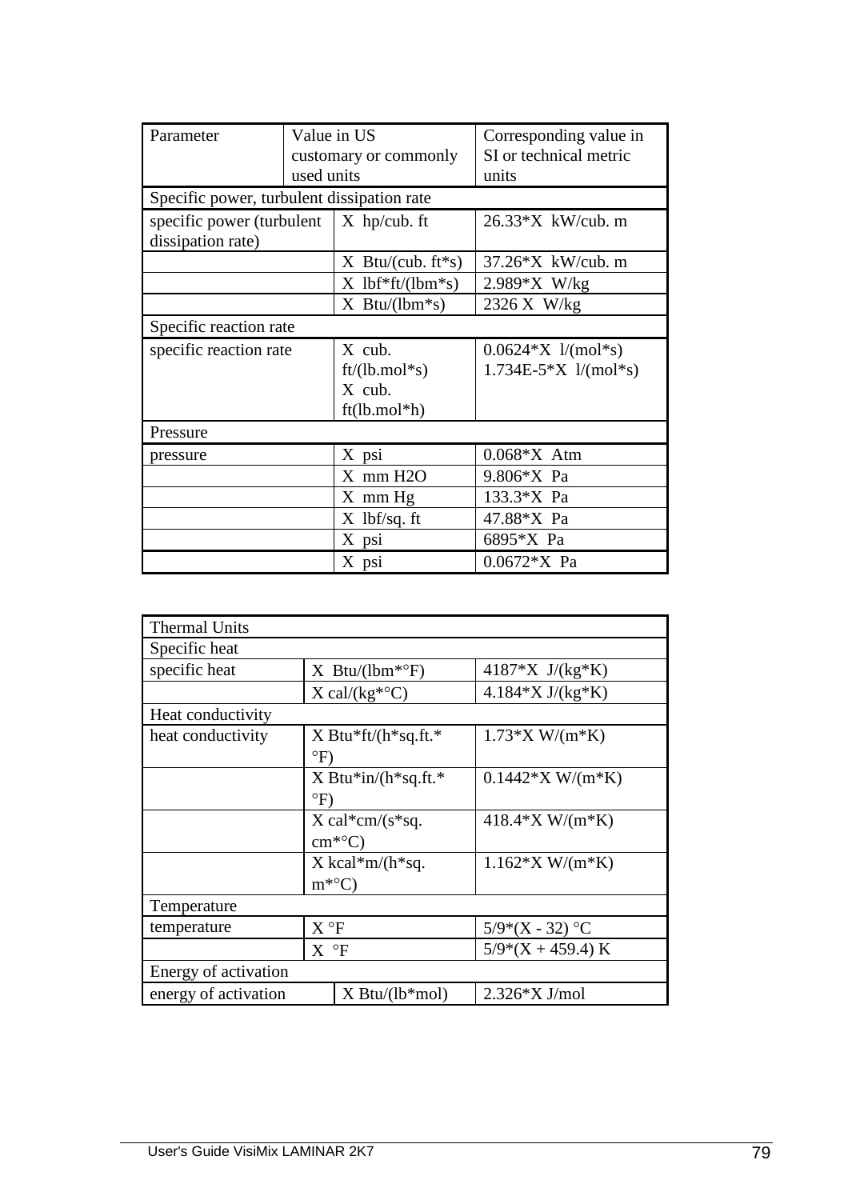| Parameter | Value in US customary or commonly used units | Corresponding value in SI or technical metric units |
|---|---|---|
| Specific power, turbulent dissipation rate | | |
| specific power (turbulent dissipation rate) | X hp/cub. ft | 26.33*X kW/cub. m |
| | X Btu/(cub. ft*s) | 37.26*X kW/cub. m |
| | X lbf*ft/(lbm*s) | 2.989*X W/kg |
| | X Btu/(lbm*s) | 2326 X W/kg |
| Specific reaction rate | | |
| specific reaction rate | X cub. ft/(lb.mol*s) X cub. ft(lb.mol*h) | 0.0624*X l/(mol*s) 1.734E-5*X l/(mol*s) |
| Pressure | | |
| pressure | X psi | 0.068*X Atm |
| | X mm H2O | 9.806*X Pa |
| | X mm Hg | 133.3*X Pa |
| | X lbf/sq. ft | 47.88*X Pa |
| | X psi | 6895*X Pa |
| | X psi | 0.0672*X Pa |

| Thermal Units | | |
|---|---|---|
| Specific heat | | |
| specific heat | X Btu/(lbm*°F) | 4187*X J/(kg*K) |
| | X cal/(kg*°C) | 4.184*X J/(kg*K) |
| Heat conductivity | | |
| heat conductivity | X Btu*ft/(h*sq.ft.*°F) | 1.73*X W/(m*K) |
| | X Btu*in/(h*sq.ft.*°F) | 0.1442*X W/(m*K) |
| | X cal*cm/(s*sq. cm*°C) | 418.4*X W/(m*K) |
| | X kcal*m/(h*sq. m*°C) | 1.162*X W/(m*K) |
| Temperature | | |
| temperature | X °F | 5/9*(X - 32) °C |
| | X °F | 5/9*(X + 459.4) K |
| Energy of activation | | |
| energy of activation | X Btu/(lb*mol) | 2.326*X J/mol |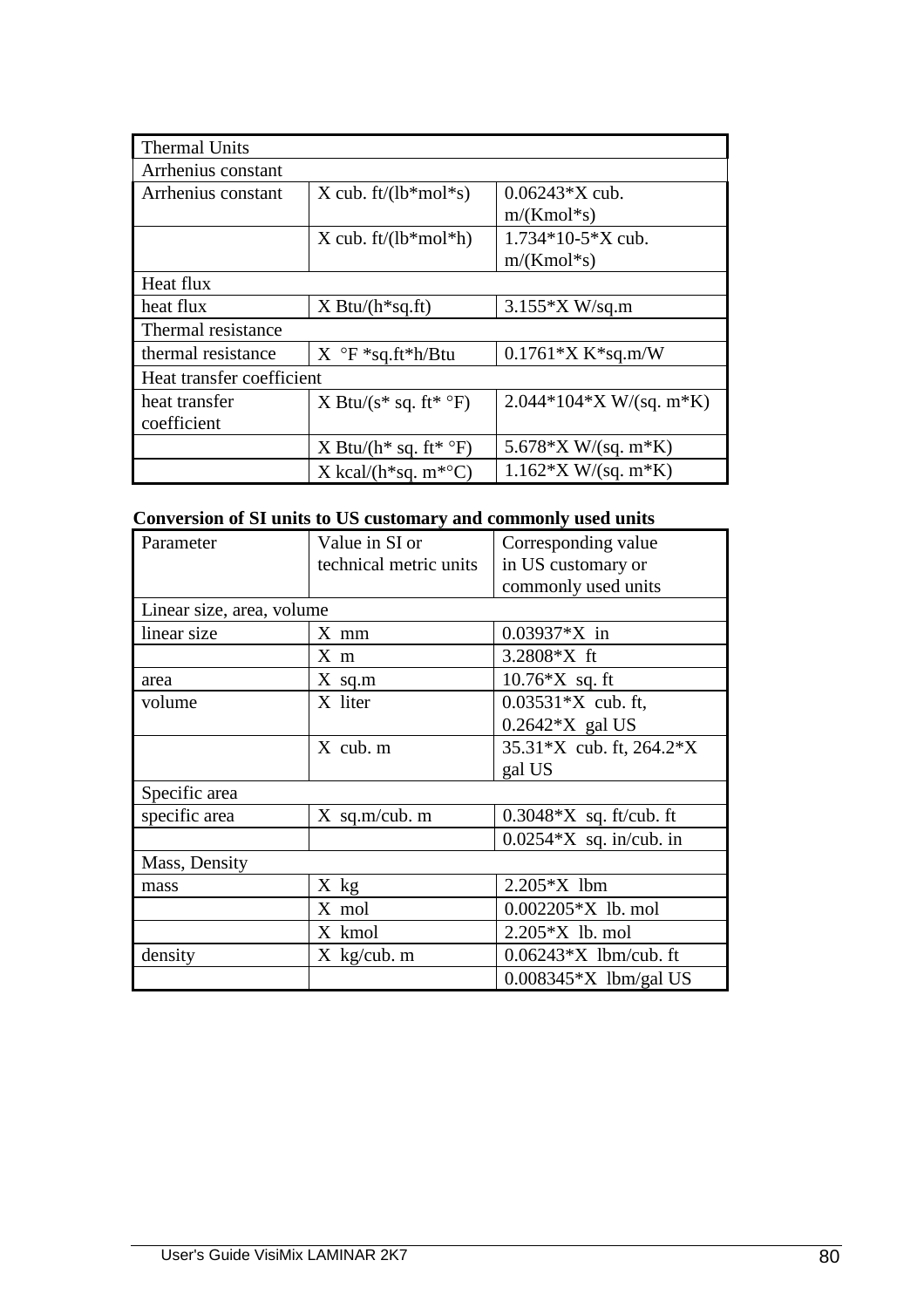| Thermal Units | | |
|---|---|---|
| Arrhenius constant | | |
| Arrhenius constant | X cub. ft/(lb*mol*s) | 0.06243*X cub. m/(Kmol*s) |
| | X cub. ft/(lb*mol*h) | 1.734*10-5*X cub. m/(Kmol*s) |
| Heat flux | | |
| heat flux | X Btu/(h*sq.ft) | 3.155*X W/sq.m |
| Thermal resistance | | |
| thermal resistance | X °F *sq.ft*h/Btu | 0.1761*X K*sq.m/W |
| Heat transfer coefficient | | |
| heat transfer coefficient | X Btu/(s* sq. ft* °F) | 2.044*104*X W/(sq. m*K) |
| | X Btu/(h* sq. ft* °F) | 5.678*X W/(sq. m*K) |
| | X kcal/(h*sq. m*°C) | 1.162*X W/(sq. m*K) |

**Conversion of SI units to US customary and commonly used units**

| Parameter | Value in SI or technical metric units | Corresponding value in US customary or commonly used units |
|---|---|---|
| Linear size, area, volume | | |
| linear size | X mm | 0.03937*X in |
| | X m | 3.2808*X ft |
| area | X sq.m | 10.76*X sq. ft |
| volume | X liter | 0.03531*X cub. ft, 0.2642*X gal US |
| | X cub. m | 35.31*X cub. ft, 264.2*X gal US |
| Specific area | | |
| specific area | X sq.m/cub. m | 0.3048*X sq. ft/cub. ft |
| | | 0.0254*X sq. in/cub. in |
| Mass, Density | | |
| mass | X kg | 2.205*X lbm |
| | X mol | 0.002205*X lb. mol |
| | X kmol | 2.205*X lb. mol |
| density | X kg/cub. m | 0.06243*X lbm/cub. ft |
| | | 0.008345*X lbm/gal US |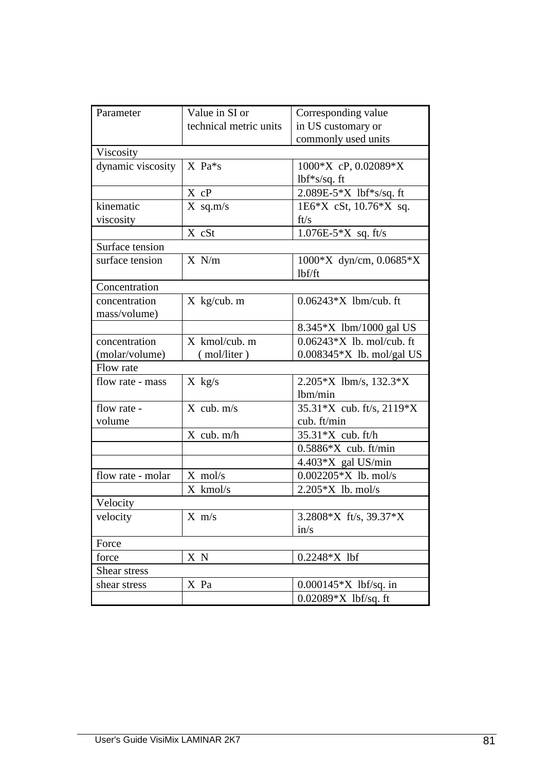| Parameter | Value in SI or technical metric units | Corresponding value in US customary or commonly used units |
|---|---|---|
| Viscosity | | |
| dynamic viscosity | X Pa*s | 1000*X cP, 0.02089*X lbf*s/sq. ft |
| | X cP | 2.089E-5*X lbf*s/sq. ft |
| kinematic viscosity | X sq.m/s | 1E6*X cSt, 10.76*X sq. ft/s |
| | X cSt | 1.076E-5*X sq. ft/s |
| Surface tension | | |
| surface tension | X N/m | 1000*X dyn/cm, 0.0685*X lbf/ft |
| Concentration | | |
| concentration mass/volume) | X kg/cub. m | 0.06243*X lbm/cub. ft |
| | | 8.345*X lbm/1000 gal US |
| concentration (molar/volume) | X kmol/cub. m ( mol/liter ) | 0.06243*X lb. mol/cub. ft 0.008345*X lb. mol/gal US |
| Flow rate | | |
| flow rate - mass | X kg/s | 2.205*X lbm/s, 132.3*X lbm/min |
| flow rate - volume | X cub. m/s | 35.31*X cub. ft/s, 2119*X cub. ft/min |
| | X cub. m/h | 35.31*X cub. ft/h |
| | | 0.5886*X cub. ft/min |
| | | 4.403*X gal US/min |
| flow rate - molar | X mol/s | 0.002205*X lb. mol/s |
| | X kmol/s | 2.205*X lb. mol/s |
| Velocity | | |
| velocity | X m/s | 3.2808*X ft/s, 39.37*X in/s |
| Force | | |
| force | X N | 0.2248*X lbf |
| Shear stress | | |
| shear stress | X Pa | 0.000145*X lbf/sq. in |
| | | 0.02089*X lbf/sq. ft |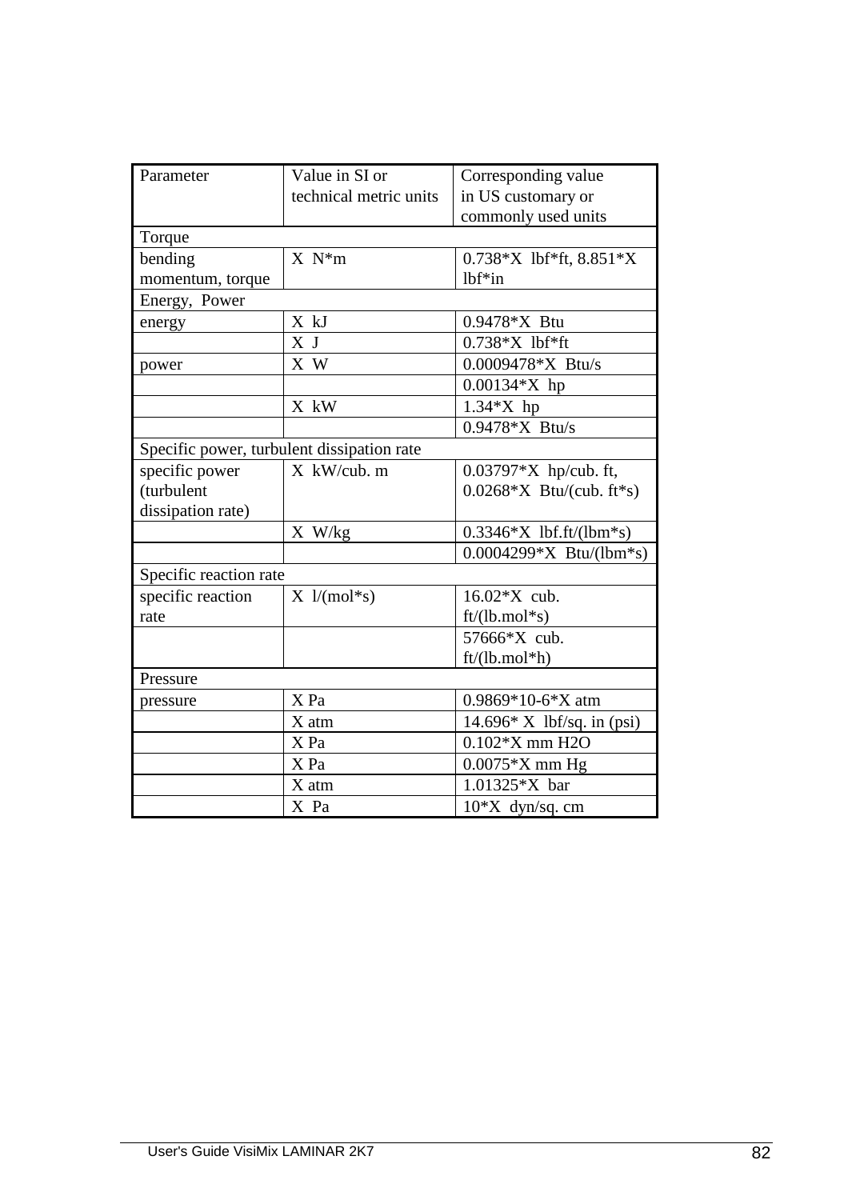| Parameter | Value in SI or technical metric units | Corresponding value in US customary or commonly used units |
|---|---|---|
| Torque | | |
| bending momentum, torque | X N*m | 0.738*X lbf*ft, 8.851*X lbf*in |
| Energy, Power | | |
| energy | X kJ | 0.9478*X Btu |
| | X J | 0.738*X lbf*ft |
| power | X W | 0.0009478*X Btu/s |
| | | 0.00134*X hp |
| | X kW | 1.34*X hp |
| | | 0.9478*X Btu/s |
| Specific power, turbulent dissipation rate | | |
| specific power (turbulent dissipation rate) | X kW/cub. m | 0.03797*X hp/cub. ft, 0.0268*X Btu/(cub. ft*s) |
| | X W/kg | 0.3346*X lbf.ft/(lbm*s) |
| | | 0.0004299*X Btu/(lbm*s) |
| Specific reaction rate | | |
| specific reaction rate | X l/(mol*s) | 16.02*X cub. ft/(lb.mol*s) |
| | | 57666*X cub. ft/(lb.mol*h) |
| Pressure | | |
| pressure | X Pa | 0.9869*10-6*X atm |
| | X atm | 14.696* X lbf/sq. in (psi) |
| | X Pa | 0.102*X mm H2O |
| | X Pa | 0.0075*X mm Hg |
| | X atm | 1.01325*X bar |
| | X Pa | 10*X dyn/sq. cm |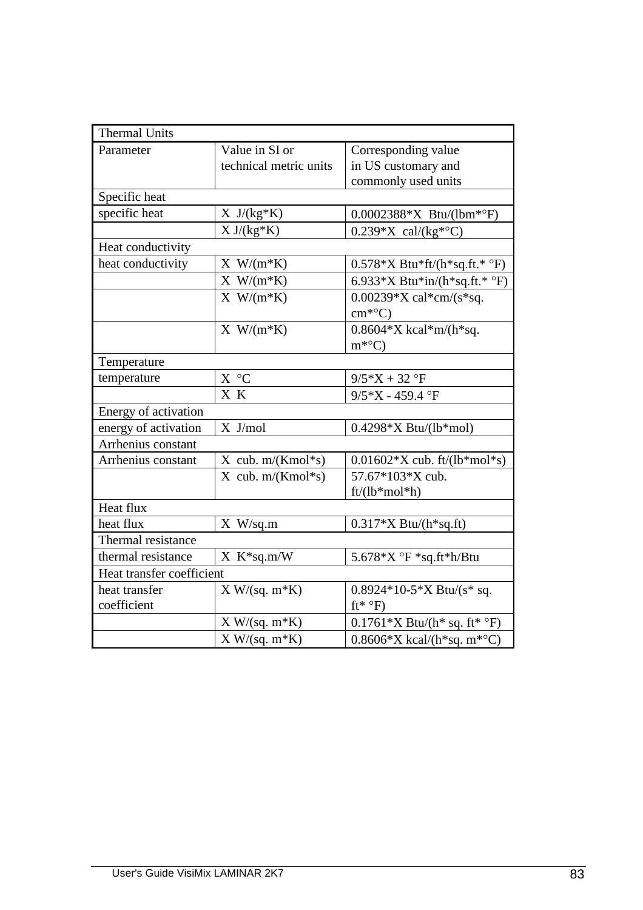| Thermal Units | | |
|---|---|---|
| Parameter | Value in SI or technical metric units | Corresponding value in US customary and commonly used units |
| Specific heat | | |
| specific heat | X J/(kg*K) | 0.0002388*X Btu/(lbm*°F) |
| | X J/(kg*K) | 0.239*X cal/(kg*°C) |
| Heat conductivity | | |
| heat conductivity | X W/(m*K) | 0.578*X Btu*ft/(h*sq.ft.* °F) |
| | X W/(m*K) | 6.933*X Btu*in/(h*sq.ft.* °F) |
| | X W/(m*K) | 0.00239*X cal*cm/(s*sq. cm*°C) |
| | X W/(m*K) | 0.8604*X kcal*m/(h*sq. m*°C) |
| Temperature | | |
| temperature | X °C | 9/5*X + 32 °F |
| | X K | 9/5*X - 459.4 °F |
| Energy of activation | | |
| energy of activation | X J/mol | 0.4298*X Btu/(lb*mol) |
| Arrhenius constant | | |
| Arrhenius constant | X cub. m/(Kmol*s) | 0.01602*X cub. ft/(lb*mol*s) |
| | X cub. m/(Kmol*s) | 57.67*103*X cub. ft/(lb*mol*h) |
| Heat flux | | |
| heat flux | X W/sq.m | 0.317*X Btu/(h*sq.ft) |
| Thermal resistance | | |
| thermal resistance | X K*sq.m/W | 5.678*X °F *sq.ft*h/Btu |
| Heat transfer coefficient | | |
| heat transfer coefficient | X W/(sq. m*K) | 0.8924*10-5*X Btu/(s* sq. ft* °F) |
| | X W/(sq. m*K) | 0.1761*X Btu/(h* sq. ft* °F) |
| | X W/(sq. m*K) | 0.8606*X kcal/(h*sq. m*°C) |